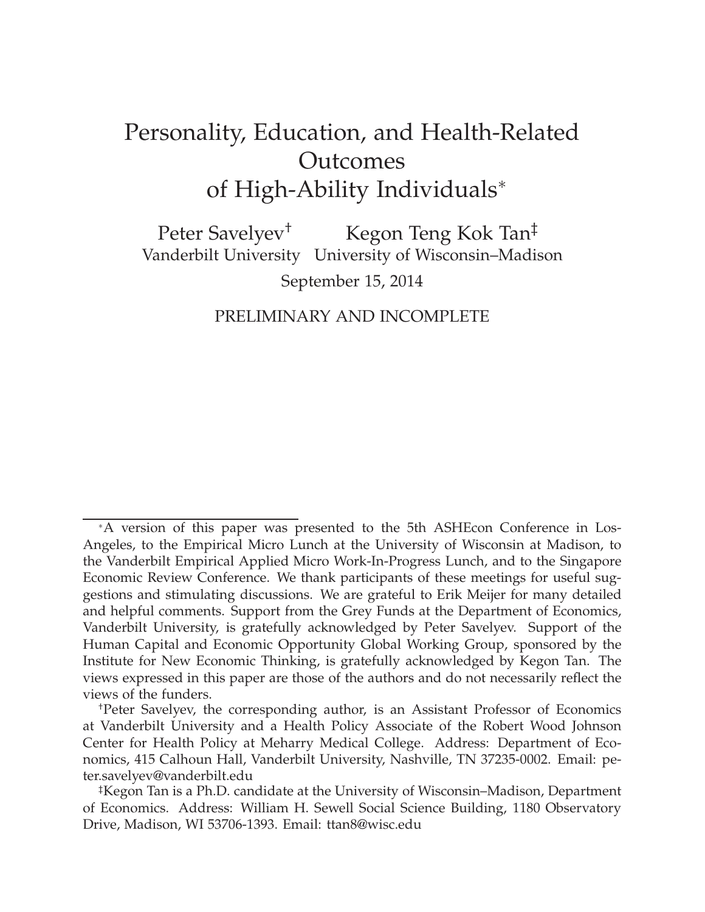# Personality, Education, and Health-Related Outcomes of High-Ability Individuals[*]

Peter Savelyev[†] — Vanderbilt University

Kegon Teng Kok Tan[‡] — University of Wisconsin–Madison

September 15, 2014

PRELIMINARY AND INCOMPLETE

---

[*]A version of this paper was presented to the 5th ASHEcon Conference in Los-Angeles, to the Empirical Micro Lunch at the University of Wisconsin at Madison, to the Vanderbilt Empirical Applied Micro Work-In-Progress Lunch, and to the Singapore Economic Review Conference. We thank participants of these meetings for useful suggestions and stimulating discussions. We are grateful to Erik Meijer for many detailed and helpful comments. Support from the Grey Funds at the Department of Economics, Vanderbilt University, is gratefully acknowledged by Peter Savelyev. Support of the Human Capital and Economic Opportunity Global Working Group, sponsored by the Institute for New Economic Thinking, is gratefully acknowledged by Kegon Tan. The views expressed in this paper are those of the authors and do not necessarily reflect the views of the funders.

[†]Peter Savelyev, the corresponding author, is an Assistant Professor of Economics at Vanderbilt University and a Health Policy Associate of the Robert Wood Johnson Center for Health Policy at Meharry Medical College. Address: Department of Economics, 415 Calhoun Hall, Vanderbilt University, Nashville, TN 37235-0002. Email: peter.savelyev@vanderbilt.edu

[‡]Kegon Tan is a Ph.D. candidate at the University of Wisconsin–Madison, Department of Economics. Address: William H. Sewell Social Science Building, 1180 Observatory Drive, Madison, WI 53706-1393. Email: ttan8@wisc.edu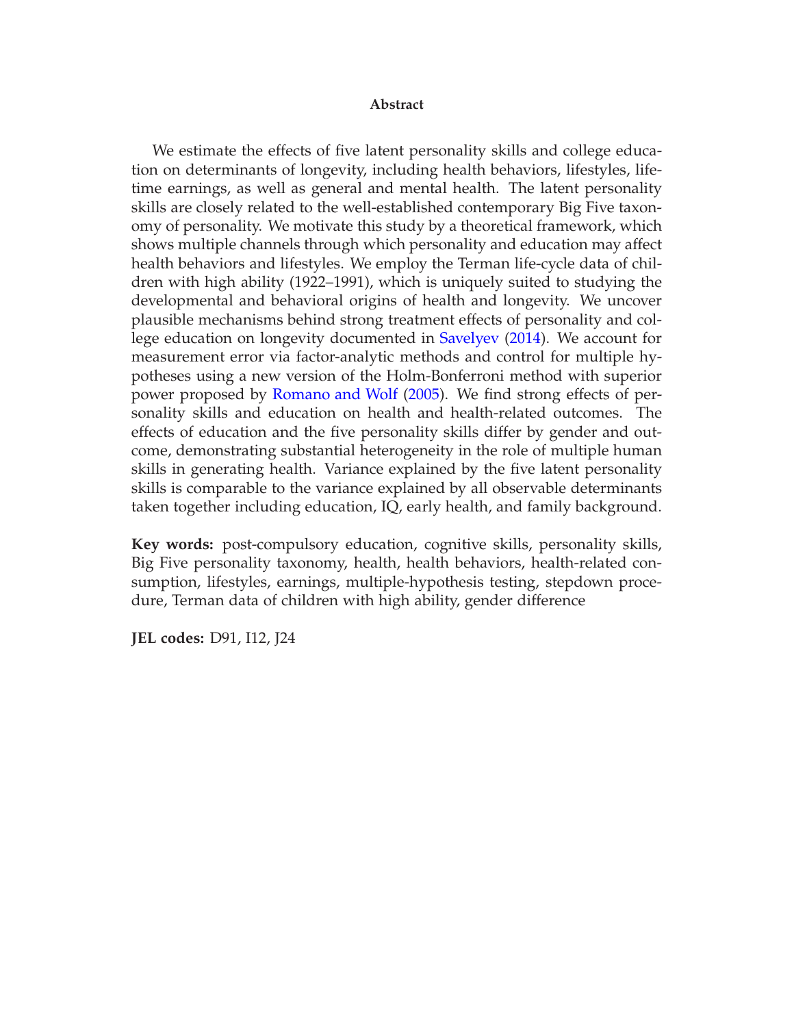**Abstract**

We estimate the effects of five latent personality skills and college education on determinants of longevity, including health behaviors, lifestyles, lifetime earnings, as well as general and mental health. The latent personality skills are closely related to the well-established contemporary Big Five taxonomy of personality. We motivate this study by a theoretical framework, which shows multiple channels through which personality and education may affect health behaviors and lifestyles. We employ the Terman life-cycle data of children with high ability (1922–1991), which is uniquely suited to studying the developmental and behavioral origins of health and longevity. We uncover plausible mechanisms behind strong treatment effects of personality and college education on longevity documented in Savelyev (2014). We account for measurement error via factor-analytic methods and control for multiple hypotheses using a new version of the Holm-Bonferroni method with superior power proposed by Romano and Wolf (2005). We find strong effects of personality skills and education on health and health-related outcomes. The effects of education and the five personality skills differ by gender and outcome, demonstrating substantial heterogeneity in the role of multiple human skills in generating health. Variance explained by the five latent personality skills is comparable to the variance explained by all observable determinants taken together including education, IQ, early health, and family background.

**Key words:** post-compulsory education, cognitive skills, personality skills, Big Five personality taxonomy, health, health behaviors, health-related consumption, lifestyles, earnings, multiple-hypothesis testing, stepdown procedure, Terman data of children with high ability, gender difference

**JEL codes:** D91, I12, J24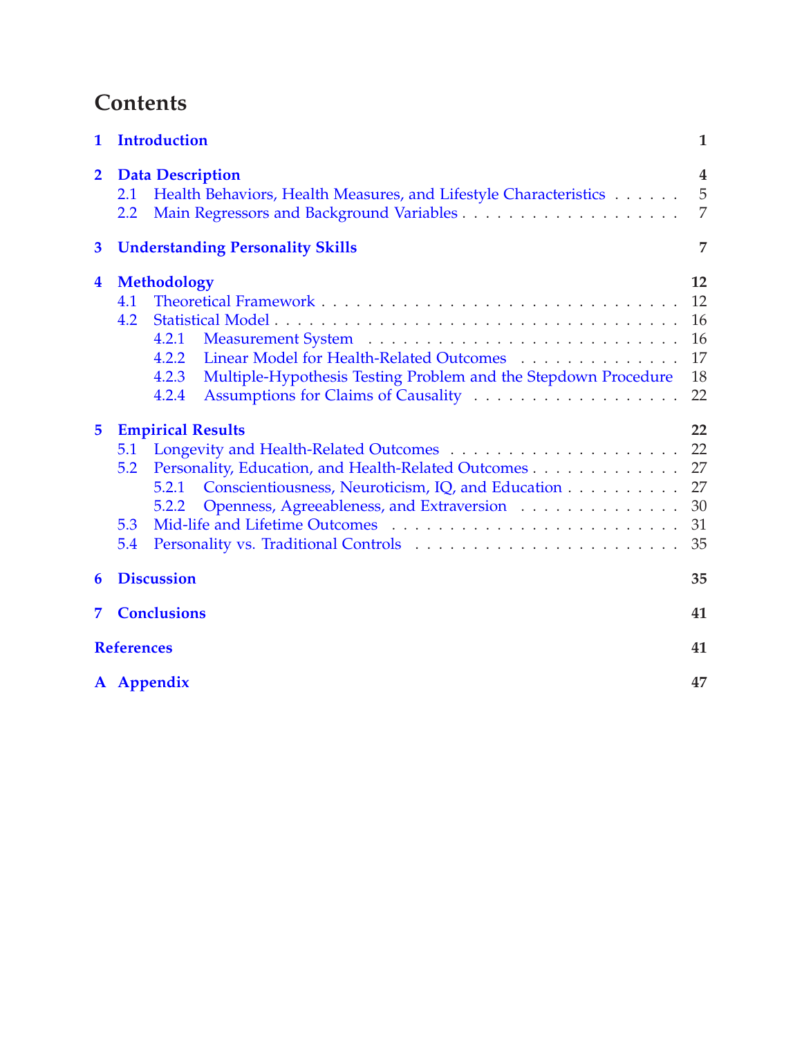# Contents

| | | |
|---|---|---|
| **1** | **Introduction** | **1** |
| **2** | **Data Description** | **4** |
| 2.1 | Health Behaviors, Health Measures, and Lifestyle Characteristics | 5 |
| 2.2 | Main Regressors and Background Variables | 7 |
| **3** | **Understanding Personality Skills** | **7** |
| **4** | **Methodology** | **12** |
| 4.1 | Theoretical Framework | 12 |
| 4.2 | Statistical Model | 16 |
| 4.2.1 | Measurement System | 16 |
| 4.2.2 | Linear Model for Health-Related Outcomes | 17 |
| 4.2.3 | Multiple-Hypothesis Testing Problem and the Stepdown Procedure | 18 |
| 4.2.4 | Assumptions for Claims of Causality | 22 |
| **5** | **Empirical Results** | **22** |
| 5.1 | Longevity and Health-Related Outcomes | 22 |
| 5.2 | Personality, Education, and Health-Related Outcomes | 27 |
| 5.2.1 | Conscientiousness, Neuroticism, IQ, and Education | 27 |
| 5.2.2 | Openness, Agreeableness, and Extraversion | 30 |
| 5.3 | Mid-life and Lifetime Outcomes | 31 |
| 5.4 | Personality vs. Traditional Controls | 35 |
| **6** | **Discussion** | **35** |
| **7** | **Conclusions** | **41** |
| | **References** | **41** |
| **A** | **Appendix** | **47** |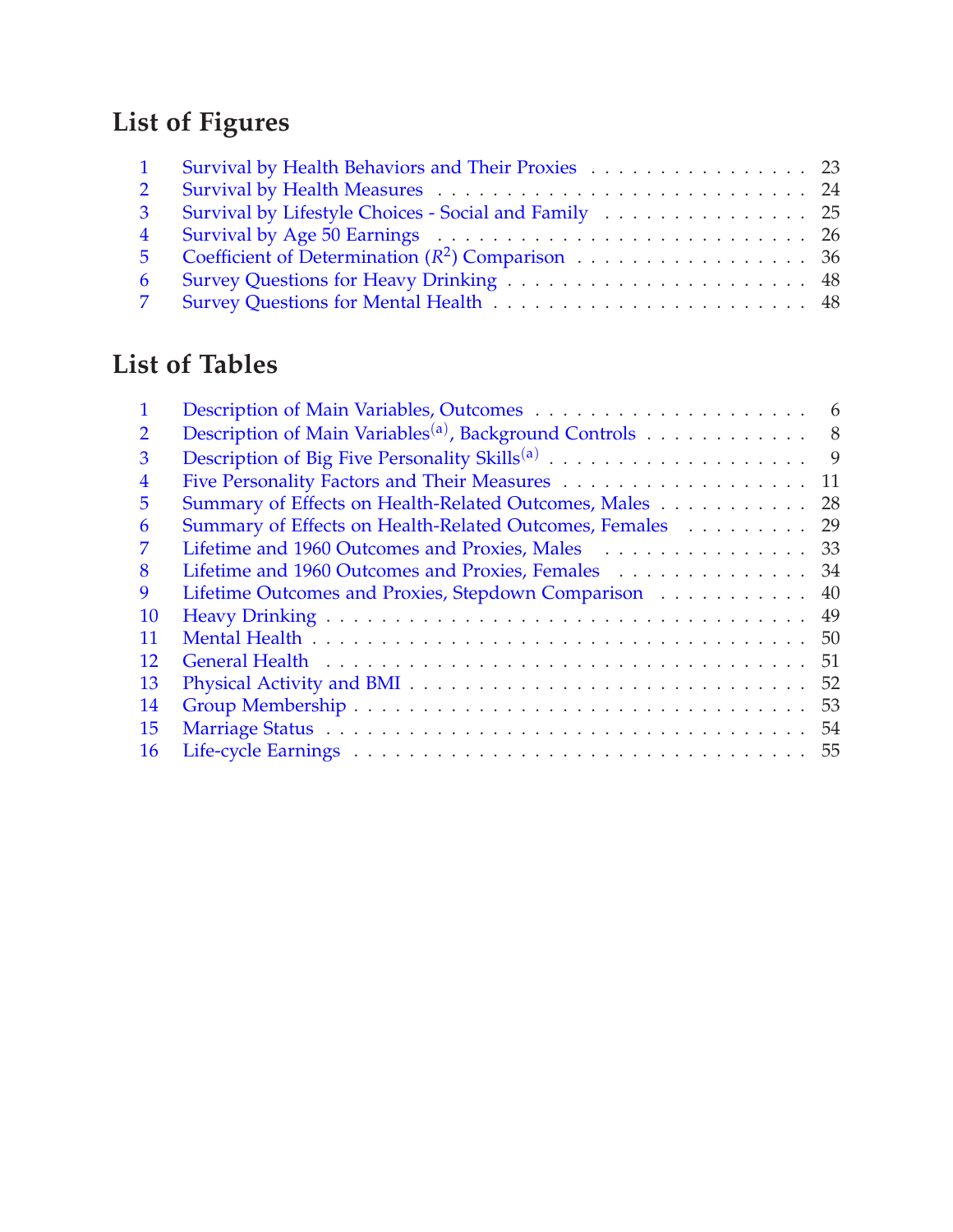# List of Figures

| | | |
|---|---|---|
| 1 | Survival by Health Behaviors and Their Proxies | 23 |
| 2 | Survival by Health Measures | 24 |
| 3 | Survival by Lifestyle Choices - Social and Family | 25 |
| 4 | Survival by Age 50 Earnings | 26 |
| 5 | Coefficient of Determination ($R^2$) Comparison | 36 |
| 6 | Survey Questions for Heavy Drinking | 48 |
| 7 | Survey Questions for Mental Health | 48 |

# List of Tables

| | | |
|---|---|---|
| 1 | Description of Main Variables, Outcomes | 6 |
| 2 | Description of Main Variables[(a)], Background Controls | 8 |
| 3 | Description of Big Five Personality Skills[(a)] | 9 |
| 4 | Five Personality Factors and Their Measures | 11 |
| 5 | Summary of Effects on Health-Related Outcomes, Males | 28 |
| 6 | Summary of Effects on Health-Related Outcomes, Females | 29 |
| 7 | Lifetime and 1960 Outcomes and Proxies, Males | 33 |
| 8 | Lifetime and 1960 Outcomes and Proxies, Females | 34 |
| 9 | Lifetime Outcomes and Proxies, Stepdown Comparison | 40 |
| 10 | Heavy Drinking | 49 |
| 11 | Mental Health | 50 |
| 12 | General Health | 51 |
| 13 | Physical Activity and BMI | 52 |
| 14 | Group Membership | 53 |
| 15 | Marriage Status | 54 |
| 16 | Life-cycle Earnings | 55 |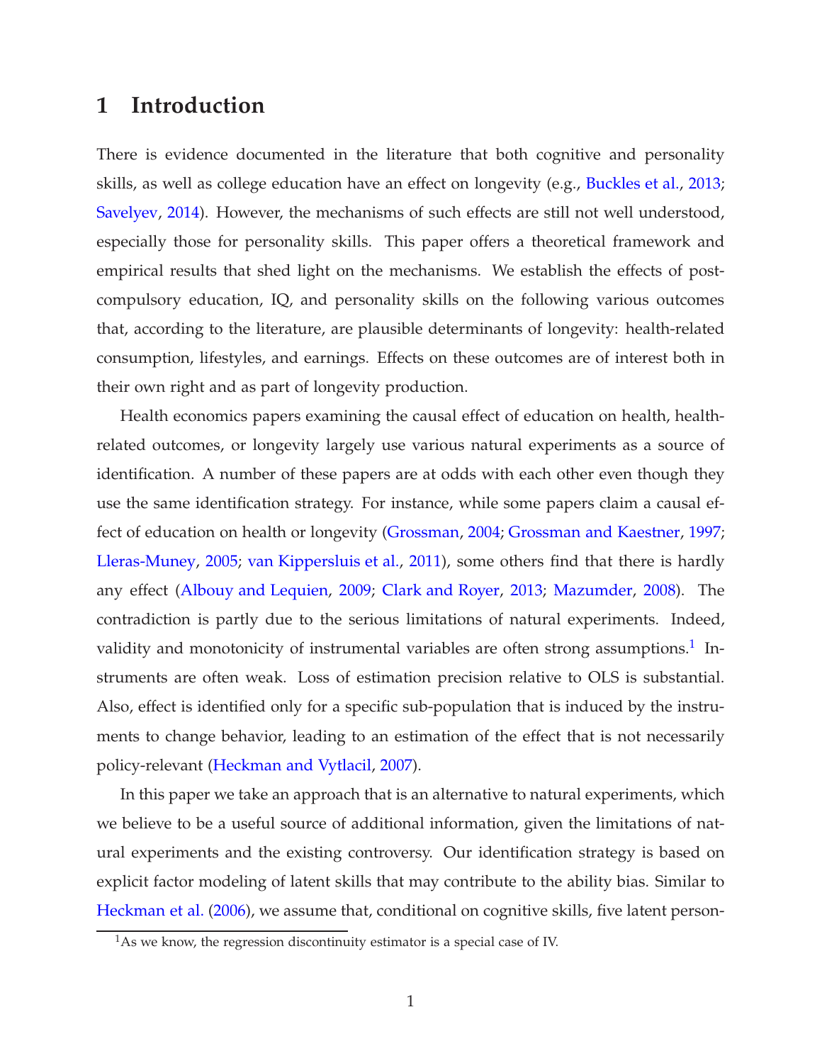# 1 Introduction

There is evidence documented in the literature that both cognitive and personality skills, as well as college education have an effect on longevity (e.g., Buckles et al., 2013; Savelyev, 2014). However, the mechanisms of such effects are still not well understood, especially those for personality skills. This paper offers a theoretical framework and empirical results that shed light on the mechanisms. We establish the effects of post-compulsory education, IQ, and personality skills on the following various outcomes that, according to the literature, are plausible determinants of longevity: health-related consumption, lifestyles, and earnings. Effects on these outcomes are of interest both in their own right and as part of longevity production.

Health economics papers examining the causal effect of education on health, health-related outcomes, or longevity largely use various natural experiments as a source of identification. A number of these papers are at odds with each other even though they use the same identification strategy. For instance, while some papers claim a causal effect of education on health or longevity (Grossman, 2004; Grossman and Kaestner, 1997; Lleras-Muney, 2005; van Kippersluis et al., 2011), some others find that there is hardly any effect (Albouy and Lequien, 2009; Clark and Royer, 2013; Mazumder, 2008). The contradiction is partly due to the serious limitations of natural experiments. Indeed, validity and monotonicity of instrumental variables are often strong assumptions.[1] Instruments are often weak. Loss of estimation precision relative to OLS is substantial. Also, effect is identified only for a specific sub-population that is induced by the instruments to change behavior, leading to an estimation of the effect that is not necessarily policy-relevant (Heckman and Vytlacil, 2007).

In this paper we take an approach that is an alternative to natural experiments, which we believe to be a useful source of additional information, given the limitations of natural experiments and the existing controversy. Our identification strategy is based on explicit factor modeling of latent skills that may contribute to the ability bias. Similar to Heckman et al. (2006), we assume that, conditional on cognitive skills, five latent person-

[1] As we know, the regression discontinuity estimator is a special case of IV.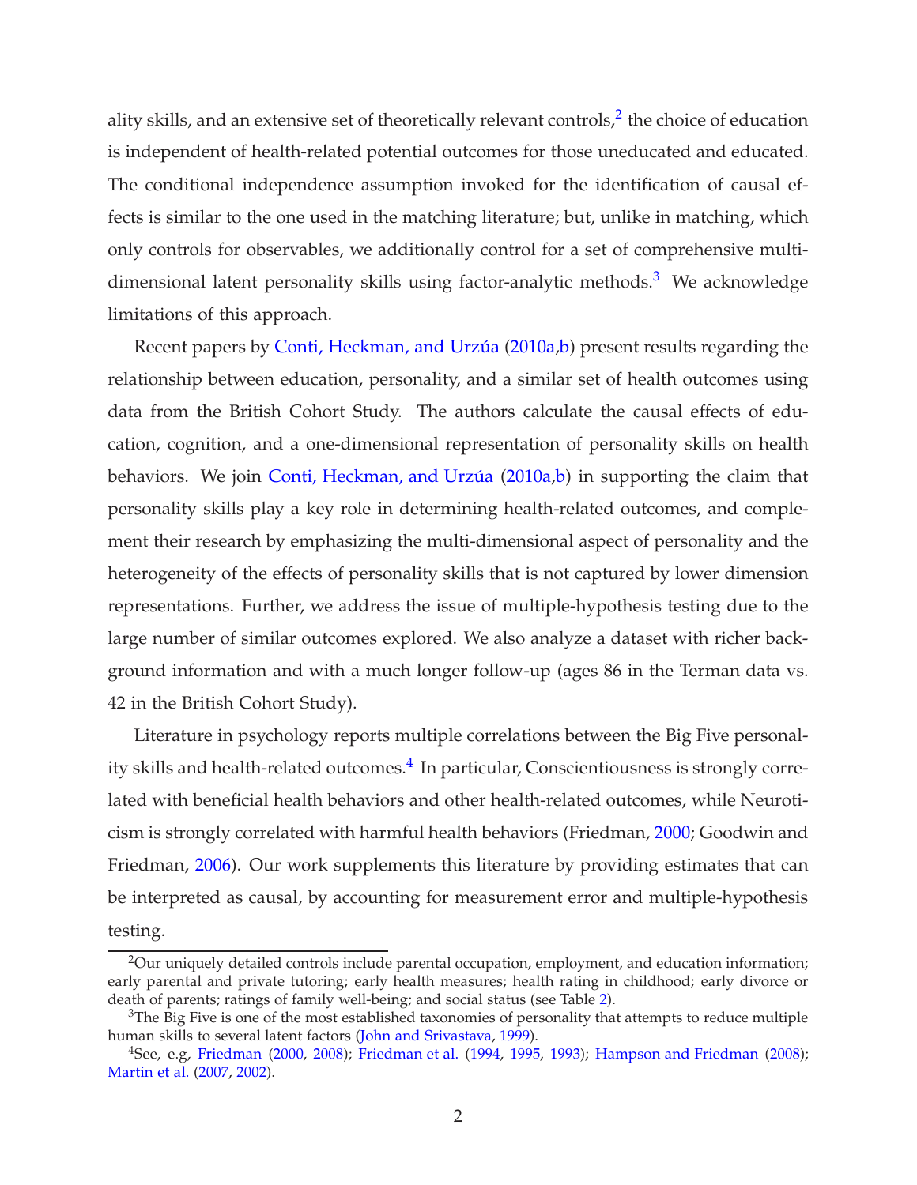ality skills, and an extensive set of theoretically relevant controls,[2] the choice of education is independent of health-related potential outcomes for those uneducated and educated. The conditional independence assumption invoked for the identification of causal effects is similar to the one used in the matching literature; but, unlike in matching, which only controls for observables, we additionally control for a set of comprehensive multi-dimensional latent personality skills using factor-analytic methods.[3] We acknowledge limitations of this approach.

Recent papers by Conti, Heckman, and Urzúa (2010a,b) present results regarding the relationship between education, personality, and a similar set of health outcomes using data from the British Cohort Study. The authors calculate the causal effects of education, cognition, and a one-dimensional representation of personality skills on health behaviors. We join Conti, Heckman, and Urzúa (2010a,b) in supporting the claim that personality skills play a key role in determining health-related outcomes, and complement their research by emphasizing the multi-dimensional aspect of personality and the heterogeneity of the effects of personality skills that is not captured by lower dimension representations. Further, we address the issue of multiple-hypothesis testing due to the large number of similar outcomes explored. We also analyze a dataset with richer background information and with a much longer follow-up (ages 86 in the Terman data vs. 42 in the British Cohort Study).

Literature in psychology reports multiple correlations between the Big Five personality skills and health-related outcomes.[4] In particular, Conscientiousness is strongly correlated with beneficial health behaviors and other health-related outcomes, while Neuroticism is strongly correlated with harmful health behaviors (Friedman, 2000; Goodwin and Friedman, 2006). Our work supplements this literature by providing estimates that can be interpreted as causal, by accounting for measurement error and multiple-hypothesis testing.

---

[2] Our uniquely detailed controls include parental occupation, employment, and education information; early parental and private tutoring; early health measures; health rating in childhood; early divorce or death of parents; ratings of family well-being; and social status (see Table 2).

[3] The Big Five is one of the most established taxonomies of personality that attempts to reduce multiple human skills to several latent factors (John and Srivastava, 1999).

[4] See, e.g, Friedman (2000, 2008); Friedman et al. (1994, 1995, 1993); Hampson and Friedman (2008); Martin et al. (2007, 2002).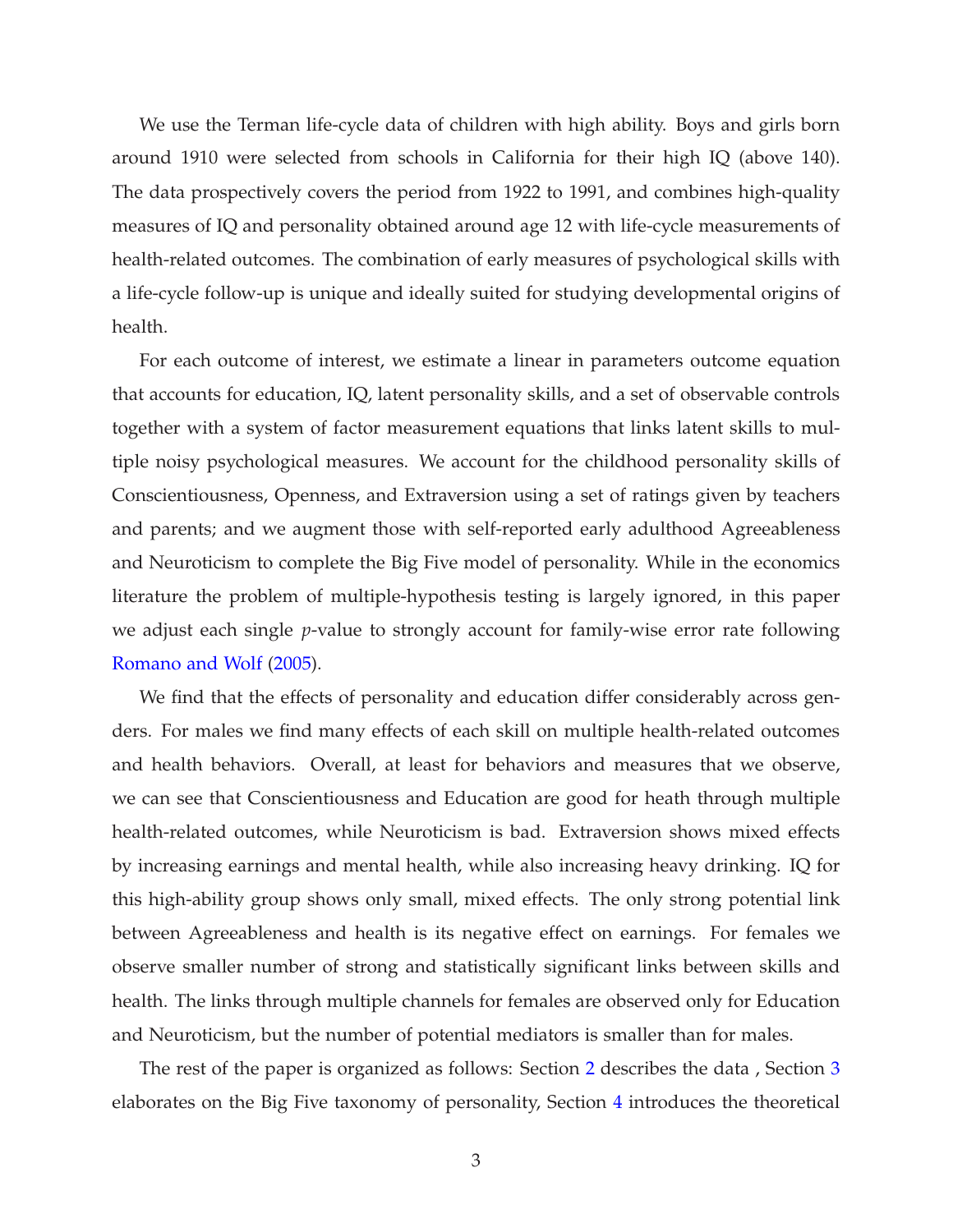We use the Terman life-cycle data of children with high ability. Boys and girls born around 1910 were selected from schools in California for their high IQ (above 140). The data prospectively covers the period from 1922 to 1991, and combines high-quality measures of IQ and personality obtained around age 12 with life-cycle measurements of health-related outcomes. The combination of early measures of psychological skills with a life-cycle follow-up is unique and ideally suited for studying developmental origins of health.

For each outcome of interest, we estimate a linear in parameters outcome equation that accounts for education, IQ, latent personality skills, and a set of observable controls together with a system of factor measurement equations that links latent skills to multiple noisy psychological measures. We account for the childhood personality skills of Conscientiousness, Openness, and Extraversion using a set of ratings given by teachers and parents; and we augment those with self-reported early adulthood Agreeableness and Neuroticism to complete the Big Five model of personality. While in the economics literature the problem of multiple-hypothesis testing is largely ignored, in this paper we adjust each single *p*-value to strongly account for family-wise error rate following Romano and Wolf (2005).

We find that the effects of personality and education differ considerably across genders. For males we find many effects of each skill on multiple health-related outcomes and health behaviors. Overall, at least for behaviors and measures that we observe, we can see that Conscientiousness and Education are good for heath through multiple health-related outcomes, while Neuroticism is bad. Extraversion shows mixed effects by increasing earnings and mental health, while also increasing heavy drinking. IQ for this high-ability group shows only small, mixed effects. The only strong potential link between Agreeableness and health is its negative effect on earnings. For females we observe smaller number of strong and statistically significant links between skills and health. The links through multiple channels for females are observed only for Education and Neuroticism, but the number of potential mediators is smaller than for males.

The rest of the paper is organized as follows: Section 2 describes the data , Section 3 elaborates on the Big Five taxonomy of personality, Section 4 introduces the theoretical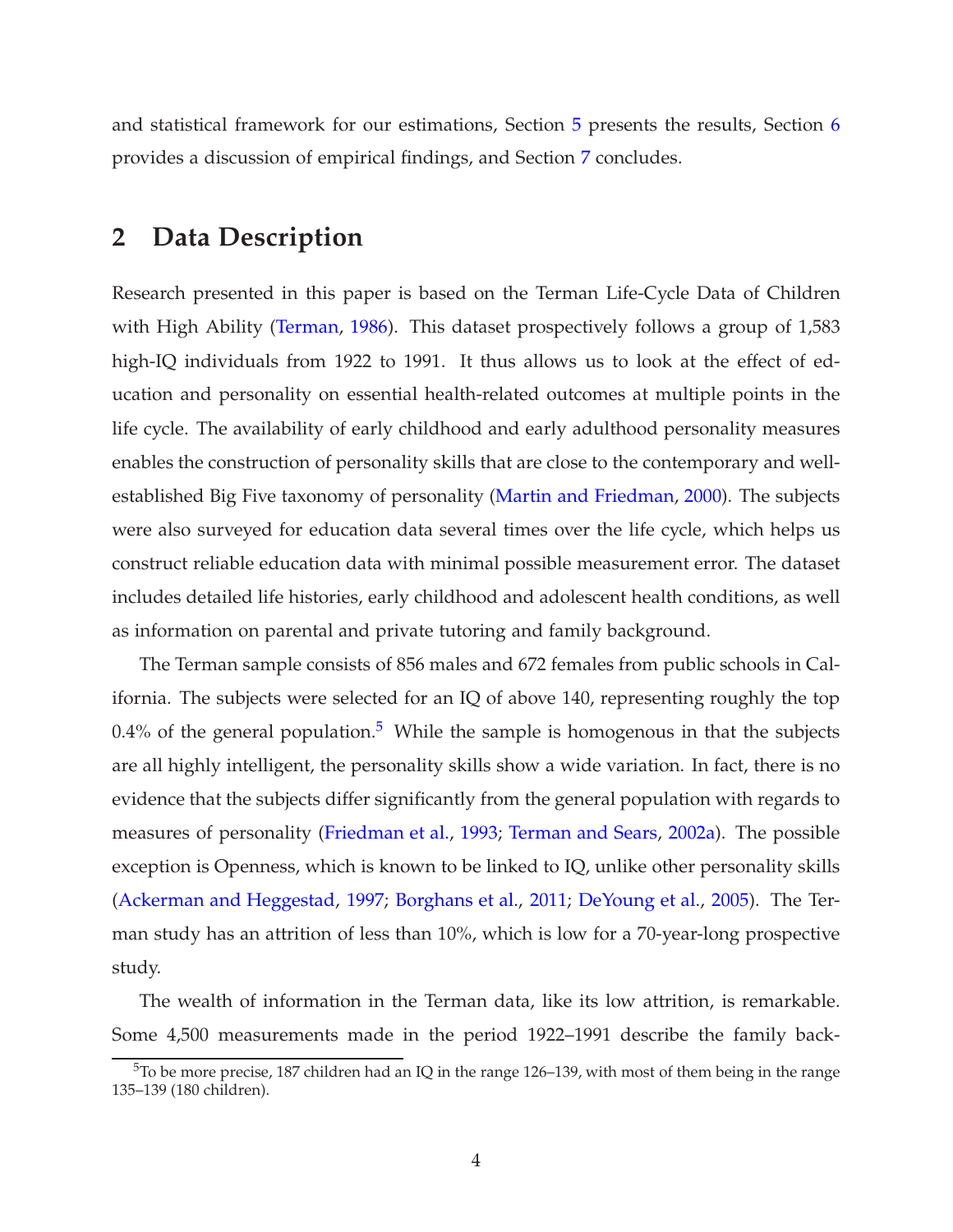and statistical framework for our estimations, Section 5 presents the results, Section 6 provides a discussion of empirical findings, and Section 7 concludes.

## 2 Data Description

Research presented in this paper is based on the Terman Life-Cycle Data of Children with High Ability (Terman, 1986). This dataset prospectively follows a group of 1,583 high-IQ individuals from 1922 to 1991. It thus allows us to look at the effect of education and personality on essential health-related outcomes at multiple points in the life cycle. The availability of early childhood and early adulthood personality measures enables the construction of personality skills that are close to the contemporary and well-established Big Five taxonomy of personality (Martin and Friedman, 2000). The subjects were also surveyed for education data several times over the life cycle, which helps us construct reliable education data with minimal possible measurement error. The dataset includes detailed life histories, early childhood and adolescent health conditions, as well as information on parental and private tutoring and family background.

The Terman sample consists of 856 males and 672 females from public schools in California. The subjects were selected for an IQ of above 140, representing roughly the top 0.4% of the general population.[5] While the sample is homogenous in that the subjects are all highly intelligent, the personality skills show a wide variation. In fact, there is no evidence that the subjects differ significantly from the general population with regards to measures of personality (Friedman et al., 1993; Terman and Sears, 2002a). The possible exception is Openness, which is known to be linked to IQ, unlike other personality skills (Ackerman and Heggestad, 1997; Borghans et al., 2011; DeYoung et al., 2005). The Terman study has an attrition of less than 10%, which is low for a 70-year-long prospective study.

The wealth of information in the Terman data, like its low attrition, is remarkable. Some 4,500 measurements made in the period 1922–1991 describe the family back-

[5] To be more precise, 187 children had an IQ in the range 126–139, with most of them being in the range 135–139 (180 children).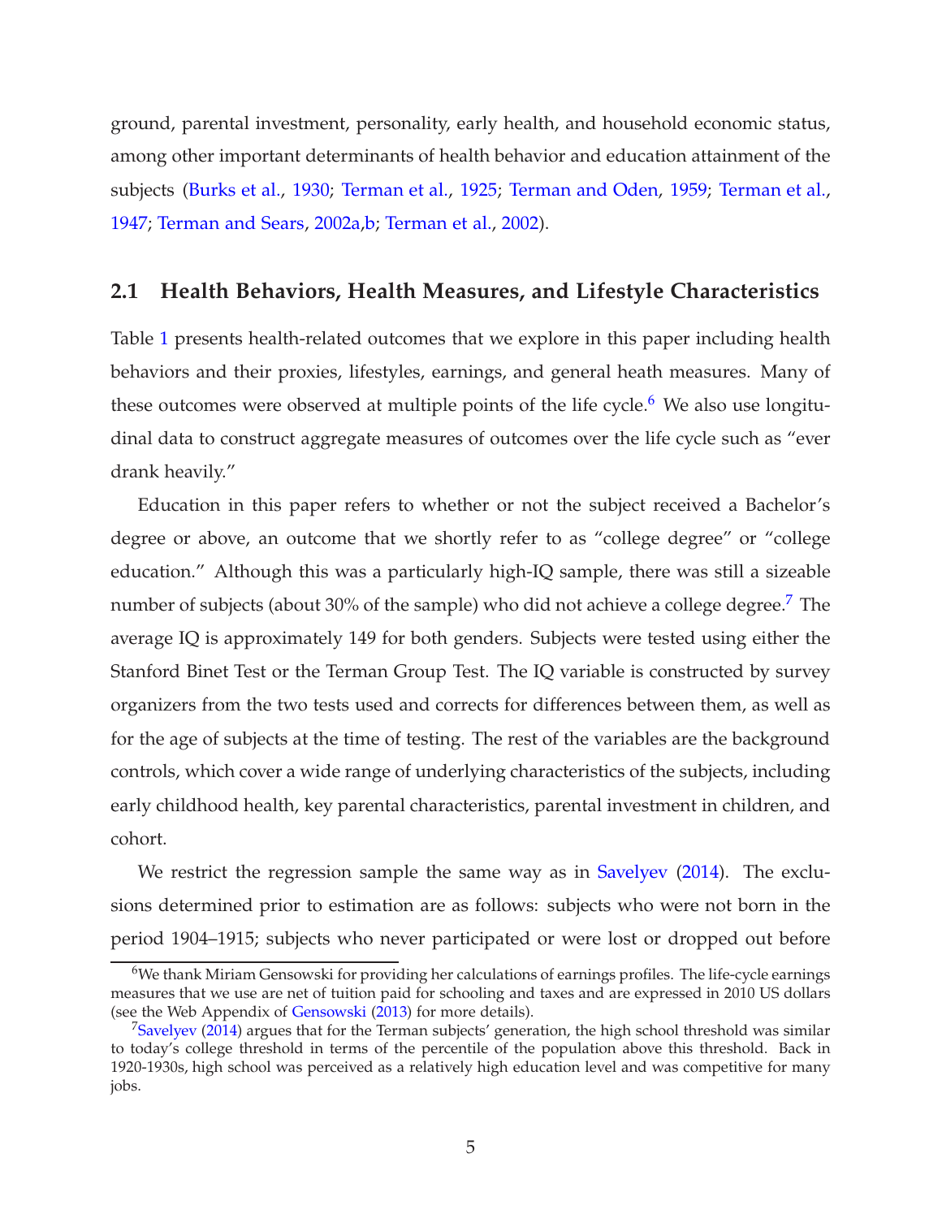ground, parental investment, personality, early health, and household economic status, among other important determinants of health behavior and education attainment of the subjects (Burks et al., 1930; Terman et al., 1925; Terman and Oden, 1959; Terman et al., 1947; Terman and Sears, 2002a,b; Terman et al., 2002).

## 2.1 Health Behaviors, Health Measures, and Lifestyle Characteristics

Table 1 presents health-related outcomes that we explore in this paper including health behaviors and their proxies, lifestyles, earnings, and general heath measures. Many of these outcomes were observed at multiple points of the life cycle.[6] We also use longitudinal data to construct aggregate measures of outcomes over the life cycle such as "ever drank heavily."

Education in this paper refers to whether or not the subject received a Bachelor's degree or above, an outcome that we shortly refer to as "college degree" or "college education." Although this was a particularly high-IQ sample, there was still a sizeable number of subjects (about 30% of the sample) who did not achieve a college degree.[7] The average IQ is approximately 149 for both genders. Subjects were tested using either the Stanford Binet Test or the Terman Group Test. The IQ variable is constructed by survey organizers from the two tests used and corrects for differences between them, as well as for the age of subjects at the time of testing. The rest of the variables are the background controls, which cover a wide range of underlying characteristics of the subjects, including early childhood health, key parental characteristics, parental investment in children, and cohort.

We restrict the regression sample the same way as in Savelyev (2014). The exclusions determined prior to estimation are as follows: subjects who were not born in the period 1904–1915; subjects who never participated or were lost or dropped out before

[6] We thank Miriam Gensowski for providing her calculations of earnings profiles. The life-cycle earnings measures that we use are net of tuition paid for schooling and taxes and are expressed in 2010 US dollars (see the Web Appendix of Gensowski (2013) for more details).

[7] Savelyev (2014) argues that for the Terman subjects' generation, the high school threshold was similar to today's college threshold in terms of the percentile of the population above this threshold. Back in 1920-1930s, high school was perceived as a relatively high education level and was competitive for many jobs.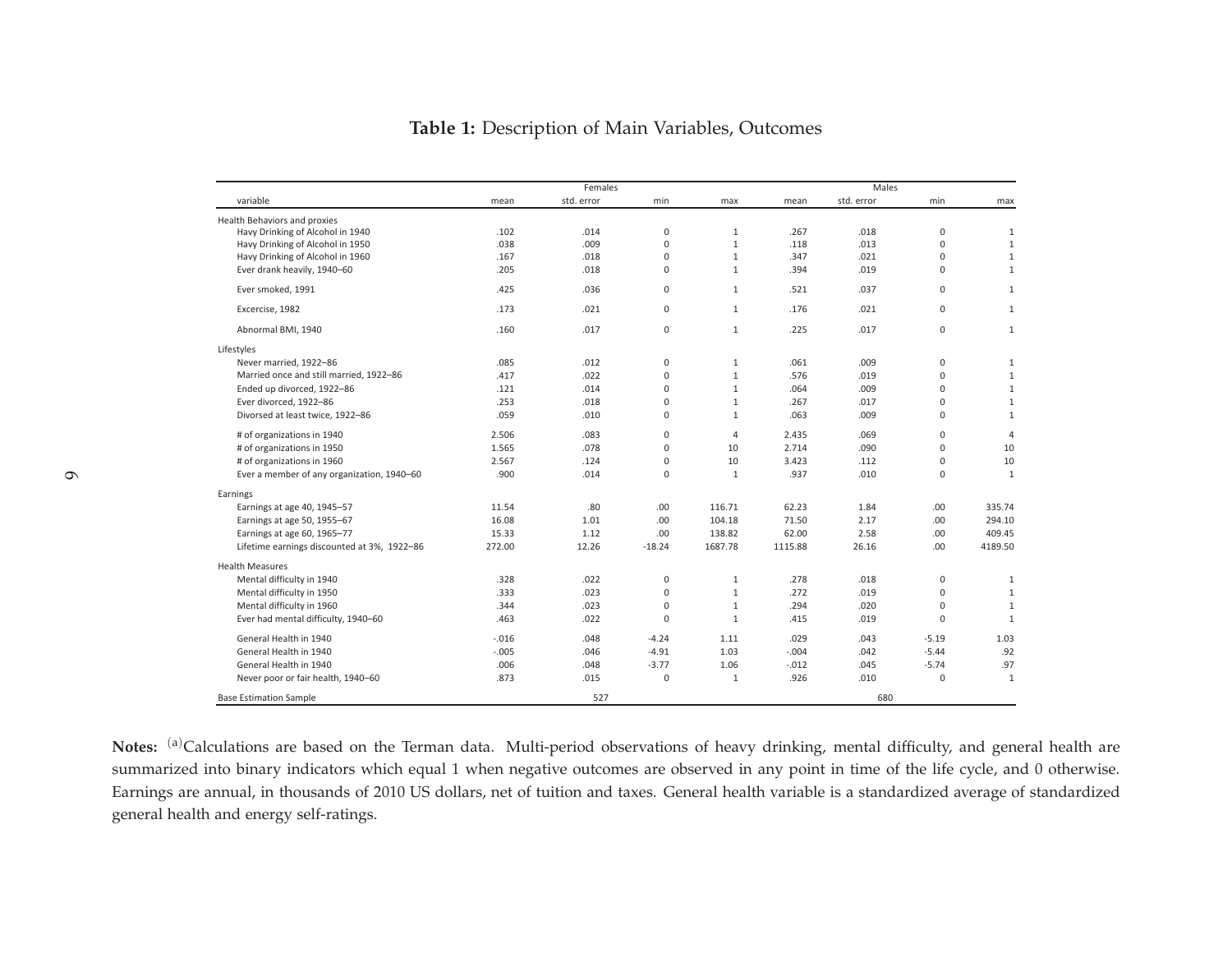**Table 1:** Description of Main Variables, Outcomes

| variable | Females mean | Females std. error | Females min | Females max | Males mean | Males std. error | Males min | Males max |
|---|---|---|---|---|---|---|---|---|
| Health Behaviors and proxies | | | | | | | | |
| Havy Drinking of Alcohol in 1940 | .102 | .014 | 0 | 1 | .267 | .018 | 0 | 1 |
| Havy Drinking of Alcohol in 1950 | .038 | .009 | 0 | 1 | .118 | .013 | 0 | 1 |
| Havy Drinking of Alcohol in 1960 | .167 | .018 | 0 | 1 | .347 | .021 | 0 | 1 |
| Ever drank heavily, 1940–60 | .205 | .018 | 0 | 1 | .394 | .019 | 0 | 1 |
| Ever smoked, 1991 | .425 | .036 | 0 | 1 | .521 | .037 | 0 | 1 |
| Excercise, 1982 | .173 | .021 | 0 | 1 | .176 | .021 | 0 | 1 |
| Abnormal BMI, 1940 | .160 | .017 | 0 | 1 | .225 | .017 | 0 | 1 |
| Lifestyles | | | | | | | | |
| Never married, 1922–86 | .085 | .012 | 0 | 1 | .061 | .009 | 0 | 1 |
| Married once and still married, 1922–86 | .417 | .022 | 0 | 1 | .576 | .019 | 0 | 1 |
| Ended up divorced, 1922–86 | .121 | .014 | 0 | 1 | .064 | .009 | 0 | 1 |
| Ever divorced, 1922–86 | .253 | .018 | 0 | 1 | .267 | .017 | 0 | 1 |
| Divorsed at least twice, 1922–86 | .059 | .010 | 0 | 1 | .063 | .009 | 0 | 1 |
| # of organizations in 1940 | 2.506 | .083 | 0 | 4 | 2.435 | .069 | 0 | 4 |
| # of organizations in 1950 | 1.565 | .078 | 0 | 10 | 2.714 | .090 | 0 | 10 |
| # of organizations in 1960 | 2.567 | .124 | 0 | 10 | 3.423 | .112 | 0 | 10 |
| Ever a member of any organization, 1940–60 | .900 | .014 | 0 | 1 | .937 | .010 | 0 | 1 |
| Earnings | | | | | | | | |
| Earnings at age 40, 1945–57 | 11.54 | .80 | .00 | 116.71 | 62.23 | 1.84 | .00 | 335.74 |
| Earnings at age 50, 1955–67 | 16.08 | 1.01 | .00 | 104.18 | 71.50 | 2.17 | .00 | 294.10 |
| Earnings at age 60, 1965–77 | 15.33 | 1.12 | .00 | 138.82 | 62.00 | 2.58 | .00 | 409.45 |
| Lifetime earnings discounted at 3%, 1922–86 | 272.00 | 12.26 | -18.24 | 1687.78 | 1115.88 | 26.16 | .00 | 4189.50 |
| Health Measures | | | | | | | | |
| Mental difficulty in 1940 | .328 | .022 | 0 | 1 | .278 | .018 | 0 | 1 |
| Mental difficulty in 1950 | .333 | .023 | 0 | 1 | .272 | .019 | 0 | 1 |
| Mental difficulty in 1960 | .344 | .023 | 0 | 1 | .294 | .020 | 0 | 1 |
| Ever had mental difficulty, 1940–60 | .463 | .022 | 0 | 1 | .415 | .019 | 0 | 1 |
| General Health in 1940 | -.016 | .048 | -4.24 | 1.11 | .029 | .043 | -5.19 | 1.03 |
| General Health in 1940 | -.005 | .046 | -4.91 | 1.03 | -.004 | .042 | -5.44 | .92 |
| General Health in 1940 | .006 | .048 | -3.77 | 1.06 | -.012 | .045 | -5.74 | .97 |
| Never poor or fair health, 1940–60 | .873 | .015 | 0 | 1 | .926 | .010 | 0 | 1 |
| Base Estimation Sample | | 527 | | | | 680 | | |

**Notes:** [(a)]Calculations are based on the Terman data. Multi-period observations of heavy drinking, mental difficulty, and general health are summarized into binary indicators which equal 1 when negative outcomes are observed in any point in time of the life cycle, and 0 otherwise. Earnings are annual, in thousands of 2010 US dollars, net of tuition and taxes. General health variable is a standardized average of standardized general health and energy self-ratings.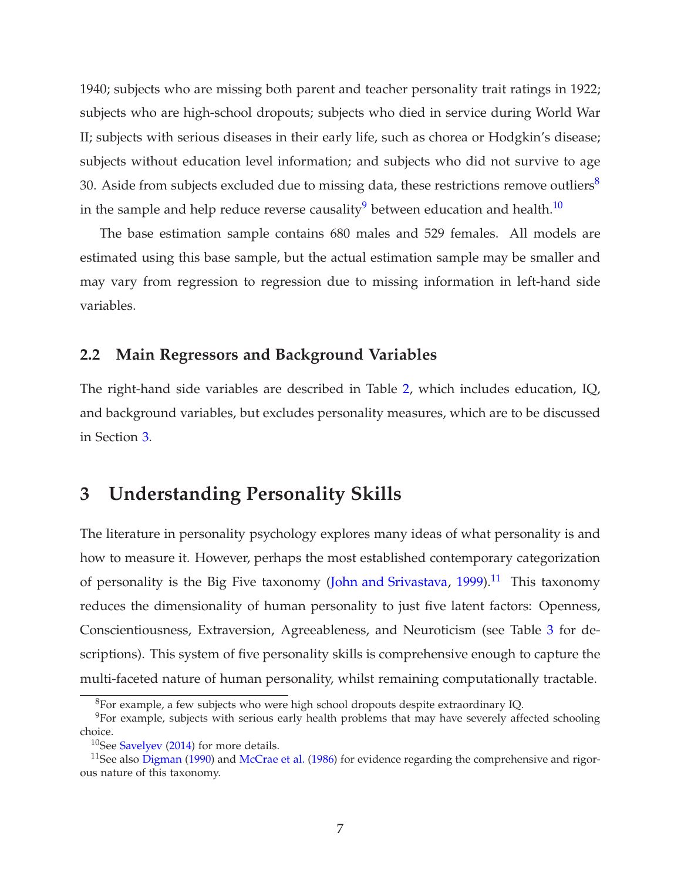1940; subjects who are missing both parent and teacher personality trait ratings in 1922; subjects who are high-school dropouts; subjects who died in service during World War II; subjects with serious diseases in their early life, such as chorea or Hodgkin's disease; subjects without education level information; and subjects who did not survive to age 30. Aside from subjects excluded due to missing data, these restrictions remove outliers[8] in the sample and help reduce reverse causality[9] between education and health.[10]

The base estimation sample contains 680 males and 529 females. All models are estimated using this base sample, but the actual estimation sample may be smaller and may vary from regression to regression due to missing information in left-hand side variables.

## 2.2 Main Regressors and Background Variables

The right-hand side variables are described in Table 2, which includes education, IQ, and background variables, but excludes personality measures, which are to be discussed in Section 3.

# 3 Understanding Personality Skills

The literature in personality psychology explores many ideas of what personality is and how to measure it. However, perhaps the most established contemporary categorization of personality is the Big Five taxonomy (John and Srivastava, 1999).[11] This taxonomy reduces the dimensionality of human personality to just five latent factors: Openness, Conscientiousness, Extraversion, Agreeableness, and Neuroticism (see Table 3 for descriptions). This system of five personality skills is comprehensive enough to capture the multi-faceted nature of human personality, whilst remaining computationally tractable.

[8] For example, a few subjects who were high school dropouts despite extraordinary IQ.

[9] For example, subjects with serious early health problems that may have severely affected schooling choice.

[10] See Savelyev (2014) for more details.

[11] See also Digman (1990) and McCrae et al. (1986) for evidence regarding the comprehensive and rigorous nature of this taxonomy.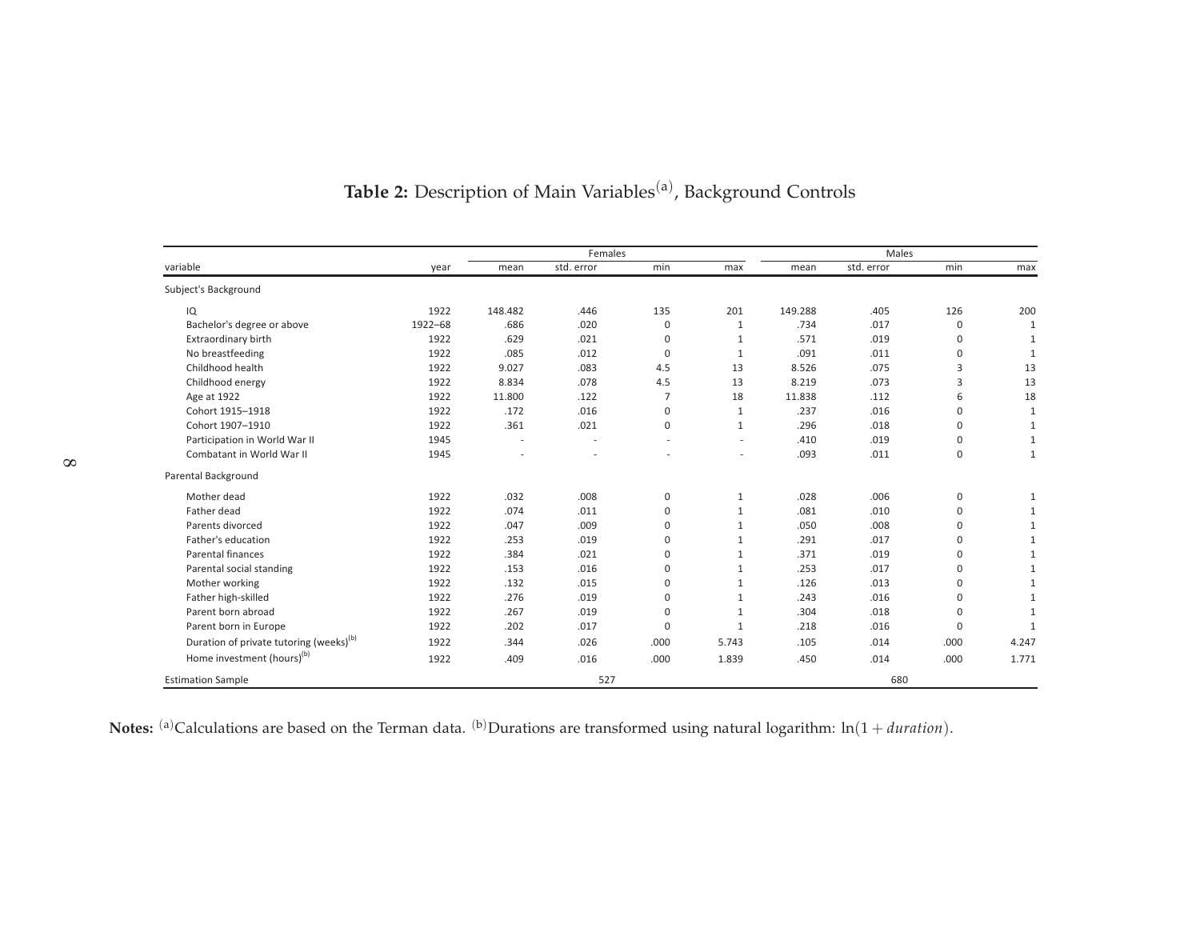**Table 2:** Description of Main Variables[(a)], Background Controls

| variable | year | Females | | | | Males | | | |
|---|---|---|---|---|---|---|---|---|---|
| | | mean | std. error | min | max | mean | std. error | min | max |
| Subject's Background | | | | | | | | | |
| IQ | 1922 | 148.482 | .446 | 135 | 201 | 149.288 | .405 | 126 | 200 |
| Bachelor's degree or above | 1922–68 | .686 | .020 | 0 | 1 | .734 | .017 | 0 | 1 |
| Extraordinary birth | 1922 | .629 | .021 | 0 | 1 | .571 | .019 | 0 | 1 |
| No breastfeeding | 1922 | .085 | .012 | 0 | 1 | .091 | .011 | 0 | 1 |
| Childhood health | 1922 | 9.027 | .083 | 4.5 | 13 | 8.526 | .075 | 3 | 13 |
| Childhood energy | 1922 | 8.834 | .078 | 4.5 | 13 | 8.219 | .073 | 3 | 13 |
| Age at 1922 | 1922 | 11.800 | .122 | 7 | 18 | 11.838 | .112 | 6 | 18 |
| Cohort 1915–1918 | 1922 | .172 | .016 | 0 | 1 | .237 | .016 | 0 | 1 |
| Cohort 1907–1910 | 1922 | .361 | .021 | 0 | 1 | .296 | .018 | 0 | 1 |
| Participation in World War II | 1945 | - | - | - | - | .410 | .019 | 0 | 1 |
| Combatant in World War II | 1945 | - | - | - | - | .093 | .011 | 0 | 1 |
| Parental Background | | | | | | | | | |
| Mother dead | 1922 | .032 | .008 | 0 | 1 | .028 | .006 | 0 | 1 |
| Father dead | 1922 | .074 | .011 | 0 | 1 | .081 | .010 | 0 | 1 |
| Parents divorced | 1922 | .047 | .009 | 0 | 1 | .050 | .008 | 0 | 1 |
| Father's education | 1922 | .253 | .019 | 0 | 1 | .291 | .017 | 0 | 1 |
| Parental finances | 1922 | .384 | .021 | 0 | 1 | .371 | .019 | 0 | 1 |
| Parental social standing | 1922 | .153 | .016 | 0 | 1 | .253 | .017 | 0 | 1 |
| Mother working | 1922 | .132 | .015 | 0 | 1 | .126 | .013 | 0 | 1 |
| Father high-skilled | 1922 | .276 | .019 | 0 | 1 | .243 | .016 | 0 | 1 |
| Parent born abroad | 1922 | .267 | .019 | 0 | 1 | .304 | .018 | 0 | 1 |
| Parent born in Europe | 1922 | .202 | .017 | 0 | 1 | .218 | .016 | 0 | 1 |
| Duration of private tutoring (weeks)[(b)] | 1922 | .344 | .026 | .000 | 5.743 | .105 | .014 | .000 | 4.247 |
| Home investment (hours)[(b)] | 1922 | .409 | .016 | .000 | 1.839 | .450 | .014 | .000 | 1.771 |
| Estimation Sample | | | 527 | | | | 680 | | |

**Notes:** [(a)]Calculations are based on the Terman data. [(b)]Durations are transformed using natural logarithm: $\ln(1 + \textit{duration})$.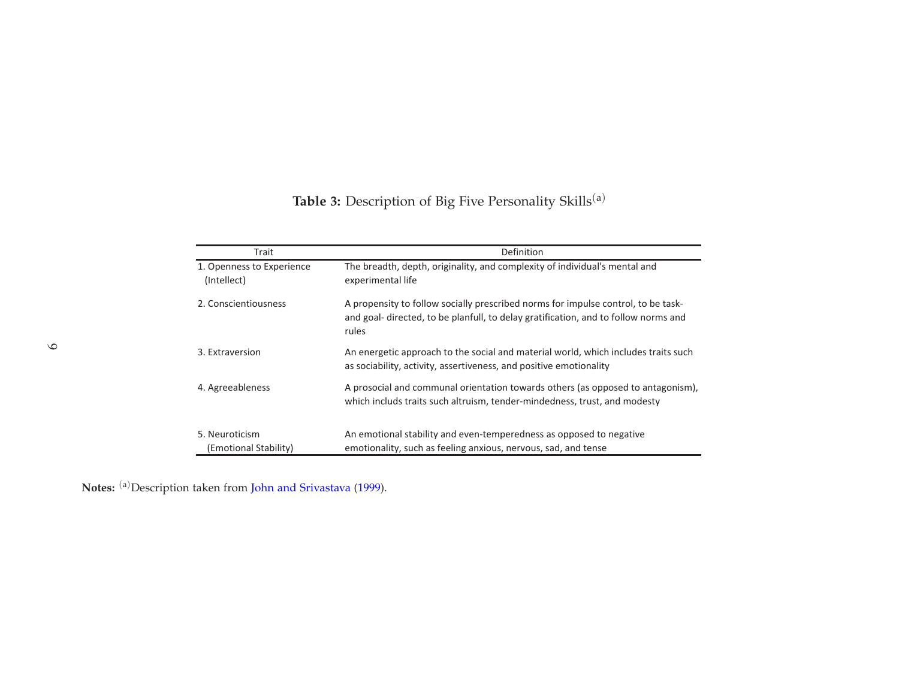**Table 3:** Description of Big Five Personality Skills[a]

| Trait | Definition |
|---|---|
| 1. Openness to Experience (Intellect) | The breadth, depth, originality, and complexity of individual's mental and experimental life |
| 2. Conscientiousness | A propensity to follow socially prescribed norms for impulse control, to be task- and goal- directed, to be planfull, to delay gratification, and to follow norms and rules |
| 3. Extraversion | An energetic approach to the social and material world, which includes traits such as sociability, activity, assertiveness, and positive emotionality |
| 4. Agreeableness | A prosocial and communal orientation towards others (as opposed to antagonism), which includs traits such altruism, tender-mindedness, trust, and modesty |
| 5. Neuroticism (Emotional Stability) | An emotional stability and even-temperedness as opposed to negative emotionality, such as feeling anxious, nervous, sad, and tense |

**Notes:** [a]Description taken from John and Srivastava (1999).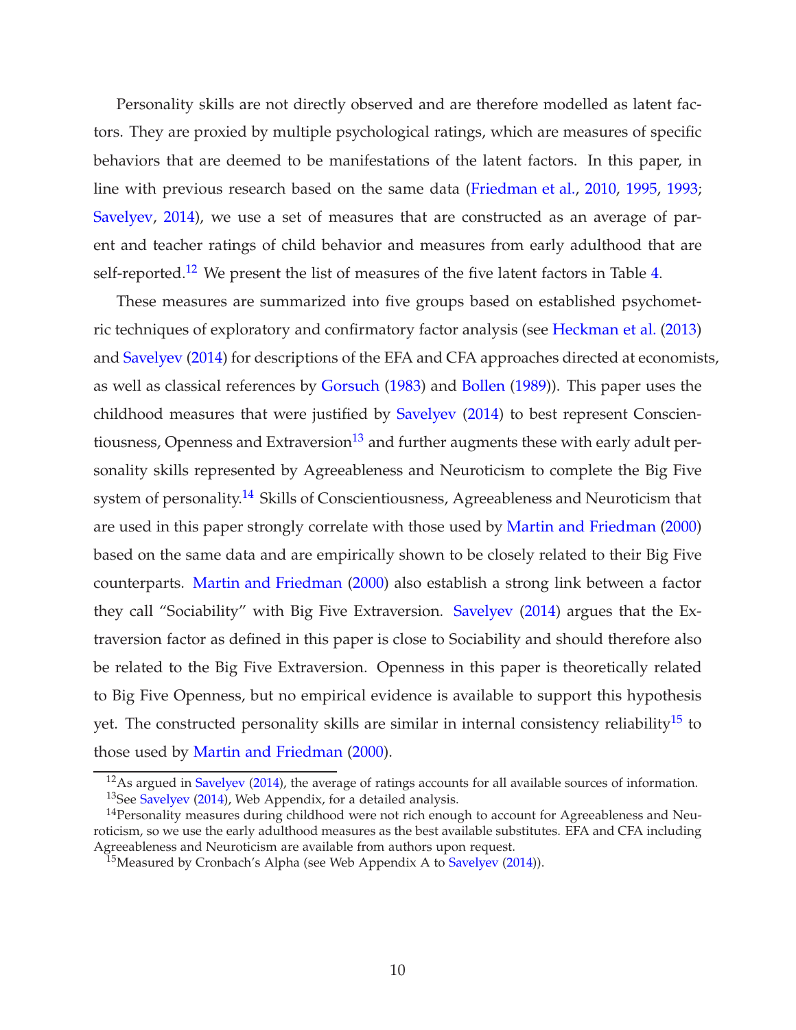Personality skills are not directly observed and are therefore modelled as latent factors. They are proxied by multiple psychological ratings, which are measures of specific behaviors that are deemed to be manifestations of the latent factors. In this paper, in line with previous research based on the same data (Friedman et al., 2010, 1995, 1993; Savelyev, 2014), we use a set of measures that are constructed as an average of parent and teacher ratings of child behavior and measures from early adulthood that are self-reported.[12] We present the list of measures of the five latent factors in Table 4.

These measures are summarized into five groups based on established psychometric techniques of exploratory and confirmatory factor analysis (see Heckman et al. (2013) and Savelyev (2014) for descriptions of the EFA and CFA approaches directed at economists, as well as classical references by Gorsuch (1983) and Bollen (1989)). This paper uses the childhood measures that were justified by Savelyev (2014) to best represent Conscientiousness, Openness and Extraversion[13] and further augments these with early adult personality skills represented by Agreeableness and Neuroticism to complete the Big Five system of personality.[14] Skills of Conscientiousness, Agreeableness and Neuroticism that are used in this paper strongly correlate with those used by Martin and Friedman (2000) based on the same data and are empirically shown to be closely related to their Big Five counterparts. Martin and Friedman (2000) also establish a strong link between a factor they call "Sociability" with Big Five Extraversion. Savelyev (2014) argues that the Extraversion factor as defined in this paper is close to Sociability and should therefore also be related to the Big Five Extraversion. Openness in this paper is theoretically related to Big Five Openness, but no empirical evidence is available to support this hypothesis yet. The constructed personality skills are similar in internal consistency reliability[15] to those used by Martin and Friedman (2000).

[12] As argued in Savelyev (2014), the average of ratings accounts for all available sources of information.

[13] See Savelyev (2014), Web Appendix, for a detailed analysis.

[14] Personality measures during childhood were not rich enough to account for Agreeableness and Neuroticism, so we use the early adulthood measures as the best available substitutes. EFA and CFA including Agreeableness and Neuroticism are available from authors upon request.

[15] Measured by Cronbach's Alpha (see Web Appendix A to Savelyev (2014)).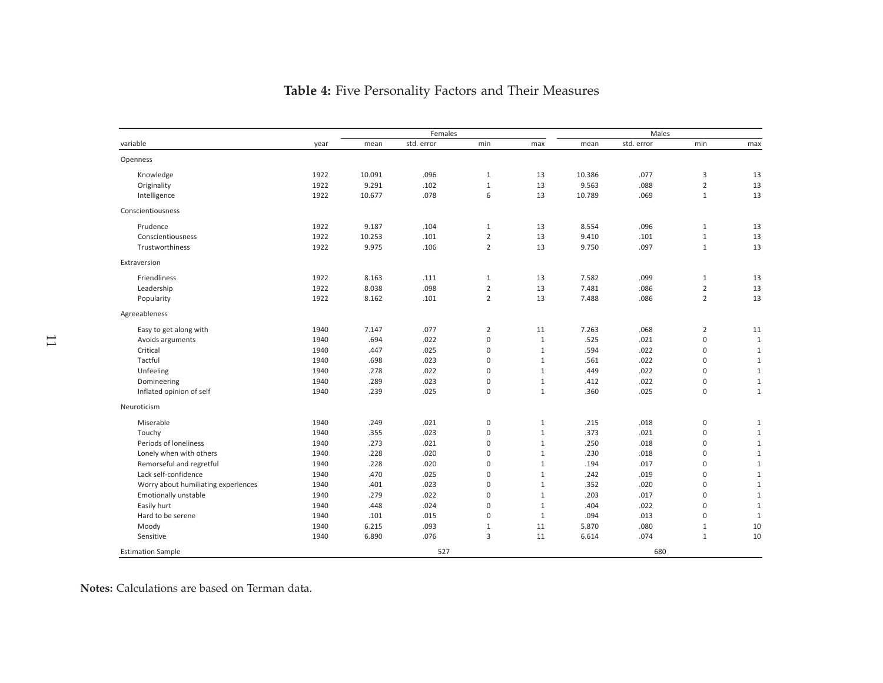**Table 4:** Five Personality Factors and Their Measures

| variable | year | Females | | | | Males | | | |
|---|---|---|---|---|---|---|---|---|---|
| | | mean | std. error | min | max | mean | std. error | min | max |
| Openness | | | | | | | | | |
| Knowledge | 1922 | 10.091 | .096 | 1 | 13 | 10.386 | .077 | 3 | 13 |
| Originality | 1922 | 9.291 | .102 | 1 | 13 | 9.563 | .088 | 2 | 13 |
| Intelligence | 1922 | 10.677 | .078 | 6 | 13 | 10.789 | .069 | 1 | 13 |
| Conscientiousness | | | | | | | | | |
| Prudence | 1922 | 9.187 | .104 | 1 | 13 | 8.554 | .096 | 1 | 13 |
| Conscientiousness | 1922 | 10.253 | .101 | 2 | 13 | 9.410 | .101 | 1 | 13 |
| Trustworthiness | 1922 | 9.975 | .106 | 2 | 13 | 9.750 | .097 | 1 | 13 |
| Extraversion | | | | | | | | | |
| Friendliness | 1922 | 8.163 | .111 | 1 | 13 | 7.582 | .099 | 1 | 13 |
| Leadership | 1922 | 8.038 | .098 | 2 | 13 | 7.481 | .086 | 2 | 13 |
| Popularity | 1922 | 8.162 | .101 | 2 | 13 | 7.488 | .086 | 2 | 13 |
| Agreeableness | | | | | | | | | |
| Easy to get along with | 1940 | 7.147 | .077 | 2 | 11 | 7.263 | .068 | 2 | 11 |
| Avoids arguments | 1940 | .694 | .022 | 0 | 1 | .525 | .021 | 0 | 1 |
| Critical | 1940 | .447 | .025 | 0 | 1 | .594 | .022 | 0 | 1 |
| Tactful | 1940 | .698 | .023 | 0 | 1 | .561 | .022 | 0 | 1 |
| Unfeeling | 1940 | .278 | .022 | 0 | 1 | .449 | .022 | 0 | 1 |
| Domineering | 1940 | .289 | .023 | 0 | 1 | .412 | .022 | 0 | 1 |
| Inflated opinion of self | 1940 | .239 | .025 | 0 | 1 | .360 | .025 | 0 | 1 |
| Neuroticism | | | | | | | | | |
| Miserable | 1940 | .249 | .021 | 0 | 1 | .215 | .018 | 0 | 1 |
| Touchy | 1940 | .355 | .023 | 0 | 1 | .373 | .021 | 0 | 1 |
| Periods of loneliness | 1940 | .273 | .021 | 0 | 1 | .250 | .018 | 0 | 1 |
| Lonely when with others | 1940 | .228 | .020 | 0 | 1 | .230 | .018 | 0 | 1 |
| Remorseful and regretful | 1940 | .228 | .020 | 0 | 1 | .194 | .017 | 0 | 1 |
| Lack self-confidence | 1940 | .470 | .025 | 0 | 1 | .242 | .019 | 0 | 1 |
| Worry about humiliating experiences | 1940 | .401 | .023 | 0 | 1 | .352 | .020 | 0 | 1 |
| Emotionally unstable | 1940 | .279 | .022 | 0 | 1 | .203 | .017 | 0 | 1 |
| Easily hurt | 1940 | .448 | .024 | 0 | 1 | .404 | .022 | 0 | 1 |
| Hard to be serene | 1940 | .101 | .015 | 0 | 1 | .094 | .013 | 0 | 1 |
| Moody | 1940 | 6.215 | .093 | 1 | 11 | 5.870 | .080 | 1 | 10 |
| Sensitive | 1940 | 6.890 | .076 | 3 | 11 | 6.614 | .074 | 1 | 10 |
| Estimation Sample | | | 527 | | | | 680 | | |

**Notes:** Calculations are based on Terman data.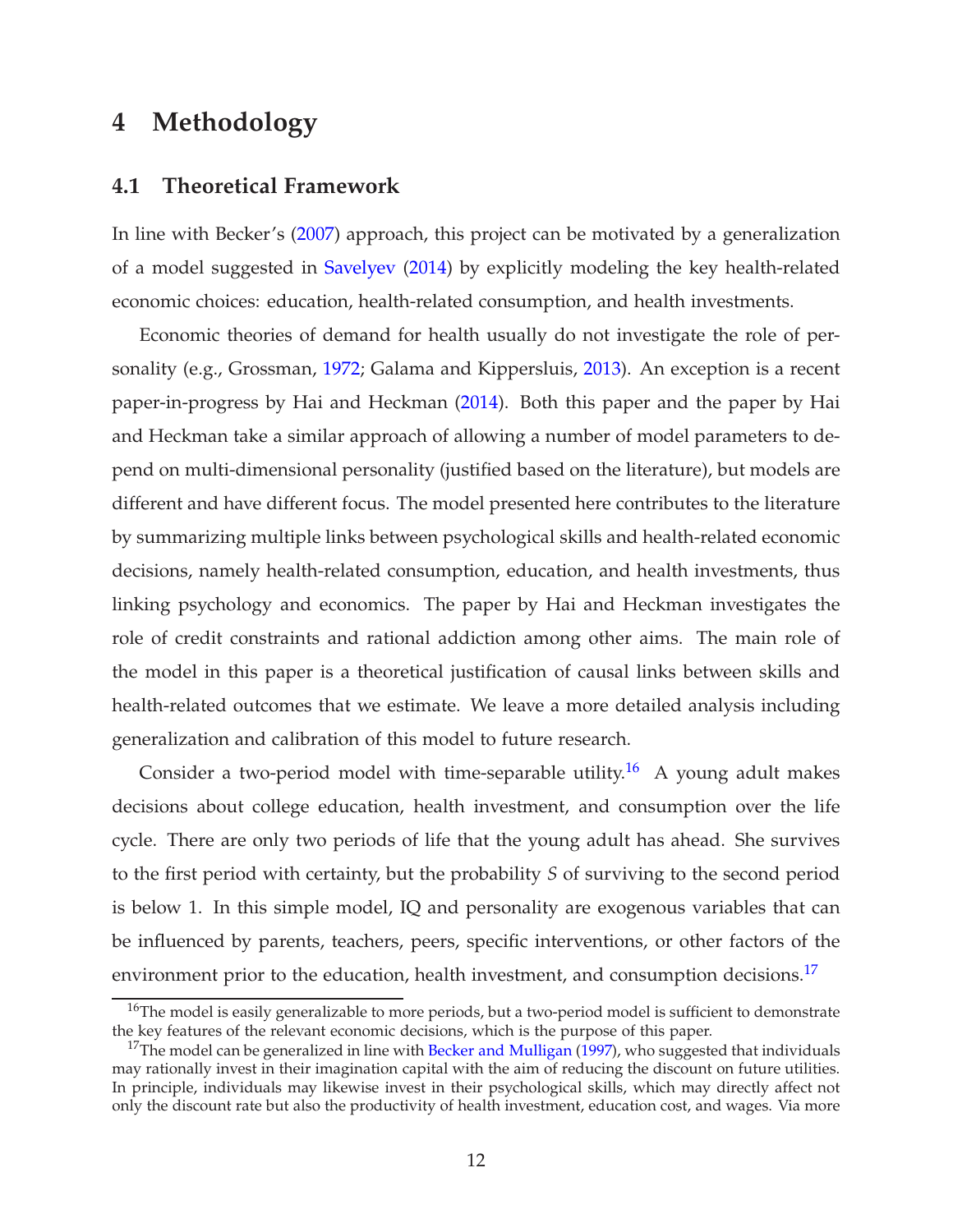# 4 Methodology

## 4.1 Theoretical Framework

In line with Becker's (2007) approach, this project can be motivated by a generalization of a model suggested in Savelyev (2014) by explicitly modeling the key health-related economic choices: education, health-related consumption, and health investments.

Economic theories of demand for health usually do not investigate the role of personality (e.g., Grossman, 1972; Galama and Kippersluis, 2013). An exception is a recent paper-in-progress by Hai and Heckman (2014). Both this paper and the paper by Hai and Heckman take a similar approach of allowing a number of model parameters to depend on multi-dimensional personality (justified based on the literature), but models are different and have different focus. The model presented here contributes to the literature by summarizing multiple links between psychological skills and health-related economic decisions, namely health-related consumption, education, and health investments, thus linking psychology and economics. The paper by Hai and Heckman investigates the role of credit constraints and rational addiction among other aims. The main role of the model in this paper is a theoretical justification of causal links between skills and health-related outcomes that we estimate. We leave a more detailed analysis including generalization and calibration of this model to future research.

Consider a two-period model with time-separable utility.[16] A young adult makes decisions about college education, health investment, and consumption over the life cycle. There are only two periods of life that the young adult has ahead. She survives to the first period with certainty, but the probability $S$ of surviving to the second period is below 1. In this simple model, IQ and personality are exogenous variables that can be influenced by parents, teachers, peers, specific interventions, or other factors of the environment prior to the education, health investment, and consumption decisions.[17]

[16] The model is easily generalizable to more periods, but a two-period model is sufficient to demonstrate the key features of the relevant economic decisions, which is the purpose of this paper.

[17] The model can be generalized in line with Becker and Mulligan (1997), who suggested that individuals may rationally invest in their imagination capital with the aim of reducing the discount on future utilities. In principle, individuals may likewise invest in their psychological skills, which may directly affect not only the discount rate but also the productivity of health investment, education cost, and wages. Via more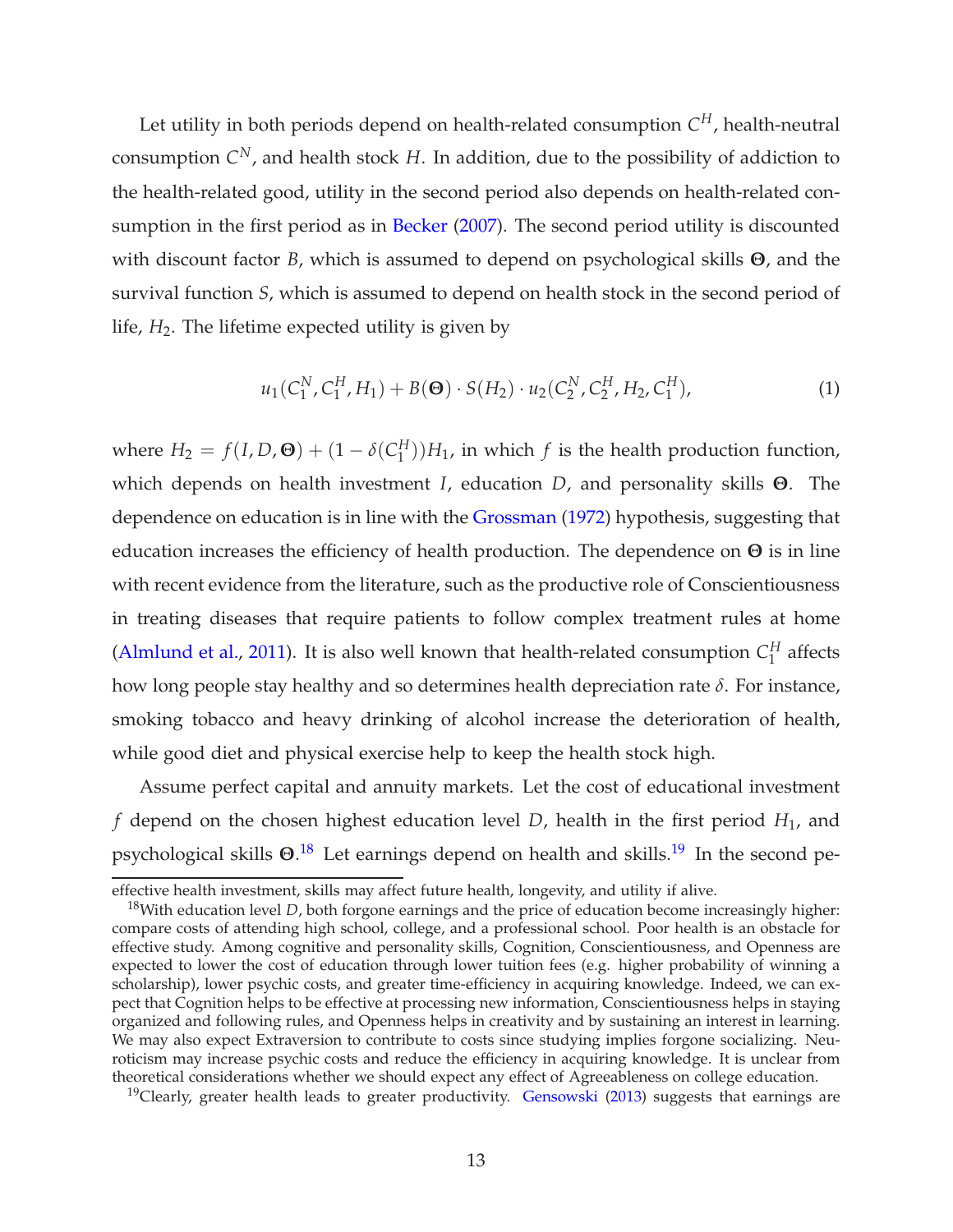Let utility in both periods depend on health-related consumption $C^H$, health-neutral consumption $C^N$, and health stock $H$. In addition, due to the possibility of addiction to the health-related good, utility in the second period also depends on health-related consumption in the first period as in Becker (2007). The second period utility is discounted with discount factor $B$, which is assumed to depend on psychological skills $\mathbf{\Theta}$, and the survival function $S$, which is assumed to depend on health stock in the second period of life, $H_2$. The lifetime expected utility is given by

$$u_1(C_1^N, C_1^H, H_1) + B(\mathbf{\Theta}) \cdot S(H_2) \cdot u_2(C_2^N, C_2^H, H_2, C_1^H), \tag{1}$$

where $H_2 = f(I, D, \mathbf{\Theta}) + (1 - \delta(C_1^H))H_1$, in which $f$ is the health production function, which depends on health investment $I$, education $D$, and personality skills $\mathbf{\Theta}$. The dependence on education is in line with the Grossman (1972) hypothesis, suggesting that education increases the efficiency of health production. The dependence on $\mathbf{\Theta}$ is in line with recent evidence from the literature, such as the productive role of Conscientiousness in treating diseases that require patients to follow complex treatment rules at home (Almlund et al., 2011). It is also well known that health-related consumption $C_1^H$ affects how long people stay healthy and so determines health depreciation rate $\delta$. For instance, smoking tobacco and heavy drinking of alcohol increase the deterioration of health, while good diet and physical exercise help to keep the health stock high.

Assume perfect capital and annuity markets. Let the cost of educational investment $f$ depend on the chosen highest education level $D$, health in the first period $H_1$, and psychological skills $\mathbf{\Theta}$.[18] Let earnings depend on health and skills.[19] In the second pe-

---

effective health investment, skills may affect future health, longevity, and utility if alive.

[18]With education level $D$, both forgone earnings and the price of education become increasingly higher: compare costs of attending high school, college, and a professional school. Poor health is an obstacle for effective study. Among cognitive and personality skills, Cognition, Conscientiousness, and Openness are expected to lower the cost of education through lower tuition fees (e.g. higher probability of winning a scholarship), lower psychic costs, and greater time-efficiency in acquiring knowledge. Indeed, we can expect that Cognition helps to be effective at processing new information, Conscientiousness helps in staying organized and following rules, and Openness helps in creativity and by sustaining an interest in learning. We may also expect Extraversion to contribute to costs since studying implies forgone socializing. Neuroticism may increase psychic costs and reduce the efficiency in acquiring knowledge. It is unclear from theoretical considerations whether we should expect any effect of Agreeableness on college education.

[19]Clearly, greater health leads to greater productivity. Gensowski (2013) suggests that earnings are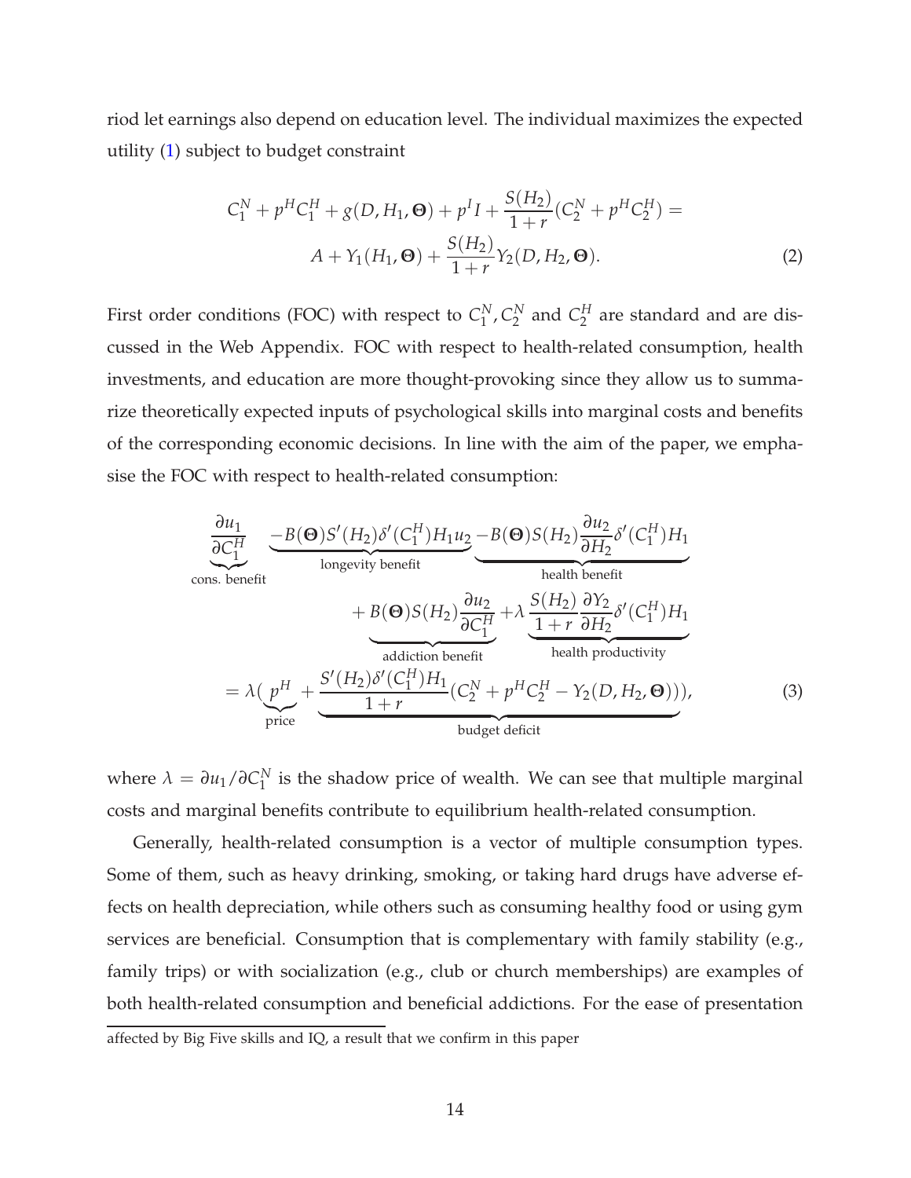riod let earnings also depend on education level. The individual maximizes the expected utility (1) subject to budget constraint

$$C_1^N + p^H C_1^H + g(D, H_1, \mathbf{\Theta}) + p^I I + \frac{S(H_2)}{1+r}(C_2^N + p^H C_2^H) = A + Y_1(H_1, \mathbf{\Theta}) + \frac{S(H_2)}{1+r} Y_2(D, H_2, \mathbf{\Theta}). \tag{2}$$

First order conditions (FOC) with respect to $C_1^N, C_2^N$ and $C_2^H$ are standard and are discussed in the Web Appendix. FOC with respect to health-related consumption, health investments, and education are more thought-provoking since they allow us to summarize theoretically expected inputs of psychological skills into marginal costs and benefits of the corresponding economic decisions. In line with the aim of the paper, we emphasise the FOC with respect to health-related consumption:

$$\begin{aligned}
&\underbrace{\frac{\partial u_1}{\partial C_1^H}}_{\text{cons. benefit}} \underbrace{-B(\mathbf{\Theta}) S'(H_2) \delta'(C_1^H) H_1 u_2}_{\text{longevity benefit}} \underbrace{-B(\mathbf{\Theta}) S(H_2) \frac{\partial u_2}{\partial H_2} \delta'(C_1^H) H_1}_{\text{health benefit}} \\
&\qquad + \underbrace{B(\mathbf{\Theta}) S(H_2) \frac{\partial u_2}{\partial C_1^H}}_{\text{addiction benefit}} + \lambda \underbrace{\frac{S(H_2)}{1+r} \frac{\partial Y_2}{\partial H_2} \delta'(C_1^H) H_1}_{\text{health productivity}} \\
&= \lambda(\underbrace{p^H}_{\text{price}} + \underbrace{\frac{S'(H_2)\delta'(C_1^H) H_1}{1+r}(C_2^N + p^H C_2^H - Y_2(D, H_2, \mathbf{\Theta}))}_{\text{budget deficit}}),
\end{aligned} \tag{3}$$

where $\lambda = \partial u_1 / \partial C_1^N$ is the shadow price of wealth. We can see that multiple marginal costs and marginal benefits contribute to equilibrium health-related consumption.

Generally, health-related consumption is a vector of multiple consumption types. Some of them, such as heavy drinking, smoking, or taking hard drugs have adverse effects on health depreciation, while others such as consuming healthy food or using gym services are beneficial. Consumption that is complementary with family stability (e.g., family trips) or with socialization (e.g., club or church memberships) are examples of both health-related consumption and beneficial addictions. For the ease of presentation

affected by Big Five skills and IQ, a result that we confirm in this paper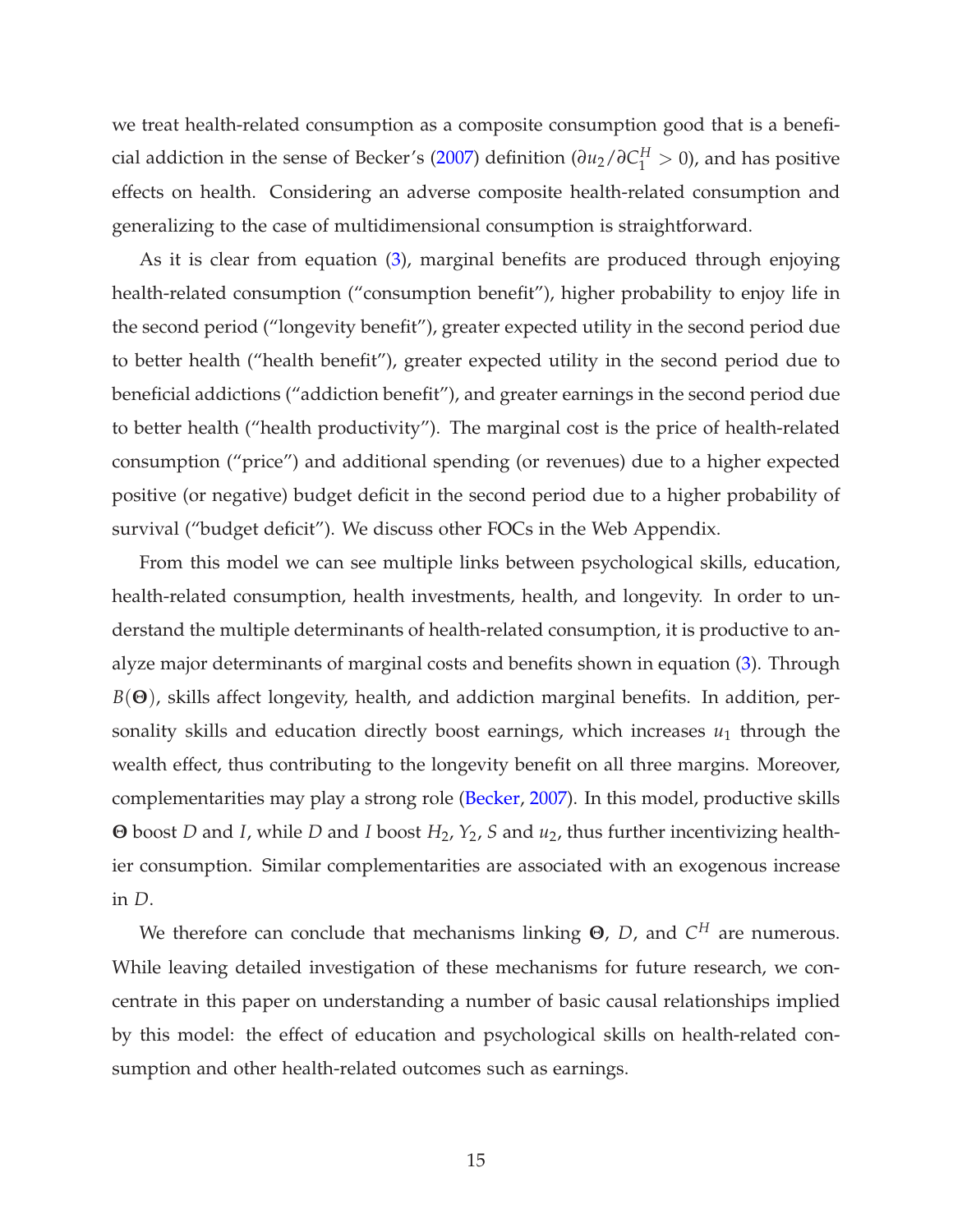we treat health-related consumption as a composite consumption good that is a beneficial addiction in the sense of Becker's (2007) definition ($\partial u_2 / \partial C_1^H > 0$), and has positive effects on health. Considering an adverse composite health-related consumption and generalizing to the case of multidimensional consumption is straightforward.

As it is clear from equation (3), marginal benefits are produced through enjoying health-related consumption ("consumption benefit"), higher probability to enjoy life in the second period ("longevity benefit"), greater expected utility in the second period due to better health ("health benefit"), greater expected utility in the second period due to beneficial addictions ("addiction benefit"), and greater earnings in the second period due to better health ("health productivity"). The marginal cost is the price of health-related consumption ("price") and additional spending (or revenues) due to a higher expected positive (or negative) budget deficit in the second period due to a higher probability of survival ("budget deficit"). We discuss other FOCs in the Web Appendix.

From this model we can see multiple links between psychological skills, education, health-related consumption, health investments, health, and longevity. In order to understand the multiple determinants of health-related consumption, it is productive to analyze major determinants of marginal costs and benefits shown in equation (3). Through $B(\mathbf{\Theta})$, skills affect longevity, health, and addiction marginal benefits. In addition, personality skills and education directly boost earnings, which increases $u_1$ through the wealth effect, thus contributing to the longevity benefit on all three margins. Moreover, complementarities may play a strong role (Becker, 2007). In this model, productive skills $\mathbf{\Theta}$ boost $D$ and $I$, while $D$ and $I$ boost $H_2$, $Y_2$, $S$ and $u_2$, thus further incentivizing healthier consumption. Similar complementarities are associated with an exogenous increase in $D$.

We therefore can conclude that mechanisms linking $\mathbf{\Theta}$, $D$, and $C^H$ are numerous. While leaving detailed investigation of these mechanisms for future research, we concentrate in this paper on understanding a number of basic causal relationships implied by this model: the effect of education and psychological skills on health-related consumption and other health-related outcomes such as earnings.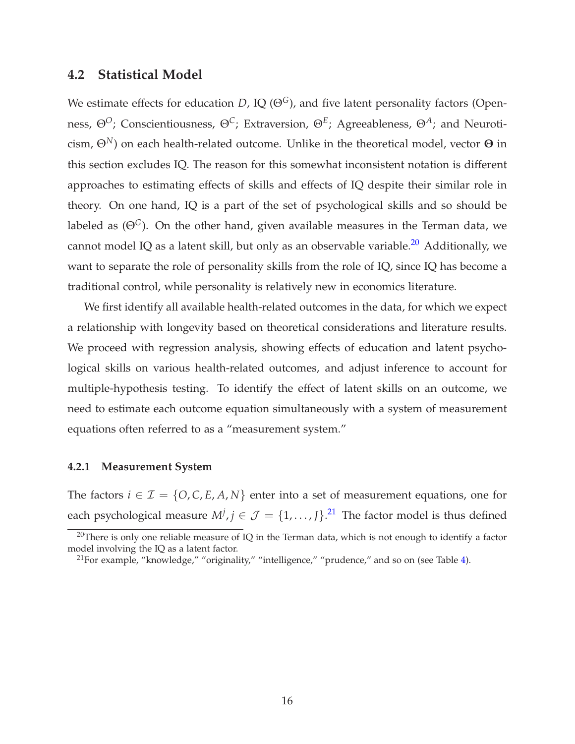## 4.2 Statistical Model

We estimate effects for education $D$, IQ ($\Theta^G$), and five latent personality factors (Openness, $\Theta^O$; Conscientiousness, $\Theta^C$; Extraversion, $\Theta^E$; Agreeableness, $\Theta^A$; and Neuroticism, $\Theta^N$) on each health-related outcome. Unlike in the theoretical model, vector $\mathbf{\Theta}$ in this section excludes IQ. The reason for this somewhat inconsistent notation is different approaches to estimating effects of skills and effects of IQ despite their similar role in theory. On one hand, IQ is a part of the set of psychological skills and so should be labeled as ($\Theta^G$). On the other hand, given available measures in the Terman data, we cannot model IQ as a latent skill, but only as an observable variable.[20] Additionally, we want to separate the role of personality skills from the role of IQ, since IQ has become a traditional control, while personality is relatively new in economics literature.

We first identify all available health-related outcomes in the data, for which we expect a relationship with longevity based on theoretical considerations and literature results. We proceed with regression analysis, showing effects of education and latent psychological skills on various health-related outcomes, and adjust inference to account for multiple-hypothesis testing. To identify the effect of latent skills on an outcome, we need to estimate each outcome equation simultaneously with a system of measurement equations often referred to as a "measurement system."

### 4.2.1 Measurement System

The factors $i \in \mathcal{I} = \{O, C, E, A, N\}$ enter into a set of measurement equations, one for each psychological measure $M^j, j \in \mathcal{J} = \{1, \ldots, J\}$.[21] The factor model is thus defined

[20] There is only one reliable measure of IQ in the Terman data, which is not enough to identify a factor model involving the IQ as a latent factor.

[21] For example, "knowledge," "originality," "intelligence," "prudence," and so on (see Table 4).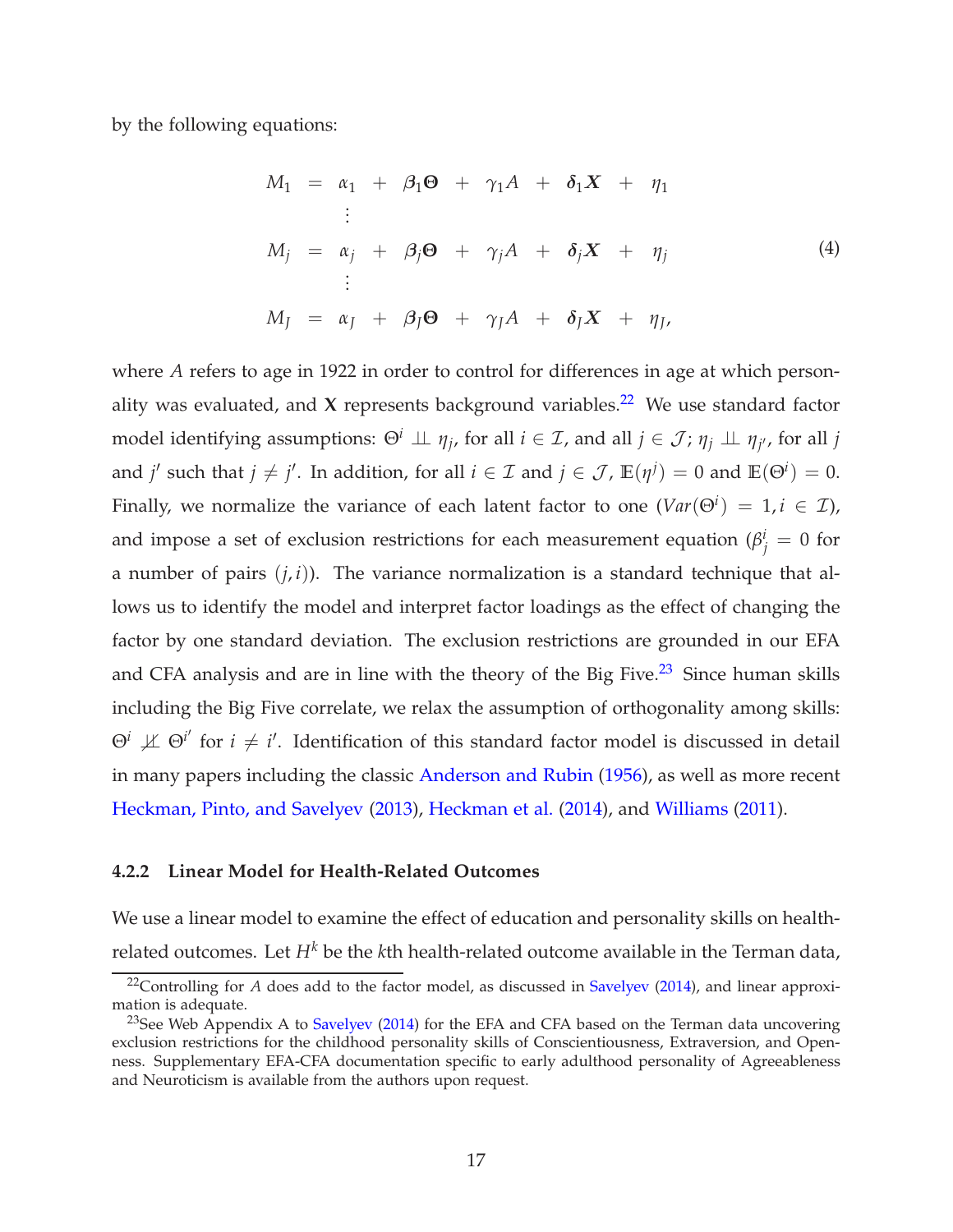by the following equations:

$$
\begin{aligned}
M_1 &= \alpha_1 + \boldsymbol{\beta}_1 \boldsymbol{\Theta} + \gamma_1 A + \boldsymbol{\delta}_1 \boldsymbol{X} + \eta_1 \\
&\vdots \\
M_j &= \alpha_j + \boldsymbol{\beta}_j \boldsymbol{\Theta} + \gamma_j A + \boldsymbol{\delta}_j \boldsymbol{X} + \eta_j \\
&\vdots \\
M_J &= \alpha_J + \boldsymbol{\beta}_J \boldsymbol{\Theta} + \gamma_J A + \boldsymbol{\delta}_J \boldsymbol{X} + \eta_J,
\end{aligned}
\tag{4}
$$

where $A$ refers to age in 1922 in order to control for differences in age at which personality was evaluated, and $\mathbf{X}$ represents background variables.[22] We use standard factor model identifying assumptions: $\Theta^i \perp\!\!\!\perp \eta_j$, for all $i \in \mathcal{I}$, and all $j \in \mathcal{J}$; $\eta_j \perp\!\!\!\perp \eta_{j'}$, for all $j$ and $j'$ such that $j \neq j'$. In addition, for all $i \in \mathcal{I}$ and $j \in \mathcal{J}$, $\mathbb{E}(\eta^j) = 0$ and $\mathbb{E}(\Theta^i) = 0$. Finally, we normalize the variance of each latent factor to one ($Var(\Theta^i) = 1, i \in \mathcal{I}$), and impose a set of exclusion restrictions for each measurement equation ($\beta^i_j = 0$ for a number of pairs $(j, i)$). The variance normalization is a standard technique that allows us to identify the model and interpret factor loadings as the effect of changing the factor by one standard deviation. The exclusion restrictions are grounded in our EFA and CFA analysis and are in line with the theory of the Big Five.[23] Since human skills including the Big Five correlate, we relax the assumption of orthogonality among skills: $\Theta^i \not\perp\!\!\!\perp \Theta^{i'}$ for $i \neq i'$. Identification of this standard factor model is discussed in detail in many papers including the classic Anderson and Rubin (1956), as well as more recent Heckman, Pinto, and Savelyev (2013), Heckman et al. (2014), and Williams (2011).

### 4.2.2 Linear Model for Health-Related Outcomes

We use a linear model to examine the effect of education and personality skills on health-related outcomes. Let $H^k$ be the $k$th health-related outcome available in the Terman data,

[22] Controlling for $A$ does add to the factor model, as discussed in Savelyev (2014), and linear approximation is adequate.

[23] See Web Appendix A to Savelyev (2014) for the EFA and CFA based on the Terman data uncovering exclusion restrictions for the childhood personality skills of Conscientiousness, Extraversion, and Openness. Supplementary EFA-CFA documentation specific to early adulthood personality of Agreeableness and Neuroticism is available from the authors upon request.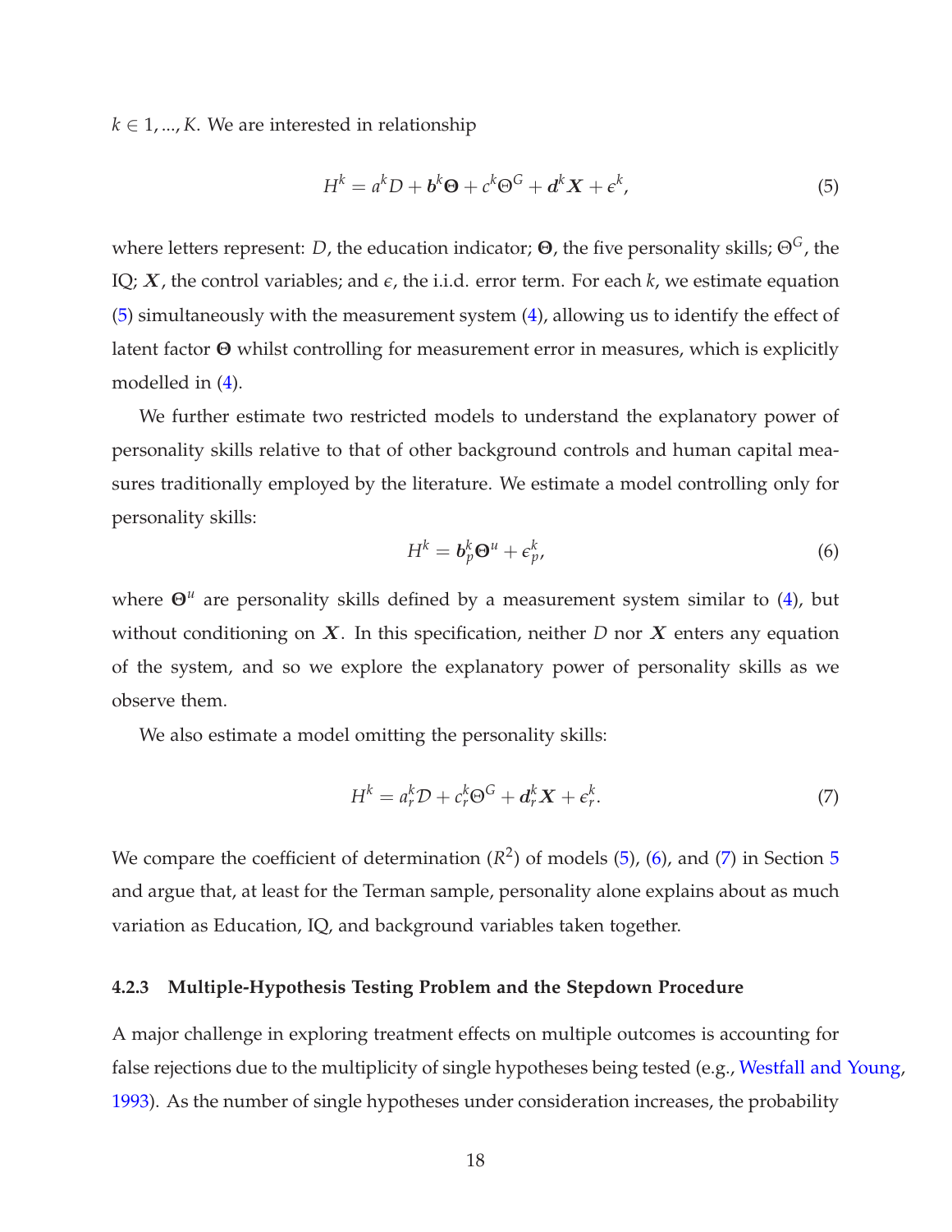$k \in 1, ..., K$. We are interested in relationship

$$H^k = a^k D + \boldsymbol{b}^k \boldsymbol{\Theta} + c^k \Theta^G + \boldsymbol{d}^k \boldsymbol{X} + \epsilon^k, \tag{5}$$

where letters represent: $D$, the education indicator; $\boldsymbol{\Theta}$, the five personality skills; $\Theta^G$, the IQ; $\boldsymbol{X}$, the control variables; and $\epsilon$, the i.i.d. error term. For each $k$, we estimate equation (5) simultaneously with the measurement system (4), allowing us to identify the effect of latent factor $\boldsymbol{\Theta}$ whilst controlling for measurement error in measures, which is explicitly modelled in (4).

We further estimate two restricted models to understand the explanatory power of personality skills relative to that of other background controls and human capital measures traditionally employed by the literature. We estimate a model controlling only for personality skills:

$$H^k = \boldsymbol{b}_p^k \boldsymbol{\Theta}^u + \epsilon_p^k, \tag{6}$$

where $\boldsymbol{\Theta}^u$ are personality skills defined by a measurement system similar to (4), but without conditioning on $\boldsymbol{X}$. In this specification, neither $D$ nor $\boldsymbol{X}$ enters any equation of the system, and so we explore the explanatory power of personality skills as we observe them.

We also estimate a model omitting the personality skills:

$$H^k = a_r^k \mathcal{D} + c_r^k \Theta^G + \boldsymbol{d}_r^k \boldsymbol{X} + \epsilon_r^k. \tag{7}$$

We compare the coefficient of determination ($R^2$) of models (5), (6), and (7) in Section 5 and argue that, at least for the Terman sample, personality alone explains about as much variation as Education, IQ, and background variables taken together.

#### 4.2.3 Multiple-Hypothesis Testing Problem and the Stepdown Procedure

A major challenge in exploring treatment effects on multiple outcomes is accounting for false rejections due to the multiplicity of single hypotheses being tested (e.g., Westfall and Young, 1993). As the number of single hypotheses under consideration increases, the probability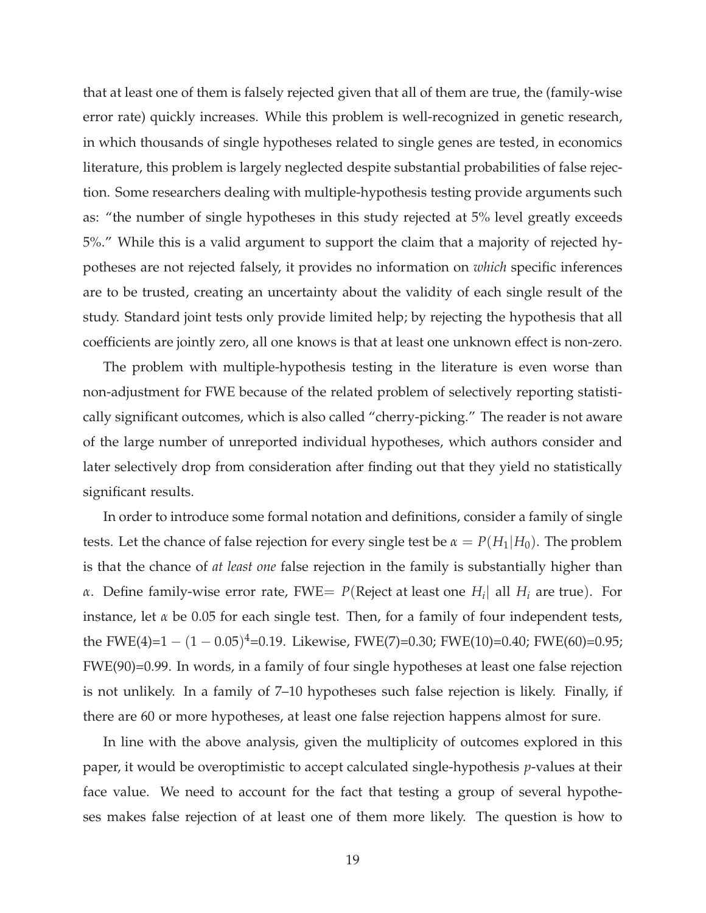that at least one of them is falsely rejected given that all of them are true, the (family-wise error rate) quickly increases. While this problem is well-recognized in genetic research, in which thousands of single hypotheses related to single genes are tested, in economics literature, this problem is largely neglected despite substantial probabilities of false rejection. Some researchers dealing with multiple-hypothesis testing provide arguments such as: "the number of single hypotheses in this study rejected at 5% level greatly exceeds 5%." While this is a valid argument to support the claim that a majority of rejected hypotheses are not rejected falsely, it provides no information on *which* specific inferences are to be trusted, creating an uncertainty about the validity of each single result of the study. Standard joint tests only provide limited help; by rejecting the hypothesis that all coefficients are jointly zero, all one knows is that at least one unknown effect is non-zero.

The problem with multiple-hypothesis testing in the literature is even worse than non-adjustment for FWE because of the related problem of selectively reporting statistically significant outcomes, which is also called "cherry-picking." The reader is not aware of the large number of unreported individual hypotheses, which authors consider and later selectively drop from consideration after finding out that they yield no statistically significant results.

In order to introduce some formal notation and definitions, consider a family of single tests. Let the chance of false rejection for every single test be $\alpha = P(H_1|H_0)$. The problem is that the chance of *at least one* false rejection in the family is substantially higher than $\alpha$. Define family-wise error rate, FWE$=$ $P(\text{Reject at least one } H_i| \text{ all } H_i \text{ are true})$. For instance, let $\alpha$ be 0.05 for each single test. Then, for a family of four independent tests, the FWE(4)$=1-(1-0.05)^4$=0.19. Likewise, FWE(7)=0.30; FWE(10)=0.40; FWE(60)=0.95; FWE(90)=0.99. In words, in a family of four single hypotheses at least one false rejection is not unlikely. In a family of 7–10 hypotheses such false rejection is likely. Finally, if there are 60 or more hypotheses, at least one false rejection happens almost for sure.

In line with the above analysis, given the multiplicity of outcomes explored in this paper, it would be overoptimistic to accept calculated single-hypothesis $p$-values at their face value. We need to account for the fact that testing a group of several hypotheses makes false rejection of at least one of them more likely. The question is how to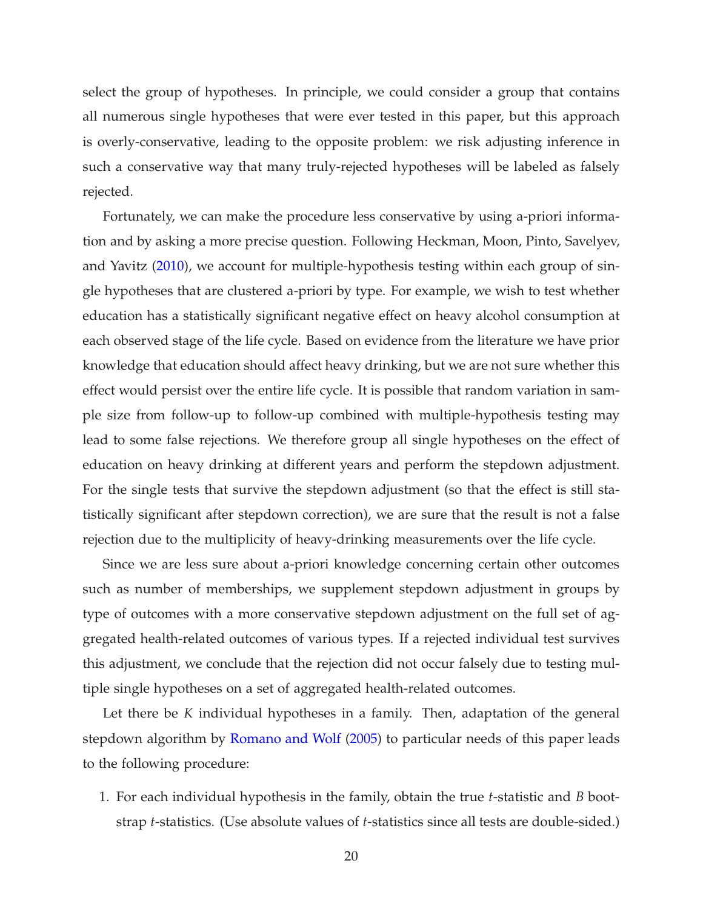select the group of hypotheses. In principle, we could consider a group that contains all numerous single hypotheses that were ever tested in this paper, but this approach is overly-conservative, leading to the opposite problem: we risk adjusting inference in such a conservative way that many truly-rejected hypotheses will be labeled as falsely rejected.

Fortunately, we can make the procedure less conservative by using a-priori information and by asking a more precise question. Following Heckman, Moon, Pinto, Savelyev, and Yavitz (2010), we account for multiple-hypothesis testing within each group of single hypotheses that are clustered a-priori by type. For example, we wish to test whether education has a statistically significant negative effect on heavy alcohol consumption at each observed stage of the life cycle. Based on evidence from the literature we have prior knowledge that education should affect heavy drinking, but we are not sure whether this effect would persist over the entire life cycle. It is possible that random variation in sample size from follow-up to follow-up combined with multiple-hypothesis testing may lead to some false rejections. We therefore group all single hypotheses on the effect of education on heavy drinking at different years and perform the stepdown adjustment. For the single tests that survive the stepdown adjustment (so that the effect is still statistically significant after stepdown correction), we are sure that the result is not a false rejection due to the multiplicity of heavy-drinking measurements over the life cycle.

Since we are less sure about a-priori knowledge concerning certain other outcomes such as number of memberships, we supplement stepdown adjustment in groups by type of outcomes with a more conservative stepdown adjustment on the full set of aggregated health-related outcomes of various types. If a rejected individual test survives this adjustment, we conclude that the rejection did not occur falsely due to testing multiple single hypotheses on a set of aggregated health-related outcomes.

Let there be $K$ individual hypotheses in a family. Then, adaptation of the general stepdown algorithm by Romano and Wolf (2005) to particular needs of this paper leads to the following procedure:

1. For each individual hypothesis in the family, obtain the true $t$-statistic and $B$ bootstrap $t$-statistics. (Use absolute values of $t$-statistics since all tests are double-sided.)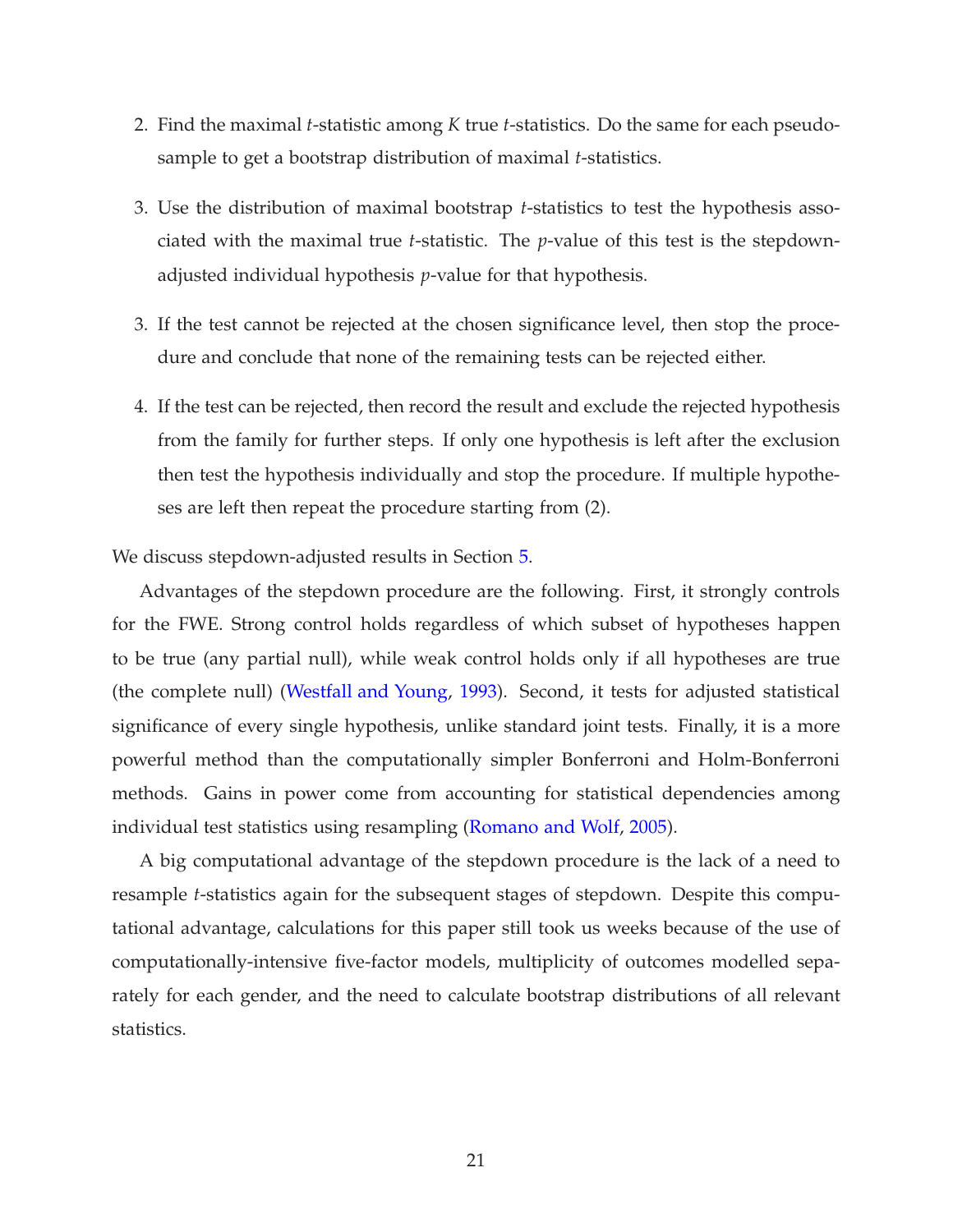2. Find the maximal $t$-statistic among $K$ true $t$-statistics. Do the same for each pseudo-sample to get a bootstrap distribution of maximal $t$-statistics.

3. Use the distribution of maximal bootstrap $t$-statistics to test the hypothesis associated with the maximal true $t$-statistic. The $p$-value of this test is the stepdown-adjusted individual hypothesis $p$-value for that hypothesis.

3. If the test cannot be rejected at the chosen significance level, then stop the procedure and conclude that none of the remaining tests can be rejected either.

4. If the test can be rejected, then record the result and exclude the rejected hypothesis from the family for further steps. If only one hypothesis is left after the exclusion then test the hypothesis individually and stop the procedure. If multiple hypotheses are left then repeat the procedure starting from (2).

We discuss stepdown-adjusted results in Section 5.

Advantages of the stepdown procedure are the following. First, it strongly controls for the FWE. Strong control holds regardless of which subset of hypotheses happen to be true (any partial null), while weak control holds only if all hypotheses are true (the complete null) (Westfall and Young, 1993). Second, it tests for adjusted statistical significance of every single hypothesis, unlike standard joint tests. Finally, it is a more powerful method than the computationally simpler Bonferroni and Holm-Bonferroni methods. Gains in power come from accounting for statistical dependencies among individual test statistics using resampling (Romano and Wolf, 2005).

A big computational advantage of the stepdown procedure is the lack of a need to resample $t$-statistics again for the subsequent stages of stepdown. Despite this computational advantage, calculations for this paper still took us weeks because of the use of computationally-intensive five-factor models, multiplicity of outcomes modelled separately for each gender, and the need to calculate bootstrap distributions of all relevant statistics.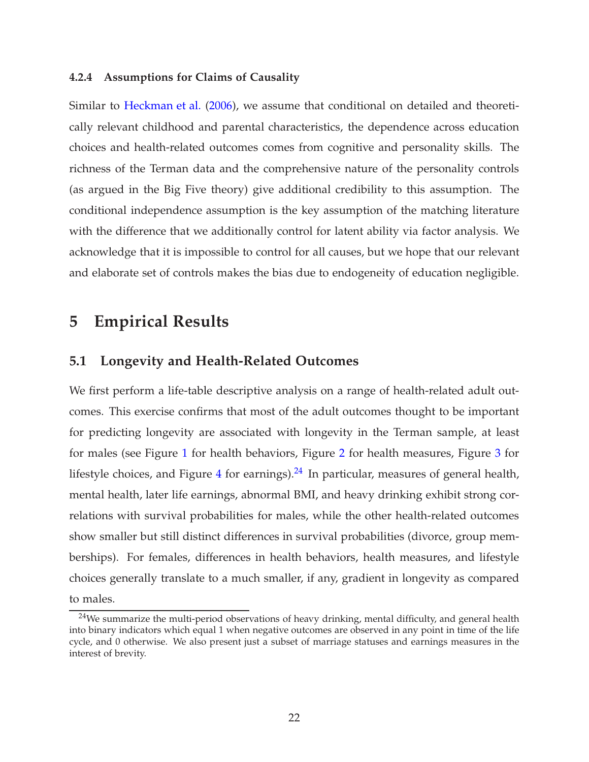#### 4.2.4 Assumptions for Claims of Causality

Similar to Heckman et al. (2006), we assume that conditional on detailed and theoretically relevant childhood and parental characteristics, the dependence across education choices and health-related outcomes comes from cognitive and personality skills. The richness of the Terman data and the comprehensive nature of the personality controls (as argued in the Big Five theory) give additional credibility to this assumption. The conditional independence assumption is the key assumption of the matching literature with the difference that we additionally control for latent ability via factor analysis. We acknowledge that it is impossible to control for all causes, but we hope that our relevant and elaborate set of controls makes the bias due to endogeneity of education negligible.

# 5 Empirical Results

## 5.1 Longevity and Health-Related Outcomes

We first perform a life-table descriptive analysis on a range of health-related adult outcomes. This exercise confirms that most of the adult outcomes thought to be important for predicting longevity are associated with longevity in the Terman sample, at least for males (see Figure 1 for health behaviors, Figure 2 for health measures, Figure 3 for lifestyle choices, and Figure 4 for earnings).[24] In particular, measures of general health, mental health, later life earnings, abnormal BMI, and heavy drinking exhibit strong correlations with survival probabilities for males, while the other health-related outcomes show smaller but still distinct differences in survival probabilities (divorce, group memberships). For females, differences in health behaviors, health measures, and lifestyle choices generally translate to a much smaller, if any, gradient in longevity as compared to males.

[24] We summarize the multi-period observations of heavy drinking, mental difficulty, and general health into binary indicators which equal 1 when negative outcomes are observed in any point in time of the life cycle, and 0 otherwise. We also present just a subset of marriage statuses and earnings measures in the interest of brevity.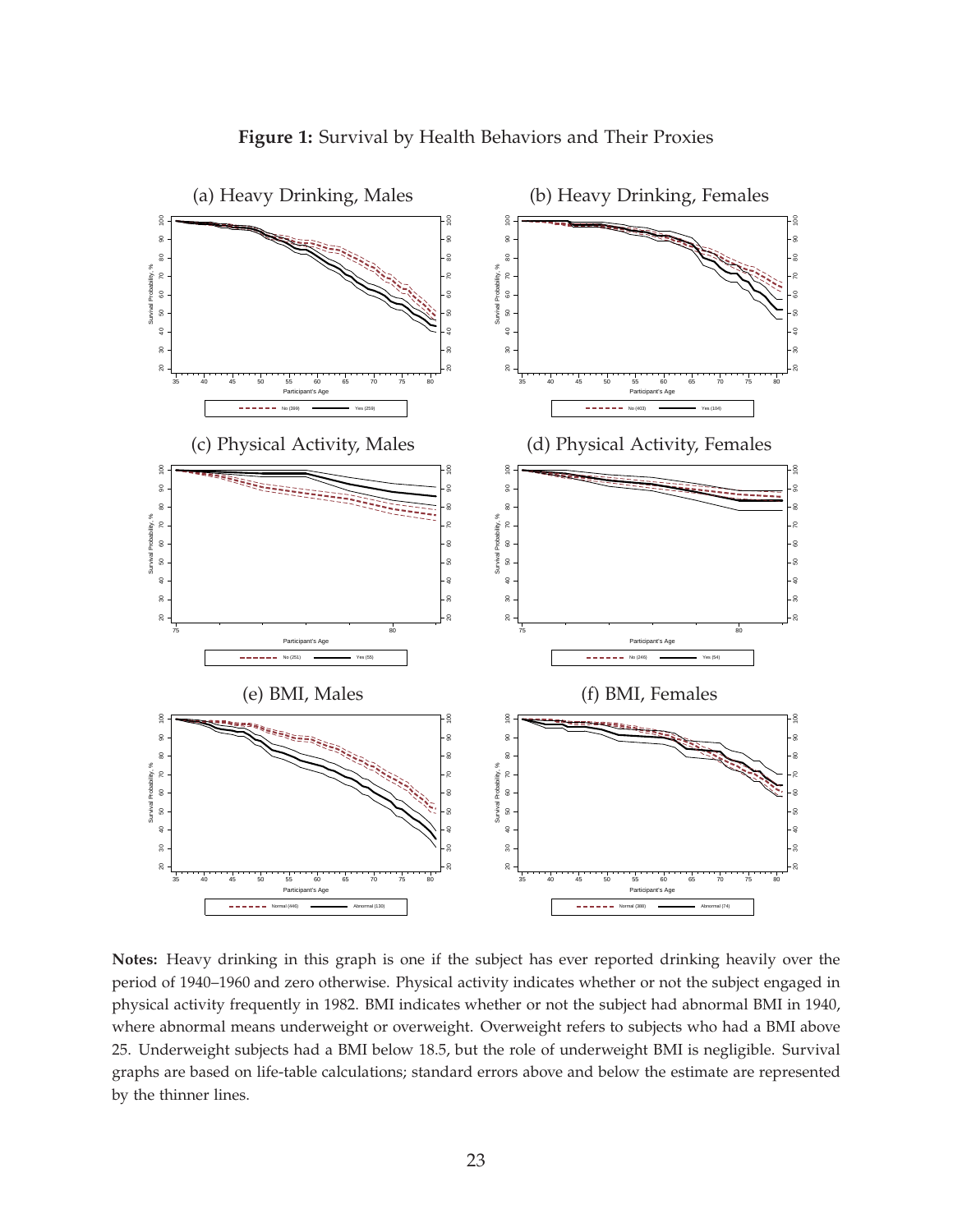**Figure 1:** Survival by Health Behaviors and Their Proxies

(a) Heavy Drinking, Males

(b) Heavy Drinking, Females

(c) Physical Activity, Males

(d) Physical Activity, Females

(e) BMI, Males

(f) BMI, Females

**Notes:** Heavy drinking in this graph is one if the subject has ever reported drinking heavily over the period of 1940–1960 and zero otherwise. Physical activity indicates whether or not the subject engaged in physical activity frequently in 1982. BMI indicates whether or not the subject had abnormal BMI in 1940, where abnormal means underweight or overweight. Overweight refers to subjects who had a BMI above 25. Underweight subjects had a BMI below 18.5, but the role of underweight BMI is negligible. Survival graphs are based on life-table calculations; standard errors above and below the estimate are represented by the thinner lines.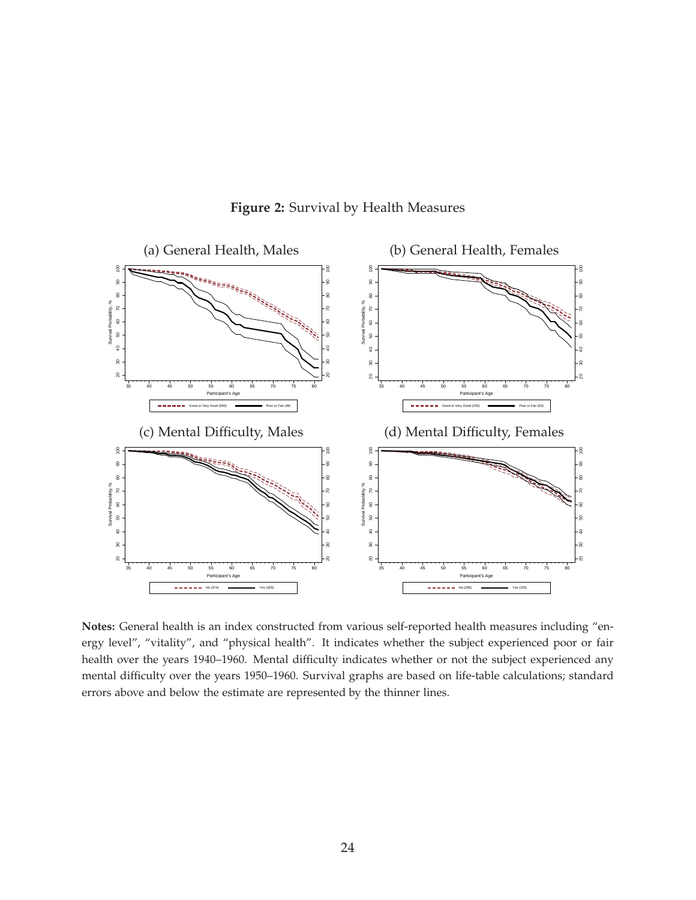**Figure 2:** Survival by Health Measures

(a) General Health, Males

(b) General Health, Females

(c) Mental Difficulty, Males

(d) Mental Difficulty, Females

**Notes:** General health is an index constructed from various self-reported health measures including "energy level", "vitality", and "physical health". It indicates whether the subject experienced poor or fair health over the years 1940–1960. Mental difficulty indicates whether or not the subject experienced any mental difficulty over the years 1950–1960. Survival graphs are based on life-table calculations; standard errors above and below the estimate are represented by the thinner lines.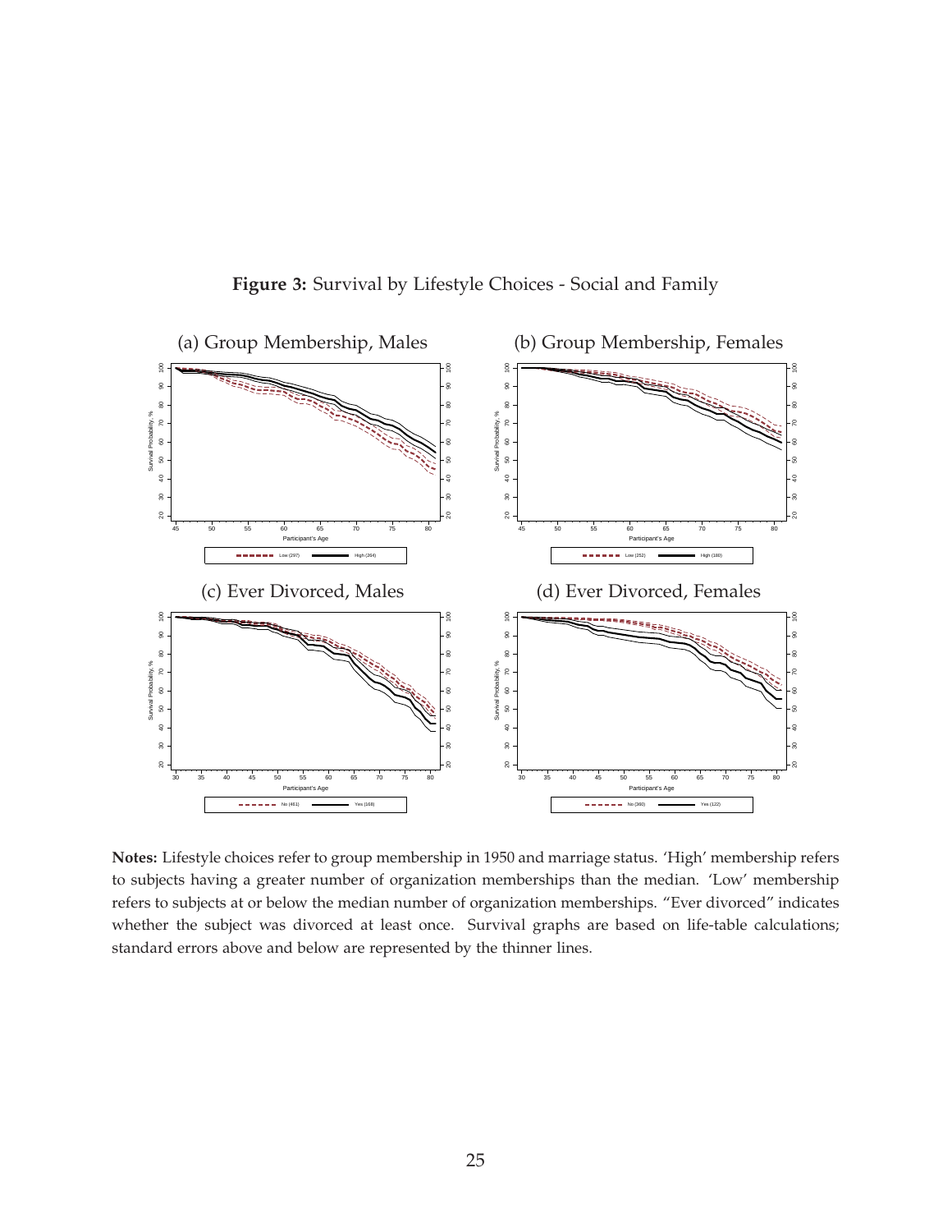**Figure 3:** Survival by Lifestyle Choices - Social and Family

(a) Group Membership, Males

(b) Group Membership, Females

(c) Ever Divorced, Males

(d) Ever Divorced, Females

**Notes:** Lifestyle choices refer to group membership in 1950 and marriage status. 'High' membership refers to subjects having a greater number of organization memberships than the median. 'Low' membership refers to subjects at or below the median number of organization memberships. "Ever divorced" indicates whether the subject was divorced at least once. Survival graphs are based on life-table calculations; standard errors above and below are represented by the thinner lines.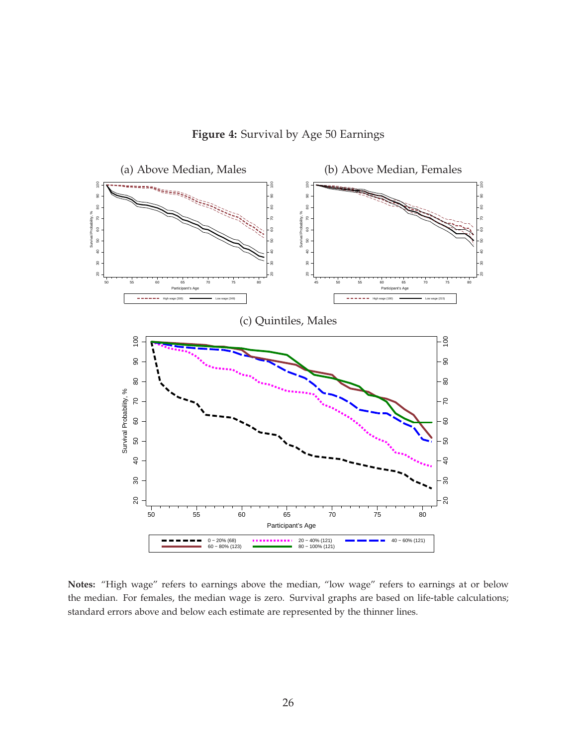**Figure 4:** Survival by Age 50 Earnings

(a) Above Median, Males

(b) Above Median, Females

(c) Quintiles, Males

**Notes:** "High wage" refers to earnings above the median, "low wage" refers to earnings at or below the median. For females, the median wage is zero. Survival graphs are based on life-table calculations; standard errors above and below each estimate are represented by the thinner lines.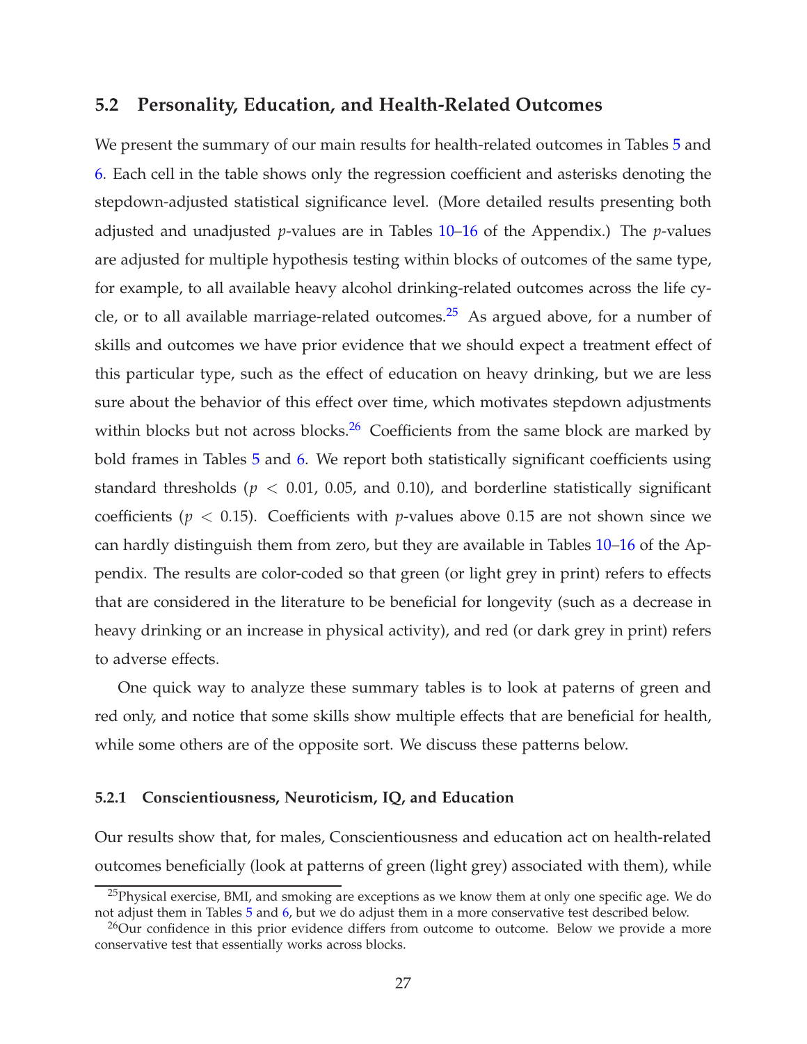## 5.2 Personality, Education, and Health-Related Outcomes

We present the summary of our main results for health-related outcomes in Tables 5 and 6. Each cell in the table shows only the regression coefficient and asterisks denoting the stepdown-adjusted statistical significance level. (More detailed results presenting both adjusted and unadjusted $p$-values are in Tables 10–16 of the Appendix.) The $p$-values are adjusted for multiple hypothesis testing within blocks of outcomes of the same type, for example, to all available heavy alcohol drinking-related outcomes across the life cycle, or to all available marriage-related outcomes.[25] As argued above, for a number of skills and outcomes we have prior evidence that we should expect a treatment effect of this particular type, such as the effect of education on heavy drinking, but we are less sure about the behavior of this effect over time, which motivates stepdown adjustments within blocks but not across blocks.[26] Coefficients from the same block are marked by bold frames in Tables 5 and 6. We report both statistically significant coefficients using standard thresholds ($p < 0.01$, 0.05, and 0.10), and borderline statistically significant coefficients ($p < 0.15$). Coefficients with $p$-values above 0.15 are not shown since we can hardly distinguish them from zero, but they are available in Tables 10–16 of the Appendix. The results are color-coded so that green (or light grey in print) refers to effects that are considered in the literature to be beneficial for longevity (such as a decrease in heavy drinking or an increase in physical activity), and red (or dark grey in print) refers to adverse effects.

One quick way to analyze these summary tables is to look at paterns of green and red only, and notice that some skills show multiple effects that are beneficial for health, while some others are of the opposite sort. We discuss these patterns below.

### 5.2.1 Conscientiousness, Neuroticism, IQ, and Education

Our results show that, for males, Conscientiousness and education act on health-related outcomes beneficially (look at patterns of green (light grey) associated with them), while

[25] Physical exercise, BMI, and smoking are exceptions as we know them at only one specific age. We do not adjust them in Tables 5 and 6, but we do adjust them in a more conservative test described below.

[26] Our confidence in this prior evidence differs from outcome to outcome. Below we provide a more conservative test that essentially works across blocks.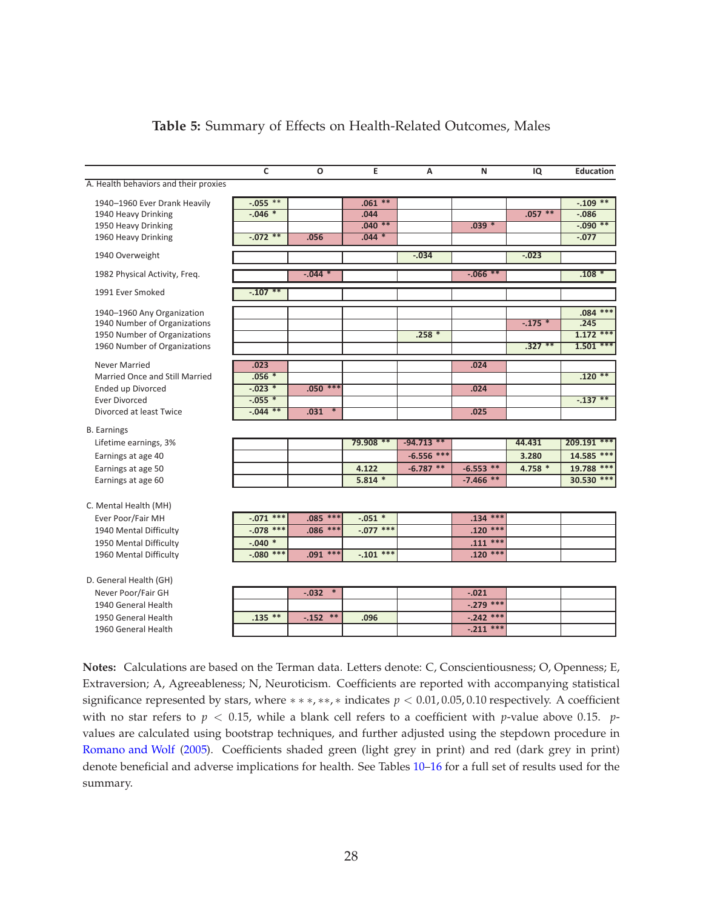**Table 5:** Summary of Effects on Health-Related Outcomes, Males

| | C | O | E | A | N | IQ | Education |
|---|---|---|---|---|---|---|---|
| A. Health behaviors and their proxies | | | | | | | |
| 1940–1960 Ever Drank Heavily | -.055 ** | | .061 ** | | | | -.109 ** |
| 1940 Heavy Drinking | -.046 * | | .044 | | | .057 ** | -.086 |
| 1950 Heavy Drinking | | | .040 ** | | .039 * | | -.090 ** |
| 1960 Heavy Drinking | -.072 ** | .056 | .044 * | | | | -.077 |
| 1940 Overweight | | | | -.034 | | -.023 | |
| 1982 Physical Activity, Freq. | | -.044 * | | | -.066 ** | | .108 * |
| 1991 Ever Smoked | -.107 ** | | | | | | |
| 1940–1960 Any Organization | | | | | | | .084 *** |
| 1940 Number of Organizations | | | | | | -.175 * | .245 |
| 1950 Number of Organizations | | | | .258 * | | | 1.172 *** |
| 1960 Number of Organizations | | | | | | .327 ** | 1.501 *** |
| Never Married | .023 | | | | .024 | | |
| Married Once and Still Married | .056 * | | | | | | .120 ** |
| Ended up Divorced | -.023 * | .050 *** | | | .024 | | |
| Ever Divorced | -.055 * | | | | | | -.137 ** |
| Divorced at least Twice | -.044 ** | .031 * | | | .025 | | |
| B. Earnings | | | | | | | |
| Lifetime earnings, 3% | | | 79.908 ** | -94.713 ** | | 44.431 | 209.191 *** |
| Earnings at age 40 | | | | -6.556 *** | | 3.280 | 14.585 *** |
| Earnings at age 50 | | | 4.122 | -6.787 ** | -6.553 ** | 4.758 * | 19.788 *** |
| Earnings at age 60 | | | 5.814 * | | -7.466 ** | | 30.530 *** |
| C. Mental Health (MH) | | | | | | | |
| Ever Poor/Fair MH | -.071 *** | .085 *** | -.051 * | | .134 *** | | |
| 1940 Mental Difficulty | -.078 *** | .086 *** | -.077 *** | | .120 *** | | |
| 1950 Mental Difficulty | -.040 * | | | | .111 *** | | |
| 1960 Mental Difficulty | -.080 *** | .091 *** | -.101 *** | | .120 *** | | |
| D. General Health (GH) | | | | | | | |
| Never Poor/Fair GH | | -.032 * | | | -.021 | | |
| 1940 General Health | | | | | -.279 *** | | |
| 1950 General Health | .135 ** | -.152 ** | .096 | | -.242 *** | | |
| 1960 General Health | | | | | -.211 *** | | |

**Notes:** Calculations are based on the Terman data. Letters denote: C, Conscientiousness; O, Openness; E, Extraversion; A, Agreeableness; N, Neuroticism. Coefficients are reported with accompanying statistical significance represented by stars, where $***, **, *$ indicates $p < 0.01, 0.05, 0.10$ respectively. A coefficient with no star refers to $p < 0.15$, while a blank cell refers to a coefficient with $p$-value above 0.15. $p$-values are calculated using bootstrap techniques, and further adjusted using the stepdown procedure in Romano and Wolf (2005). Coefficients shaded green (light grey in print) and red (dark grey in print) denote beneficial and adverse implications for health. See Tables 10–16 for a full set of results used for the summary.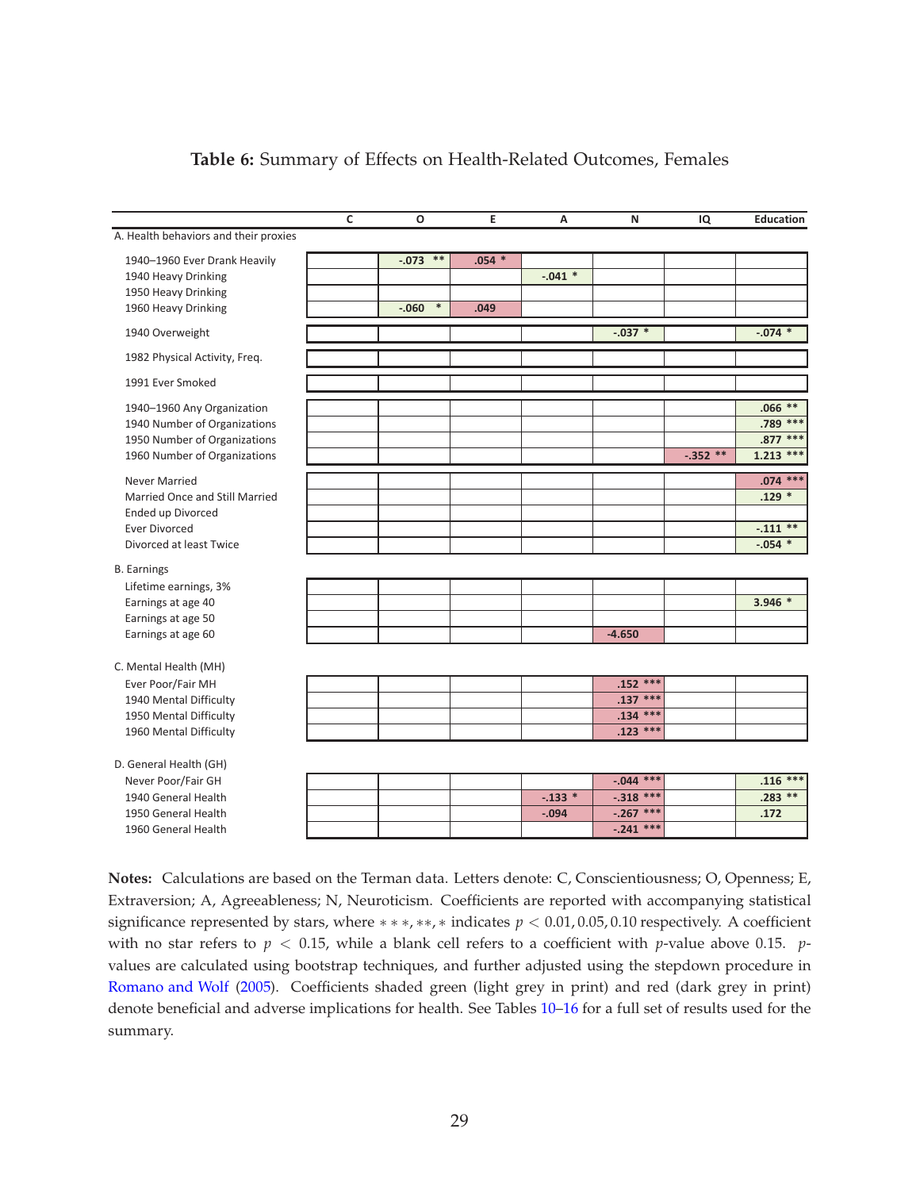**Table 6:** Summary of Effects on Health-Related Outcomes, Females

| | C | O | E | A | N | IQ | Education |
|---|---|---|---|---|---|---|---|
| A. Health behaviors and their proxies | | | | | | | |
| 1940–1960 Ever Drank Heavily | | -.073 ** | .054 * | | | | |
| 1940 Heavy Drinking | | | | -.041 * | | | |
| 1950 Heavy Drinking | | | | | | | |
| 1960 Heavy Drinking | | -.060 * | .049 | | | | |
| 1940 Overweight | | | | | -.037 * | | -.074 * |
| 1982 Physical Activity, Freq. | | | | | | | |
| 1991 Ever Smoked | | | | | | | |
| 1940–1960 Any Organization | | | | | | | .066 ** |
| 1940 Number of Organizations | | | | | | | .789 *** |
| 1950 Number of Organizations | | | | | | | .877 *** |
| 1960 Number of Organizations | | | | | | -.352 ** | 1.213 *** |
| Never Married | | | | | | | .074 *** |
| Married Once and Still Married | | | | | | | .129 * |
| Ended up Divorced | | | | | | | |
| Ever Divorced | | | | | | | -.111 ** |
| Divorced at least Twice | | | | | | | -.054 * |
| B. Earnings | | | | | | | |
| Lifetime earnings, 3% | | | | | | | |
| Earnings at age 40 | | | | | | | 3.946 * |
| Earnings at age 50 | | | | | | | |
| Earnings at age 60 | | | | | -4.650 | | |
| C. Mental Health (MH) | | | | | | | |
| Ever Poor/Fair MH | | | | | .152 *** | | |
| 1940 Mental Difficulty | | | | | .137 *** | | |
| 1950 Mental Difficulty | | | | | .134 *** | | |
| 1960 Mental Difficulty | | | | | .123 *** | | |
| D. General Health (GH) | | | | | | | |
| Never Poor/Fair GH | | | | | -.044 *** | | .116 *** |
| 1940 General Health | | | | -.133 * | -.318 *** | | .283 ** |
| 1950 General Health | | | | -.094 | -.267 *** | | .172 |
| 1960 General Health | | | | | -.241 *** | | |

**Notes:** Calculations are based on the Terman data. Letters denote: C, Conscientiousness; O, Openness; E, Extraversion; A, Agreeableness; N, Neuroticism. Coefficients are reported with accompanying statistical significance represented by stars, where $***, **, *$ indicates $p < 0.01, 0.05, 0.10$ respectively. A coefficient with no star refers to $p < 0.15$, while a blank cell refers to a coefficient with $p$-value above 0.15. $p$-values are calculated using bootstrap techniques, and further adjusted using the stepdown procedure in Romano and Wolf (2005). Coefficients shaded green (light grey in print) and red (dark grey in print) denote beneficial and adverse implications for health. See Tables 10–16 for a full set of results used for the summary.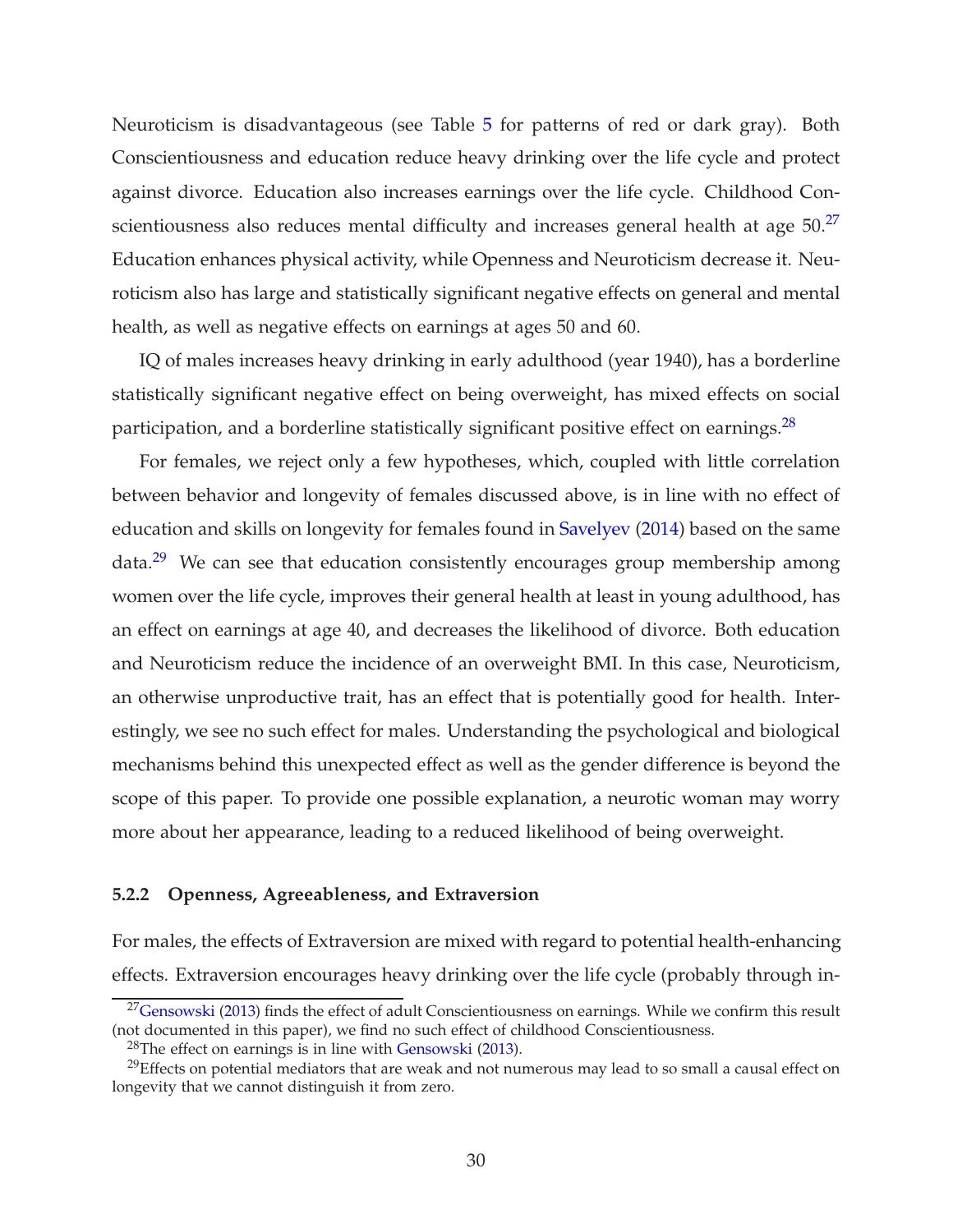Neuroticism is disadvantageous (see Table 5 for patterns of red or dark gray). Both Conscientiousness and education reduce heavy drinking over the life cycle and protect against divorce. Education also increases earnings over the life cycle. Childhood Conscientiousness also reduces mental difficulty and increases general health at age 50.[27] Education enhances physical activity, while Openness and Neuroticism decrease it. Neuroticism also has large and statistically significant negative effects on general and mental health, as well as negative effects on earnings at ages 50 and 60.

IQ of males increases heavy drinking in early adulthood (year 1940), has a borderline statistically significant negative effect on being overweight, has mixed effects on social participation, and a borderline statistically significant positive effect on earnings.[28]

For females, we reject only a few hypotheses, which, coupled with little correlation between behavior and longevity of females discussed above, is in line with no effect of education and skills on longevity for females found in Savelyev (2014) based on the same data.[29] We can see that education consistently encourages group membership among women over the life cycle, improves their general health at least in young adulthood, has an effect on earnings at age 40, and decreases the likelihood of divorce. Both education and Neuroticism reduce the incidence of an overweight BMI. In this case, Neuroticism, an otherwise unproductive trait, has an effect that is potentially good for health. Interestingly, we see no such effect for males. Understanding the psychological and biological mechanisms behind this unexpected effect as well as the gender difference is beyond the scope of this paper. To provide one possible explanation, a neurotic woman may worry more about her appearance, leading to a reduced likelihood of being overweight.

#### 5.2.2 Openness, Agreeableness, and Extraversion

For males, the effects of Extraversion are mixed with regard to potential health-enhancing effects. Extraversion encourages heavy drinking over the life cycle (probably through in-

[27] Gensowski (2013) finds the effect of adult Conscientiousness on earnings. While we confirm this result (not documented in this paper), we find no such effect of childhood Conscientiousness.

[28] The effect on earnings is in line with Gensowski (2013).

[29] Effects on potential mediators that are weak and not numerous may lead to so small a causal effect on longevity that we cannot distinguish it from zero.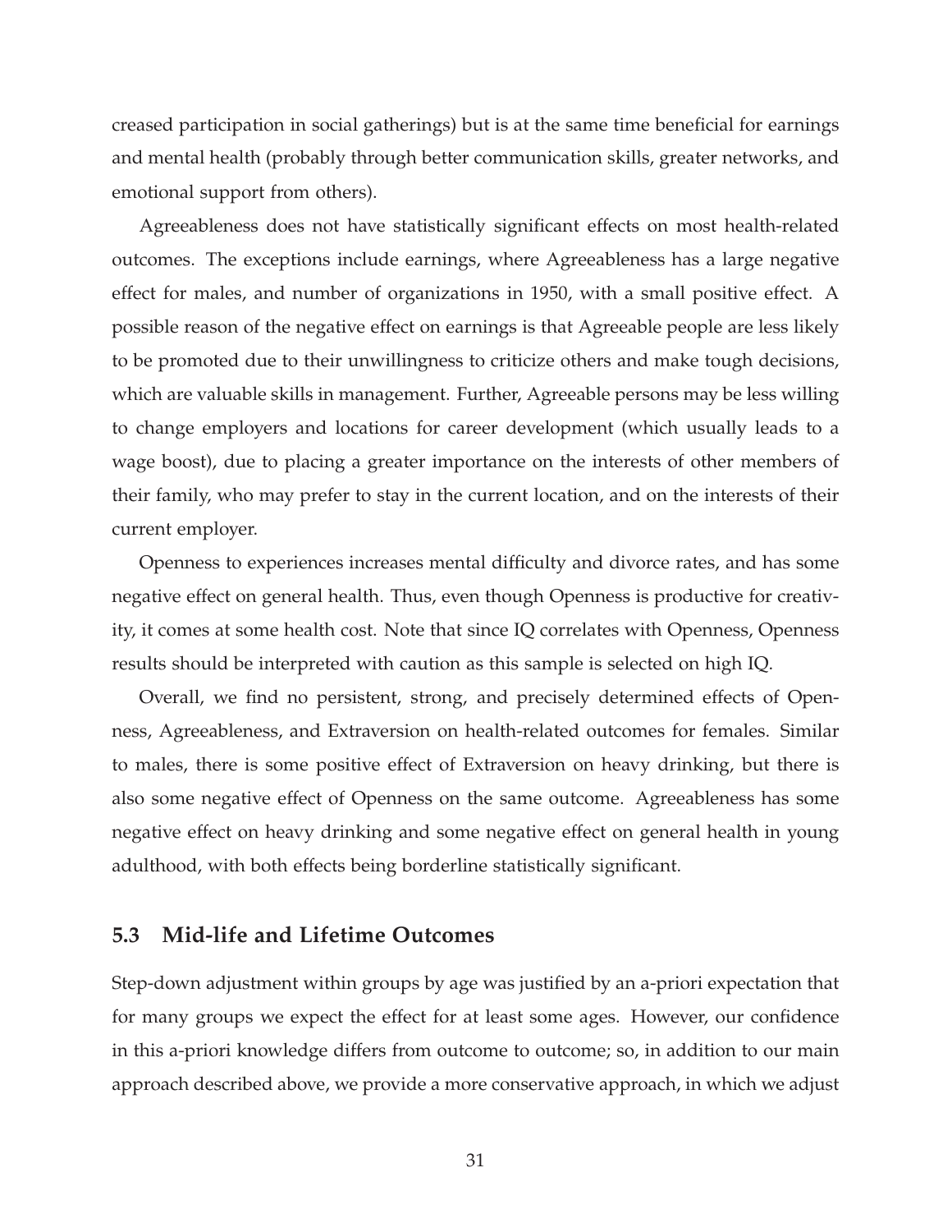creased participation in social gatherings) but is at the same time beneficial for earnings and mental health (probably through better communication skills, greater networks, and emotional support from others).

Agreeableness does not have statistically significant effects on most health-related outcomes. The exceptions include earnings, where Agreeableness has a large negative effect for males, and number of organizations in 1950, with a small positive effect. A possible reason of the negative effect on earnings is that Agreeable people are less likely to be promoted due to their unwillingness to criticize others and make tough decisions, which are valuable skills in management. Further, Agreeable persons may be less willing to change employers and locations for career development (which usually leads to a wage boost), due to placing a greater importance on the interests of other members of their family, who may prefer to stay in the current location, and on the interests of their current employer.

Openness to experiences increases mental difficulty and divorce rates, and has some negative effect on general health. Thus, even though Openness is productive for creativity, it comes at some health cost. Note that since IQ correlates with Openness, Openness results should be interpreted with caution as this sample is selected on high IQ.

Overall, we find no persistent, strong, and precisely determined effects of Openness, Agreeableness, and Extraversion on health-related outcomes for females. Similar to males, there is some positive effect of Extraversion on heavy drinking, but there is also some negative effect of Openness on the same outcome. Agreeableness has some negative effect on heavy drinking and some negative effect on general health in young adulthood, with both effects being borderline statistically significant.

### 5.3 Mid-life and Lifetime Outcomes

Step-down adjustment within groups by age was justified by an a-priori expectation that for many groups we expect the effect for at least some ages. However, our confidence in this a-priori knowledge differs from outcome to outcome; so, in addition to our main approach described above, we provide a more conservative approach, in which we adjust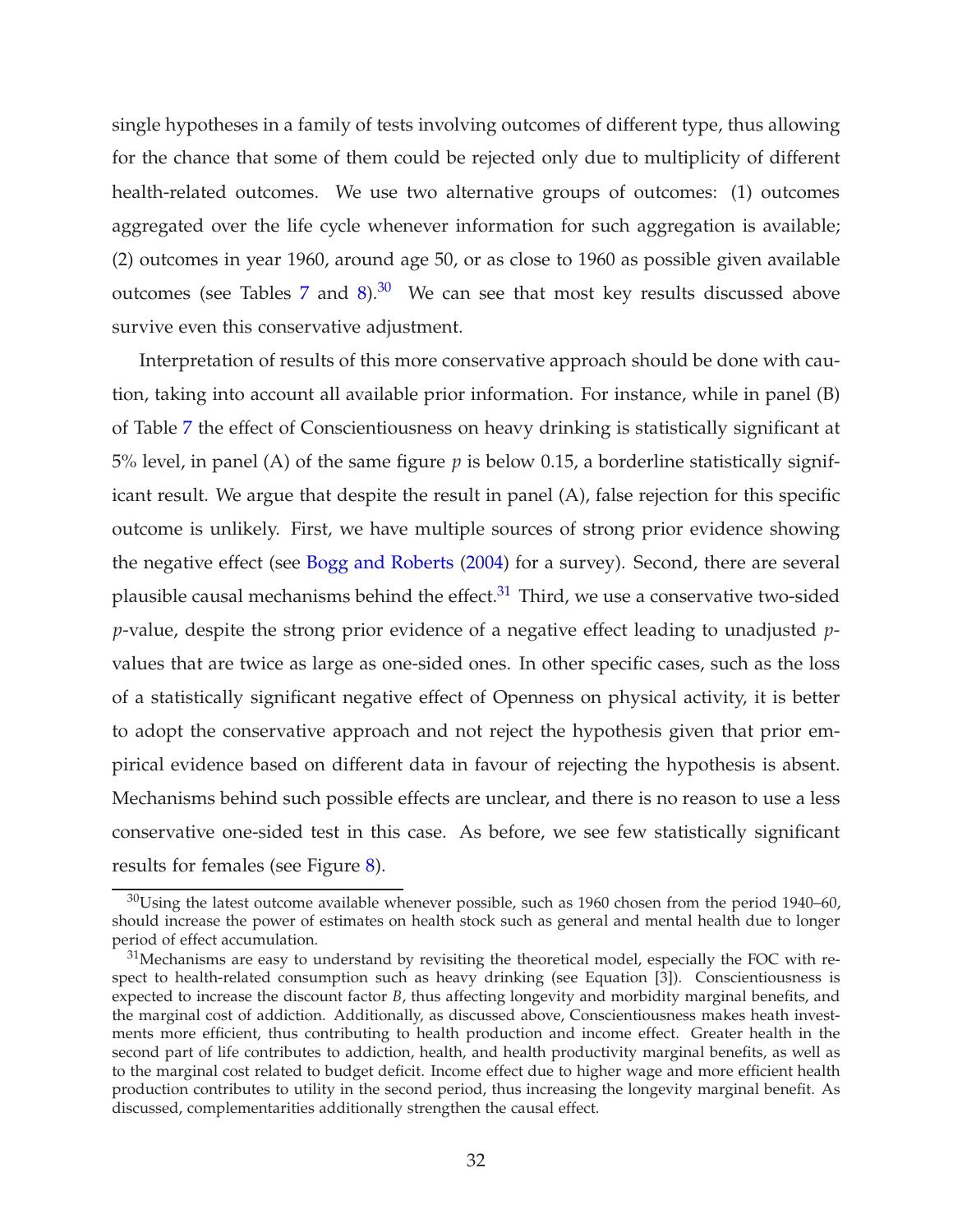single hypotheses in a family of tests involving outcomes of different type, thus allowing for the chance that some of them could be rejected only due to multiplicity of different health-related outcomes. We use two alternative groups of outcomes: (1) outcomes aggregated over the life cycle whenever information for such aggregation is available; (2) outcomes in year 1960, around age 50, or as close to 1960 as possible given available outcomes (see Tables 7 and 8).[30] We can see that most key results discussed above survive even this conservative adjustment.

Interpretation of results of this more conservative approach should be done with caution, taking into account all available prior information. For instance, while in panel (B) of Table 7 the effect of Conscientiousness on heavy drinking is statistically significant at 5% level, in panel (A) of the same figure $p$ is below 0.15, a borderline statistically significant result. We argue that despite the result in panel (A), false rejection for this specific outcome is unlikely. First, we have multiple sources of strong prior evidence showing the negative effect (see Bogg and Roberts (2004) for a survey). Second, there are several plausible causal mechanisms behind the effect.[31] Third, we use a conservative two-sided $p$-value, despite the strong prior evidence of a negative effect leading to unadjusted $p$-values that are twice as large as one-sided ones. In other specific cases, such as the loss of a statistically significant negative effect of Openness on physical activity, it is better to adopt the conservative approach and not reject the hypothesis given that prior empirical evidence based on different data in favour of rejecting the hypothesis is absent. Mechanisms behind such possible effects are unclear, and there is no reason to use a less conservative one-sided test in this case. As before, we see few statistically significant results for females (see Figure 8).

[30] Using the latest outcome available whenever possible, such as 1960 chosen from the period 1940–60, should increase the power of estimates on health stock such as general and mental health due to longer period of effect accumulation.

[31] Mechanisms are easy to understand by revisiting the theoretical model, especially the FOC with respect to health-related consumption such as heavy drinking (see Equation [3]). Conscientiousness is expected to increase the discount factor $B$, thus affecting longevity and morbidity marginal benefits, and the marginal cost of addiction. Additionally, as discussed above, Conscientiousness makes heath investments more efficient, thus contributing to health production and income effect. Greater health in the second part of life contributes to addiction, health, and health productivity marginal benefits, as well as to the marginal cost related to budget deficit. Income effect due to higher wage and more efficient health production contributes to utility in the second period, thus increasing the longevity marginal benefit. As discussed, complementarities additionally strengthen the causal effect.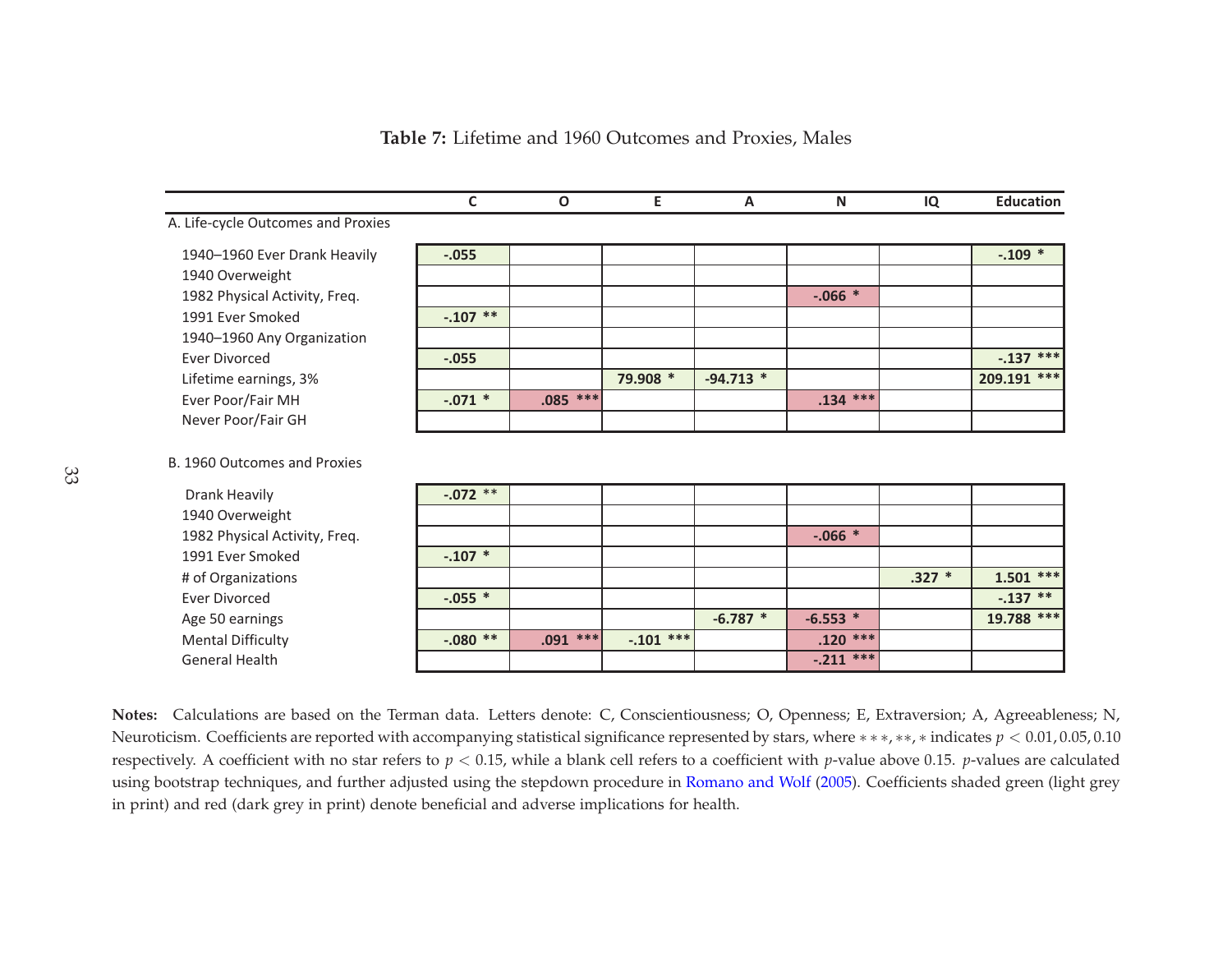**Table 7:** Lifetime and 1960 Outcomes and Proxies, Males

| | C | O | E | A | N | IQ | Education |
|---|---|---|---|---|---|---|---|
| A. Life-cycle Outcomes and Proxies | | | | | | | |
| 1940–1960 Ever Drank Heavily | -.055 | | | | | | -.109 * |
| 1940 Overweight | | | | | | | |
| 1982 Physical Activity, Freq. | | | | | -.066 * | | |
| 1991 Ever Smoked | -.107 ** | | | | | | |
| 1940–1960 Any Organization | | | | | | | |
| Ever Divorced | -.055 | | | | | | -.137 *** |
| Lifetime earnings, 3% | | | 79.908 * | -94.713 * | | | 209.191 *** |
| Ever Poor/Fair MH | -.071 * | .085 *** | | | .134 *** | | |
| Never Poor/Fair GH | | | | | | | |
| B. 1960 Outcomes and Proxies | | | | | | | |
| Drank Heavily | -.072 ** | | | | | | |
| 1940 Overweight | | | | | | | |
| 1982 Physical Activity, Freq. | | | | | -.066 * | | |
| 1991 Ever Smoked | -.107 * | | | | | | |
| # of Organizations | | | | | | .327 * | 1.501 *** |
| Ever Divorced | -.055 * | | | | | | -.137 ** |
| Age 50 earnings | | | | -6.787 * | -6.553 * | | 19.788 *** |
| Mental Difficulty | -.080 ** | .091 *** | -.101 *** | | .120 *** | | |
| General Health | | | | | -.211 *** | | |

**Notes:** Calculations are based on the Terman data. Letters denote: C, Conscientiousness; O, Openness; E, Extraversion; A, Agreeableness; N, Neuroticism. Coefficients are reported with accompanying statistical significance represented by stars, where ∗∗∗, ∗∗, ∗ indicates $p < 0.01, 0.05, 0.10$ respectively. A coefficient with no star refers to $p < 0.15$, while a blank cell refers to a coefficient with $p$-value above 0.15. $p$-values are calculated using bootstrap techniques, and further adjusted using the stepdown procedure in Romano and Wolf (2005). Coefficients shaded green (light grey in print) and red (dark grey in print) denote beneficial and adverse implications for health.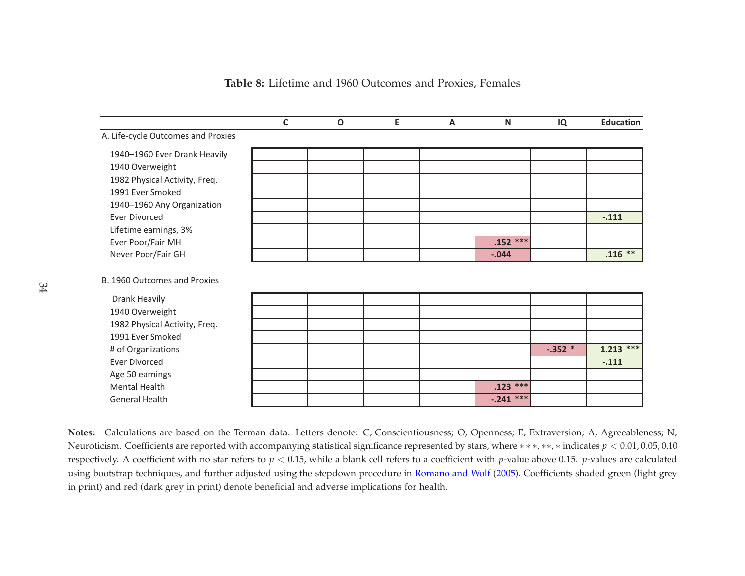**Table 8:** Lifetime and 1960 Outcomes and Proxies, Females

| | C | O | E | A | N | IQ | Education |
|---|---|---|---|---|---|---|---|
| A. Life-cycle Outcomes and Proxies | | | | | | | |
| 1940–1960 Ever Drank Heavily | | | | | | | |
| 1940 Overweight | | | | | | | |
| 1982 Physical Activity, Freq. | | | | | | | |
| 1991 Ever Smoked | | | | | | | |
| 1940–1960 Any Organization | | | | | | | |
| Ever Divorced | | | | | | | -.111 |
| Lifetime earnings, 3% | | | | | | | |
| Ever Poor/Fair MH | | | | | .152 *** | | |
| Never Poor/Fair GH | | | | | -.044 | | .116 ** |
| B. 1960 Outcomes and Proxies | | | | | | | |
| Drank Heavily | | | | | | | |
| 1940 Overweight | | | | | | | |
| 1982 Physical Activity, Freq. | | | | | | | |
| 1991 Ever Smoked | | | | | | | |
| # of Organizations | | | | | | -.352 * | 1.213 *** |
| Ever Divorced | | | | | | | -.111 |
| Age 50 earnings | | | | | | | |
| Mental Health | | | | | .123 *** | | |
| General Health | | | | | -.241 *** | | |

**Notes:** Calculations are based on the Terman data. Letters denote: C, Conscientiousness; O, Openness; E, Extraversion; A, Agreeableness; N, Neuroticism. Coefficients are reported with accompanying statistical significance represented by stars, where ***, **, * indicates $p < 0.01, 0.05, 0.10$ respectively. A coefficient with no star refers to $p < 0.15$, while a blank cell refers to a coefficient with $p$-value above 0.15. $p$-values are calculated using bootstrap techniques, and further adjusted using the stepdown procedure in Romano and Wolf (2005). Coefficients shaded green (light grey in print) and red (dark grey in print) denote beneficial and adverse implications for health.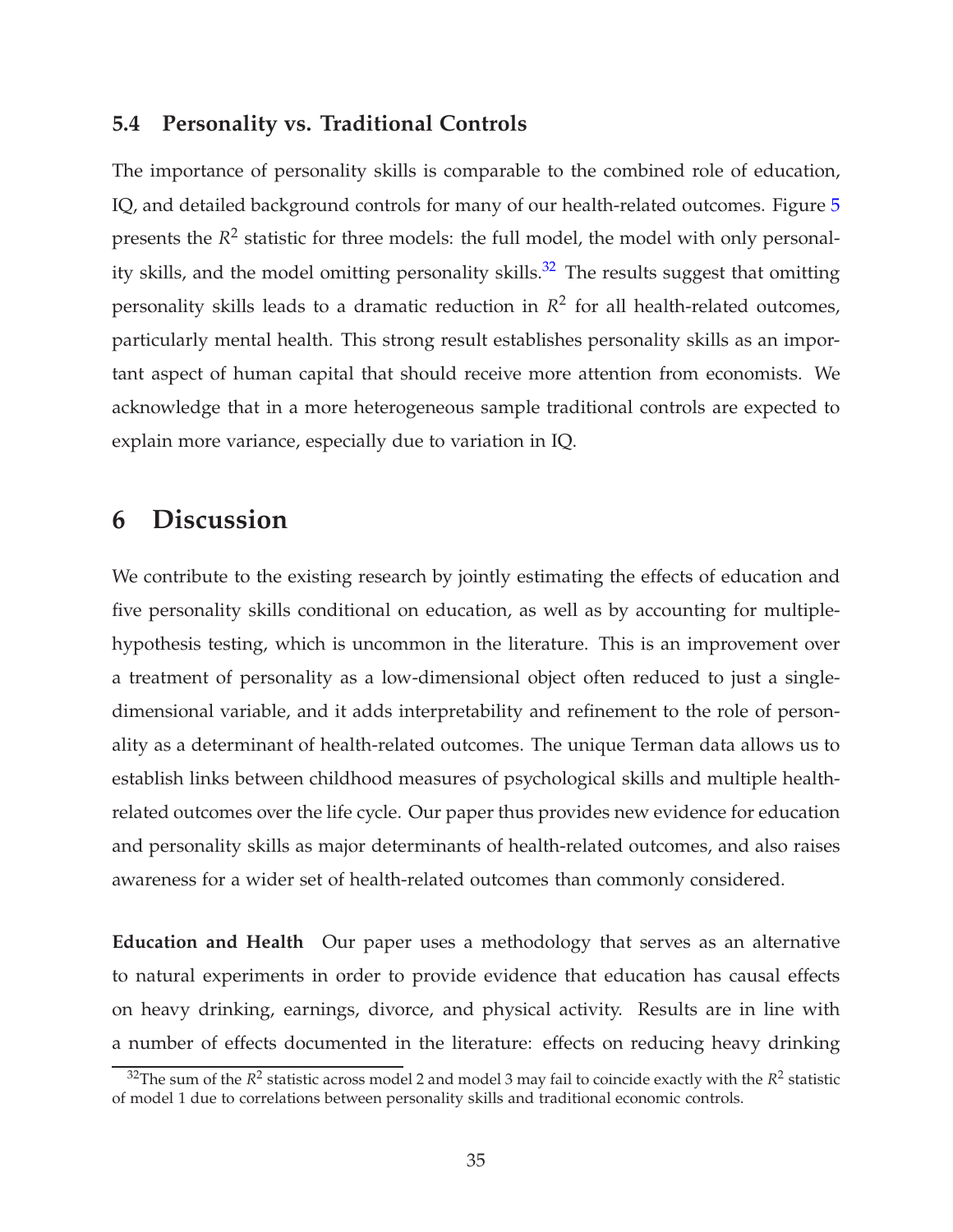### 5.4 Personality vs. Traditional Controls

The importance of personality skills is comparable to the combined role of education, IQ, and detailed background controls for many of our health-related outcomes. Figure 5 presents the $R^2$ statistic for three models: the full model, the model with only personality skills, and the model omitting personality skills.[32] The results suggest that omitting personality skills leads to a dramatic reduction in $R^2$ for all health-related outcomes, particularly mental health. This strong result establishes personality skills as an important aspect of human capital that should receive more attention from economists. We acknowledge that in a more heterogeneous sample traditional controls are expected to explain more variance, especially due to variation in IQ.

## 6 Discussion

We contribute to the existing research by jointly estimating the effects of education and five personality skills conditional on education, as well as by accounting for multiple-hypothesis testing, which is uncommon in the literature. This is an improvement over a treatment of personality as a low-dimensional object often reduced to just a single-dimensional variable, and it adds interpretability and refinement to the role of personality as a determinant of health-related outcomes. The unique Terman data allows us to establish links between childhood measures of psychological skills and multiple health-related outcomes over the life cycle. Our paper thus provides new evidence for education and personality skills as major determinants of health-related outcomes, and also raises awareness for a wider set of health-related outcomes than commonly considered.

**Education and Health** Our paper uses a methodology that serves as an alternative to natural experiments in order to provide evidence that education has causal effects on heavy drinking, earnings, divorce, and physical activity. Results are in line with a number of effects documented in the literature: effects on reducing heavy drinking

[32] The sum of the $R^2$ statistic across model 2 and model 3 may fail to coincide exactly with the $R^2$ statistic of model 1 due to correlations between personality skills and traditional economic controls.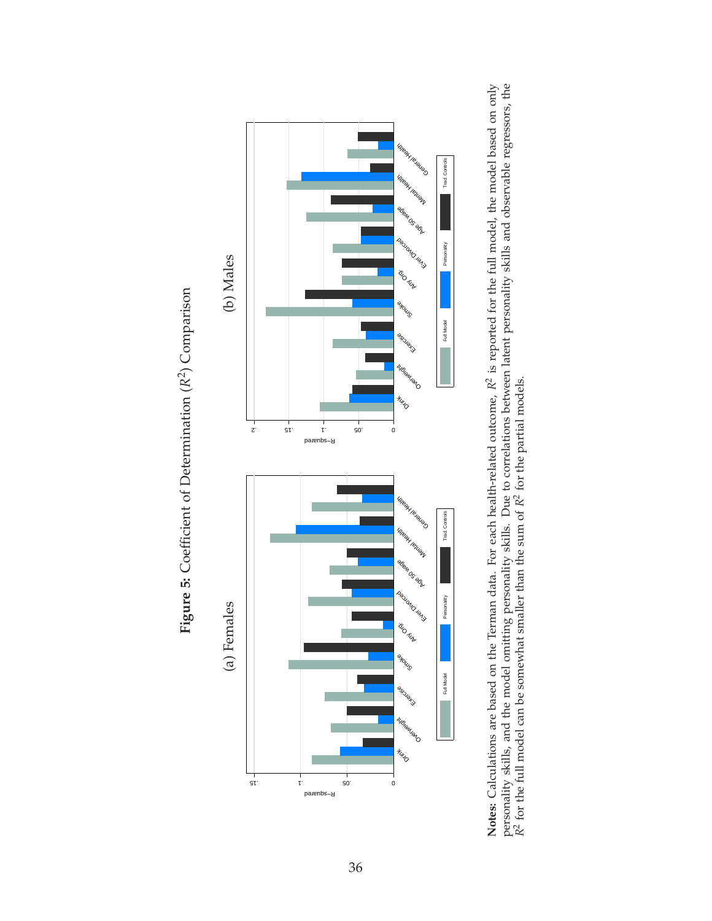**Figure 5:** Coefficient of Determination ($R^2$) Comparison

(a) Females

(b) Males

**Notes:** Calculations are based on the Terman data. For each health-related outcome, $R^2$ is reported for the full model, the model based on only personality skills, and the model omitting personality skills. Due to correlations between latent personality skills and observable regressors, the $R^2$ for the full model can be somewhat smaller than the sum of $R^2$ for the partial models.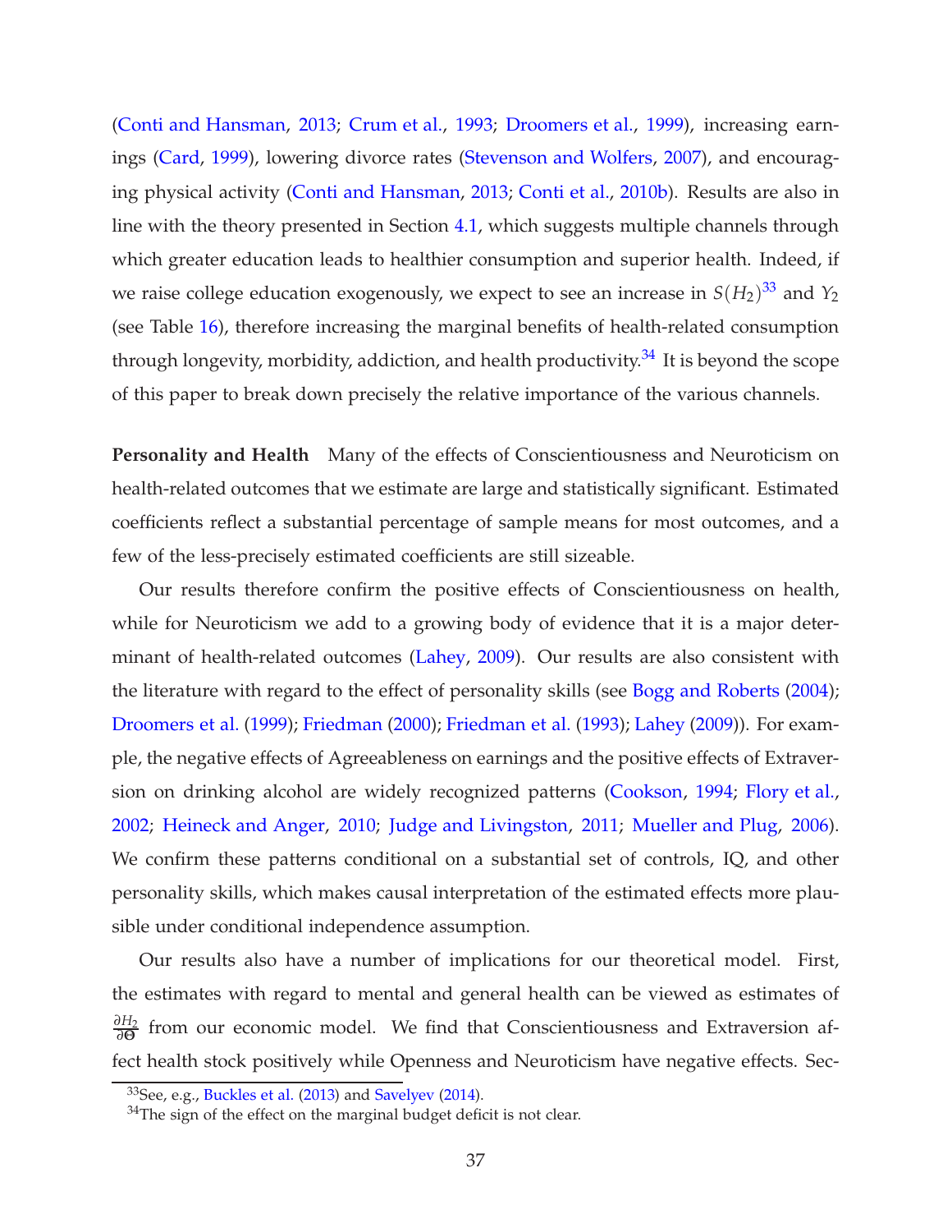(Conti and Hansman, 2013; Crum et al., 1993; Droomers et al., 1999), increasing earnings (Card, 1999), lowering divorce rates (Stevenson and Wolfers, 2007), and encouraging physical activity (Conti and Hansman, 2013; Conti et al., 2010b). Results are also in line with the theory presented in Section 4.1, which suggests multiple channels through which greater education leads to healthier consumption and superior health. Indeed, if we raise college education exogenously, we expect to see an increase in $S(H_2)$[33] and $Y_2$ (see Table 16), therefore increasing the marginal benefits of health-related consumption through longevity, morbidity, addiction, and health productivity.[34] It is beyond the scope of this paper to break down precisely the relative importance of the various channels.

**Personality and Health** Many of the effects of Conscientiousness and Neuroticism on health-related outcomes that we estimate are large and statistically significant. Estimated coefficients reflect a substantial percentage of sample means for most outcomes, and a few of the less-precisely estimated coefficients are still sizeable.

Our results therefore confirm the positive effects of Conscientiousness on health, while for Neuroticism we add to a growing body of evidence that it is a major determinant of health-related outcomes (Lahey, 2009). Our results are also consistent with the literature with regard to the effect of personality skills (see Bogg and Roberts (2004); Droomers et al. (1999); Friedman (2000); Friedman et al. (1993); Lahey (2009)). For example, the negative effects of Agreeableness on earnings and the positive effects of Extraversion on drinking alcohol are widely recognized patterns (Cookson, 1994; Flory et al., 2002; Heineck and Anger, 2010; Judge and Livingston, 2011; Mueller and Plug, 2006). We confirm these patterns conditional on a substantial set of controls, IQ, and other personality skills, which makes causal interpretation of the estimated effects more plausible under conditional independence assumption.

Our results also have a number of implications for our theoretical model. First, the estimates with regard to mental and general health can be viewed as estimates of $\frac{\partial H_2}{\partial \Theta}$ from our economic model. We find that Conscientiousness and Extraversion affect health stock positively while Openness and Neuroticism have negative effects. Sec-

[33] See, e.g., Buckles et al. (2013) and Savelyev (2014).

[34] The sign of the effect on the marginal budget deficit is not clear.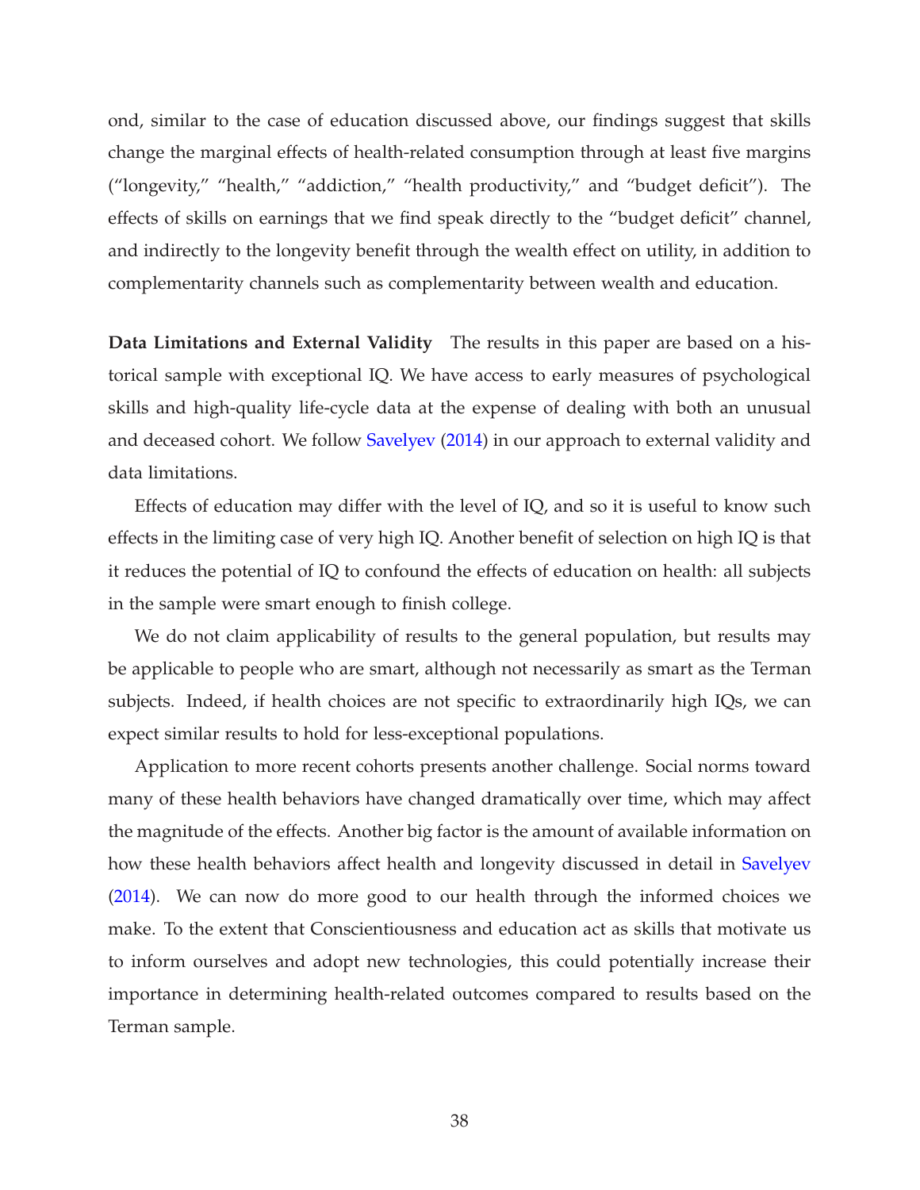ond, similar to the case of education discussed above, our findings suggest that skills change the marginal effects of health-related consumption through at least five margins ("longevity," "health," "addiction," "health productivity," and "budget deficit"). The effects of skills on earnings that we find speak directly to the "budget deficit" channel, and indirectly to the longevity benefit through the wealth effect on utility, in addition to complementarity channels such as complementarity between wealth and education.

**Data Limitations and External Validity** The results in this paper are based on a historical sample with exceptional IQ. We have access to early measures of psychological skills and high-quality life-cycle data at the expense of dealing with both an unusual and deceased cohort. We follow Savelyev (2014) in our approach to external validity and data limitations.

Effects of education may differ with the level of IQ, and so it is useful to know such effects in the limiting case of very high IQ. Another benefit of selection on high IQ is that it reduces the potential of IQ to confound the effects of education on health: all subjects in the sample were smart enough to finish college.

We do not claim applicability of results to the general population, but results may be applicable to people who are smart, although not necessarily as smart as the Terman subjects. Indeed, if health choices are not specific to extraordinarily high IQs, we can expect similar results to hold for less-exceptional populations.

Application to more recent cohorts presents another challenge. Social norms toward many of these health behaviors have changed dramatically over time, which may affect the magnitude of the effects. Another big factor is the amount of available information on how these health behaviors affect health and longevity discussed in detail in Savelyev (2014). We can now do more good to our health through the informed choices we make. To the extent that Conscientiousness and education act as skills that motivate us to inform ourselves and adopt new technologies, this could potentially increase their importance in determining health-related outcomes compared to results based on the Terman sample.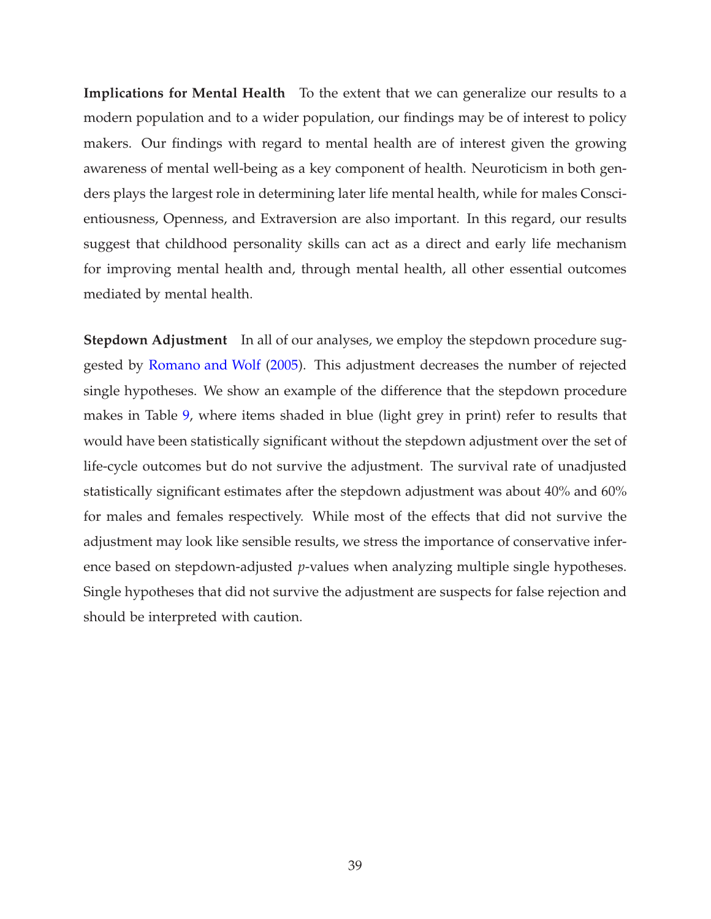**Implications for Mental Health** To the extent that we can generalize our results to a modern population and to a wider population, our findings may be of interest to policy makers. Our findings with regard to mental health are of interest given the growing awareness of mental well-being as a key component of health. Neuroticism in both genders plays the largest role in determining later life mental health, while for males Conscientiousness, Openness, and Extraversion are also important. In this regard, our results suggest that childhood personality skills can act as a direct and early life mechanism for improving mental health and, through mental health, all other essential outcomes mediated by mental health.

**Stepdown Adjustment** In all of our analyses, we employ the stepdown procedure suggested by Romano and Wolf (2005). This adjustment decreases the number of rejected single hypotheses. We show an example of the difference that the stepdown procedure makes in Table 9, where items shaded in blue (light grey in print) refer to results that would have been statistically significant without the stepdown adjustment over the set of life-cycle outcomes but do not survive the adjustment. The survival rate of unadjusted statistically significant estimates after the stepdown adjustment was about 40% and 60% for males and females respectively. While most of the effects that did not survive the adjustment may look like sensible results, we stress the importance of conservative inference based on stepdown-adjusted $p$-values when analyzing multiple single hypotheses. Single hypotheses that did not survive the adjustment are suspects for false rejection and should be interpreted with caution.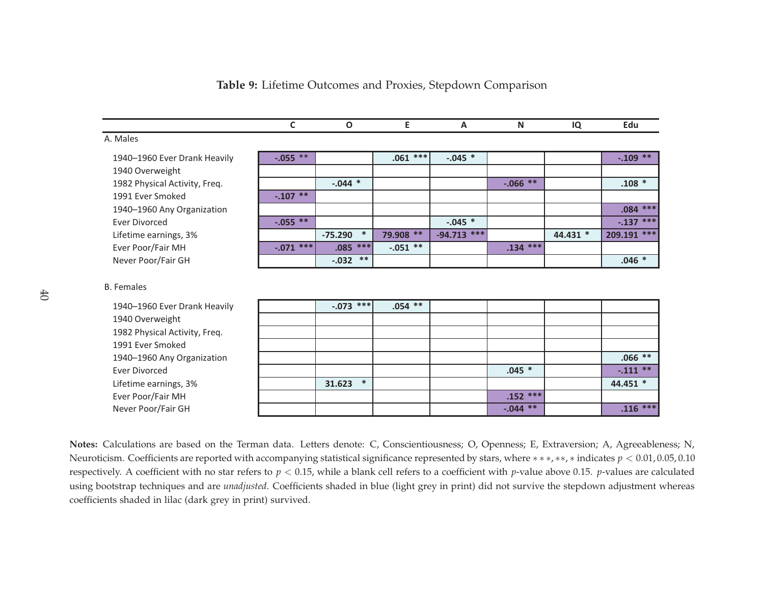**Table 9:** Lifetime Outcomes and Proxies, Stepdown Comparison

| | C | O | E | A | N | IQ | Edu |
|---|---|---|---|---|---|---|---|
| A. Males | | | | | | | |
| 1940–1960 Ever Drank Heavily | -.055 ** | | .061 *** | -.045 * | | | -.109 ** |
| 1940 Overweight | | | | | | | |
| 1982 Physical Activity, Freq. | | -.044 * | | | -.066 ** | | .108 * |
| 1991 Ever Smoked | -.107 ** | | | | | | |
| 1940–1960 Any Organization | | | | | | | .084 *** |
| Ever Divorced | -.055 ** | | | -.045 * | | | -.137 *** |
| Lifetime earnings, 3% | | -75.290 * | 79.908 ** | -94.713 *** | | 44.431 * | 209.191 *** |
| Ever Poor/Fair MH | -.071 *** | .085 *** | -.051 ** | | .134 *** | | |
| Never Poor/Fair GH | | -.032 ** | | | | | .046 * |
| B. Females | | | | | | | |
| 1940–1960 Ever Drank Heavily | | -.073 *** | .054 ** | | | | |
| 1940 Overweight | | | | | | | |
| 1982 Physical Activity, Freq. | | | | | | | |
| 1991 Ever Smoked | | | | | | | |
| 1940–1960 Any Organization | | | | | | | .066 ** |
| Ever Divorced | | | | | .045 * | | -.111 ** |
| Lifetime earnings, 3% | | 31.623 * | | | | | 44.451 * |
| Ever Poor/Fair MH | | | | | .152 *** | | |
| Never Poor/Fair GH | | | | | -.044 ** | | .116 *** |

**Notes:** Calculations are based on the Terman data. Letters denote: C, Conscientiousness; O, Openness; E, Extraversion; A, Agreeableness; N, Neuroticism. Coefficients are reported with accompanying statistical significance represented by stars, where ***, **, * indicates $p < 0.01, 0.05, 0.10$ respectively. A coefficient with no star refers to $p < 0.15$, while a blank cell refers to a coefficient with $p$-value above 0.15. $p$-values are calculated using bootstrap techniques and are *unadjusted*. Coefficients shaded in blue (light grey in print) did not survive the stepdown adjustment whereas coefficients shaded in lilac (dark grey in print) survived.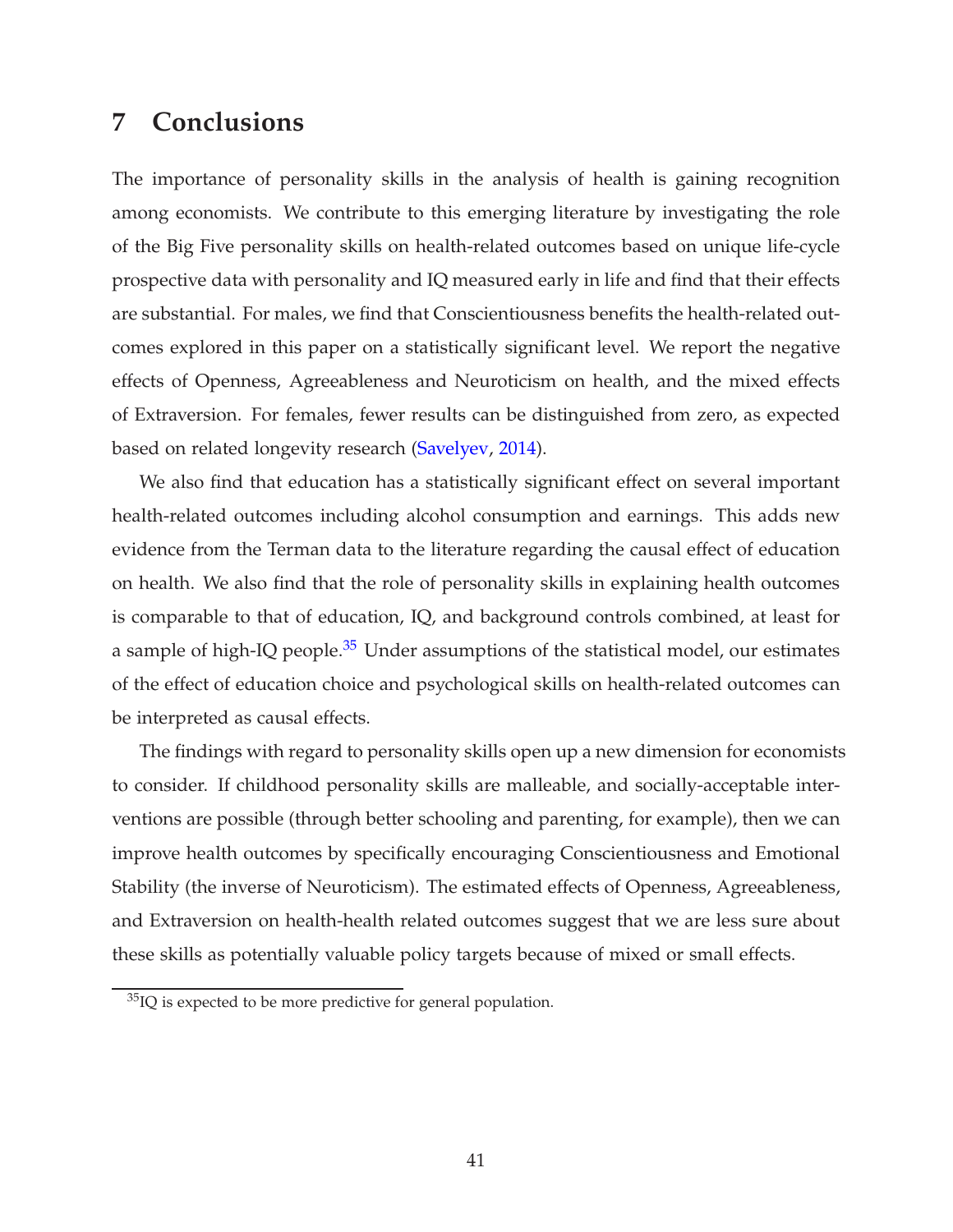# 7 Conclusions

The importance of personality skills in the analysis of health is gaining recognition among economists. We contribute to this emerging literature by investigating the role of the Big Five personality skills on health-related outcomes based on unique life-cycle prospective data with personality and IQ measured early in life and find that their effects are substantial. For males, we find that Conscientiousness benefits the health-related outcomes explored in this paper on a statistically significant level. We report the negative effects of Openness, Agreeableness and Neuroticism on health, and the mixed effects of Extraversion. For females, fewer results can be distinguished from zero, as expected based on related longevity research (Savelyev, 2014).

We also find that education has a statistically significant effect on several important health-related outcomes including alcohol consumption and earnings. This adds new evidence from the Terman data to the literature regarding the causal effect of education on health. We also find that the role of personality skills in explaining health outcomes is comparable to that of education, IQ, and background controls combined, at least for a sample of high-IQ people.[35] Under assumptions of the statistical model, our estimates of the effect of education choice and psychological skills on health-related outcomes can be interpreted as causal effects.

The findings with regard to personality skills open up a new dimension for economists to consider. If childhood personality skills are malleable, and socially-acceptable interventions are possible (through better schooling and parenting, for example), then we can improve health outcomes by specifically encouraging Conscientiousness and Emotional Stability (the inverse of Neuroticism). The estimated effects of Openness, Agreeableness, and Extraversion on health-health related outcomes suggest that we are less sure about these skills as potentially valuable policy targets because of mixed or small effects.

[35] IQ is expected to be more predictive for general population.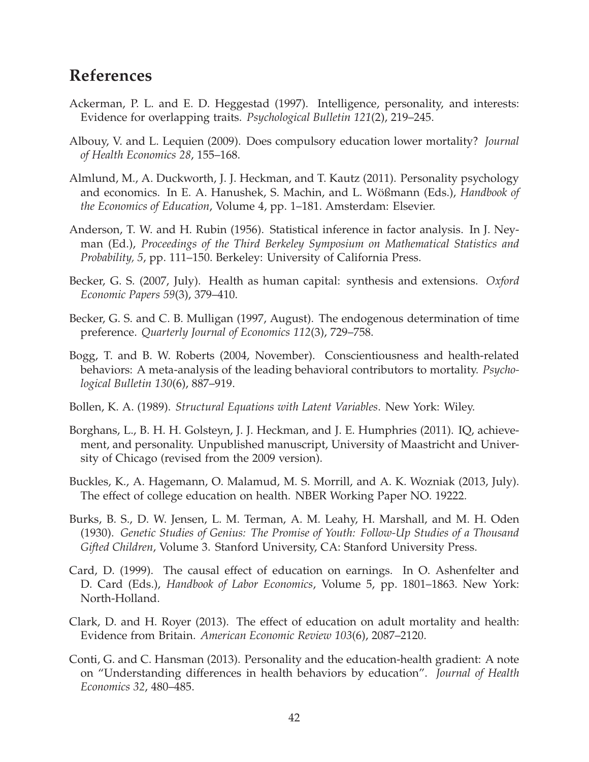## References

Ackerman, P. L. and E. D. Heggestad (1997). Intelligence, personality, and interests: Evidence for overlapping traits. *Psychological Bulletin 121*(2), 219–245.

Albouy, V. and L. Lequien (2009). Does compulsory education lower mortality? *Journal of Health Economics 28*, 155–168.

Almlund, M., A. Duckworth, J. J. Heckman, and T. Kautz (2011). Personality psychology and economics. In E. A. Hanushek, S. Machin, and L. Wößmann (Eds.), *Handbook of the Economics of Education*, Volume 4, pp. 1–181. Amsterdam: Elsevier.

Anderson, T. W. and H. Rubin (1956). Statistical inference in factor analysis. In J. Neyman (Ed.), *Proceedings of the Third Berkeley Symposium on Mathematical Statistics and Probability, 5*, pp. 111–150. Berkeley: University of California Press.

Becker, G. S. (2007, July). Health as human capital: synthesis and extensions. *Oxford Economic Papers 59*(3), 379–410.

Becker, G. S. and C. B. Mulligan (1997, August). The endogenous determination of time preference. *Quarterly Journal of Economics 112*(3), 729–758.

Bogg, T. and B. W. Roberts (2004, November). Conscientiousness and health-related behaviors: A meta-analysis of the leading behavioral contributors to mortality. *Psychological Bulletin 130*(6), 887–919.

Bollen, K. A. (1989). *Structural Equations with Latent Variables*. New York: Wiley.

Borghans, L., B. H. H. Golsteyn, J. J. Heckman, and J. E. Humphries (2011). IQ, achievement, and personality. Unpublished manuscript, University of Maastricht and University of Chicago (revised from the 2009 version).

Buckles, K., A. Hagemann, O. Malamud, M. S. Morrill, and A. K. Wozniak (2013, July). The effect of college education on health. NBER Working Paper NO. 19222.

Burks, B. S., D. W. Jensen, L. M. Terman, A. M. Leahy, H. Marshall, and M. H. Oden (1930). *Genetic Studies of Genius: The Promise of Youth: Follow-Up Studies of a Thousand Gifted Children*, Volume 3. Stanford University, CA: Stanford University Press.

Card, D. (1999). The causal effect of education on earnings. In O. Ashenfelter and D. Card (Eds.), *Handbook of Labor Economics*, Volume 5, pp. 1801–1863. New York: North-Holland.

Clark, D. and H. Royer (2013). The effect of education on adult mortality and health: Evidence from Britain. *American Economic Review 103*(6), 2087–2120.

Conti, G. and C. Hansman (2013). Personality and the education-health gradient: A note on "Understanding differences in health behaviors by education". *Journal of Health Economics 32*, 480–485.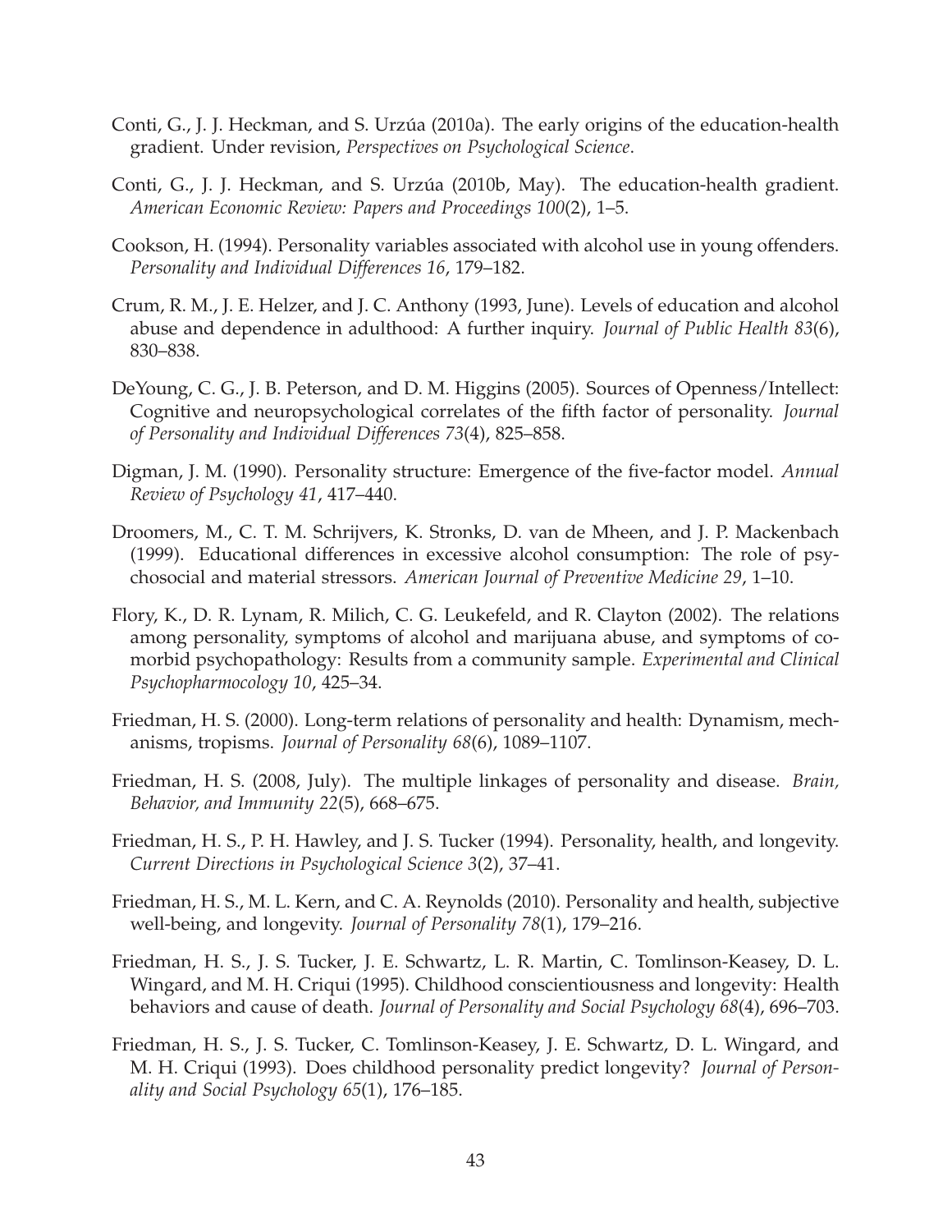Conti, G., J. J. Heckman, and S. Urzúa (2010a). The early origins of the education-health gradient. Under revision, *Perspectives on Psychological Science*.

Conti, G., J. J. Heckman, and S. Urzúa (2010b, May). The education-health gradient. *American Economic Review: Papers and Proceedings 100*(2), 1–5.

Cookson, H. (1994). Personality variables associated with alcohol use in young offenders. *Personality and Individual Differences 16*, 179–182.

Crum, R. M., J. E. Helzer, and J. C. Anthony (1993, June). Levels of education and alcohol abuse and dependence in adulthood: A further inquiry. *Journal of Public Health 83*(6), 830–838.

DeYoung, C. G., J. B. Peterson, and D. M. Higgins (2005). Sources of Openness/Intellect: Cognitive and neuropsychological correlates of the fifth factor of personality. *Journal of Personality and Individual Differences 73*(4), 825–858.

Digman, J. M. (1990). Personality structure: Emergence of the five-factor model. *Annual Review of Psychology 41*, 417–440.

Droomers, M., C. T. M. Schrijvers, K. Stronks, D. van de Mheen, and J. P. Mackenbach (1999). Educational differences in excessive alcohol consumption: The role of psychosocial and material stressors. *American Journal of Preventive Medicine 29*, 1–10.

Flory, K., D. R. Lynam, R. Milich, C. G. Leukefeld, and R. Clayton (2002). The relations among personality, symptoms of alcohol and marijuana abuse, and symptoms of comorbid psychopathology: Results from a community sample. *Experimental and Clinical Psychopharmocology 10*, 425–34.

Friedman, H. S. (2000). Long-term relations of personality and health: Dynamism, mechanisms, tropisms. *Journal of Personality 68*(6), 1089–1107.

Friedman, H. S. (2008, July). The multiple linkages of personality and disease. *Brain, Behavior, and Immunity 22*(5), 668–675.

Friedman, H. S., P. H. Hawley, and J. S. Tucker (1994). Personality, health, and longevity. *Current Directions in Psychological Science 3*(2), 37–41.

Friedman, H. S., M. L. Kern, and C. A. Reynolds (2010). Personality and health, subjective well-being, and longevity. *Journal of Personality 78*(1), 179–216.

Friedman, H. S., J. S. Tucker, J. E. Schwartz, L. R. Martin, C. Tomlinson-Keasey, D. L. Wingard, and M. H. Criqui (1995). Childhood conscientiousness and longevity: Health behaviors and cause of death. *Journal of Personality and Social Psychology 68*(4), 696–703.

Friedman, H. S., J. S. Tucker, C. Tomlinson-Keasey, J. E. Schwartz, D. L. Wingard, and M. H. Criqui (1993). Does childhood personality predict longevity? *Journal of Personality and Social Psychology 65*(1), 176–185.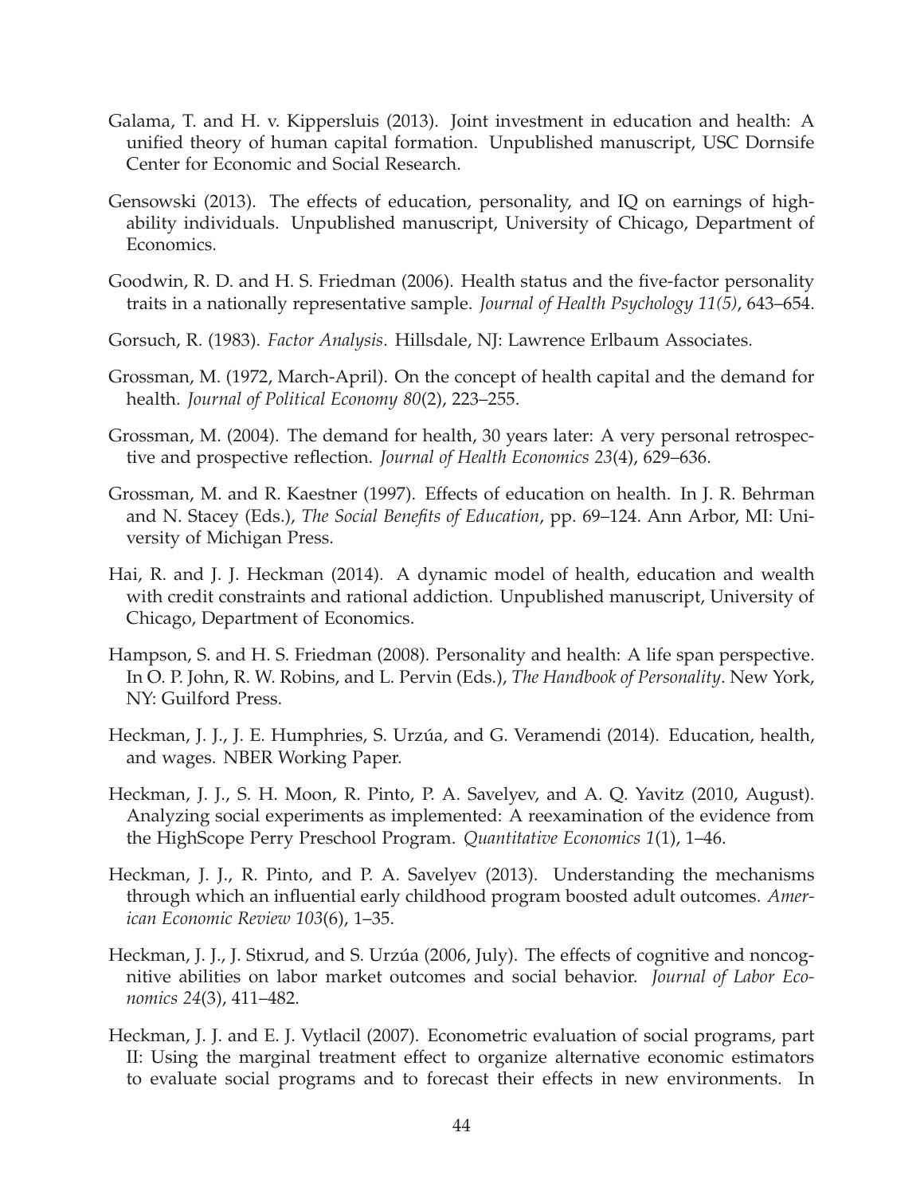Galama, T. and H. v. Kippersluis (2013). Joint investment in education and health: A unified theory of human capital formation. Unpublished manuscript, USC Dornsife Center for Economic and Social Research.

Gensowski (2013). The effects of education, personality, and IQ on earnings of high-ability individuals. Unpublished manuscript, University of Chicago, Department of Economics.

Goodwin, R. D. and H. S. Friedman (2006). Health status and the five-factor personality traits in a nationally representative sample. *Journal of Health Psychology 11(5)*, 643–654.

Gorsuch, R. (1983). *Factor Analysis*. Hillsdale, NJ: Lawrence Erlbaum Associates.

Grossman, M. (1972, March-April). On the concept of health capital and the demand for health. *Journal of Political Economy 80*(2), 223–255.

Grossman, M. (2004). The demand for health, 30 years later: A very personal retrospective and prospective reflection. *Journal of Health Economics 23*(4), 629–636.

Grossman, M. and R. Kaestner (1997). Effects of education on health. In J. R. Behrman and N. Stacey (Eds.), *The Social Benefits of Education*, pp. 69–124. Ann Arbor, MI: University of Michigan Press.

Hai, R. and J. J. Heckman (2014). A dynamic model of health, education and wealth with credit constraints and rational addiction. Unpublished manuscript, University of Chicago, Department of Economics.

Hampson, S. and H. S. Friedman (2008). Personality and health: A life span perspective. In O. P. John, R. W. Robins, and L. Pervin (Eds.), *The Handbook of Personality*. New York, NY: Guilford Press.

Heckman, J. J., J. E. Humphries, S. Urzúa, and G. Veramendi (2014). Education, health, and wages. NBER Working Paper.

Heckman, J. J., S. H. Moon, R. Pinto, P. A. Savelyev, and A. Q. Yavitz (2010, August). Analyzing social experiments as implemented: A reexamination of the evidence from the HighScope Perry Preschool Program. *Quantitative Economics 1*(1), 1–46.

Heckman, J. J., R. Pinto, and P. A. Savelyev (2013). Understanding the mechanisms through which an influential early childhood program boosted adult outcomes. *American Economic Review 103*(6), 1–35.

Heckman, J. J., J. Stixrud, and S. Urzúa (2006, July). The effects of cognitive and noncognitive abilities on labor market outcomes and social behavior. *Journal of Labor Economics 24*(3), 411–482.

Heckman, J. J. and E. J. Vytlacil (2007). Econometric evaluation of social programs, part II: Using the marginal treatment effect to organize alternative economic estimators to evaluate social programs and to forecast their effects in new environments. In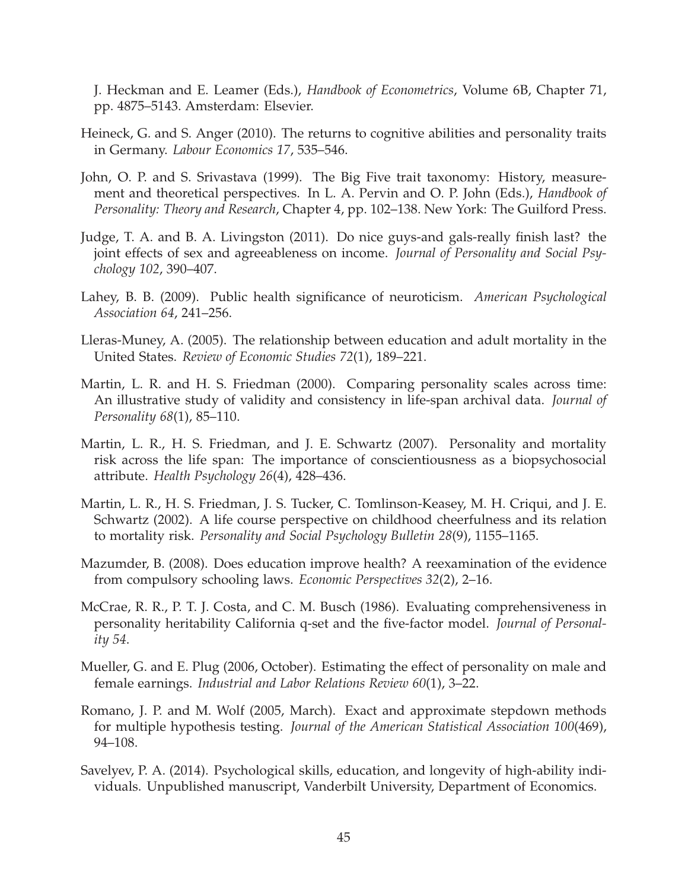J. Heckman and E. Leamer (Eds.), *Handbook of Econometrics*, Volume 6B, Chapter 71, pp. 4875–5143. Amsterdam: Elsevier.

Heineck, G. and S. Anger (2010). The returns to cognitive abilities and personality traits in Germany. *Labour Economics 17*, 535–546.

John, O. P. and S. Srivastava (1999). The Big Five trait taxonomy: History, measurement and theoretical perspectives. In L. A. Pervin and O. P. John (Eds.), *Handbook of Personality: Theory and Research*, Chapter 4, pp. 102–138. New York: The Guilford Press.

Judge, T. A. and B. A. Livingston (2011). Do nice guys-and gals-really finish last? the joint effects of sex and agreeableness on income. *Journal of Personality and Social Psychology 102*, 390–407.

Lahey, B. B. (2009). Public health significance of neuroticism. *American Psychological Association 64*, 241–256.

Lleras-Muney, A. (2005). The relationship between education and adult mortality in the United States. *Review of Economic Studies 72*(1), 189–221.

Martin, L. R. and H. S. Friedman (2000). Comparing personality scales across time: An illustrative study of validity and consistency in life-span archival data. *Journal of Personality 68*(1), 85–110.

Martin, L. R., H. S. Friedman, and J. E. Schwartz (2007). Personality and mortality risk across the life span: The importance of conscientiousness as a biopsychosocial attribute. *Health Psychology 26*(4), 428–436.

Martin, L. R., H. S. Friedman, J. S. Tucker, C. Tomlinson-Keasey, M. H. Criqui, and J. E. Schwartz (2002). A life course perspective on childhood cheerfulness and its relation to mortality risk. *Personality and Social Psychology Bulletin 28*(9), 1155–1165.

Mazumder, B. (2008). Does education improve health? A reexamination of the evidence from compulsory schooling laws. *Economic Perspectives 32*(2), 2–16.

McCrae, R. R., P. T. J. Costa, and C. M. Busch (1986). Evaluating comprehensiveness in personality heritability California q-set and the five-factor model. *Journal of Personality 54*.

Mueller, G. and E. Plug (2006, October). Estimating the effect of personality on male and female earnings. *Industrial and Labor Relations Review 60*(1), 3–22.

Romano, J. P. and M. Wolf (2005, March). Exact and approximate stepdown methods for multiple hypothesis testing. *Journal of the American Statistical Association 100*(469), 94–108.

Savelyev, P. A. (2014). Psychological skills, education, and longevity of high-ability individuals. Unpublished manuscript, Vanderbilt University, Department of Economics.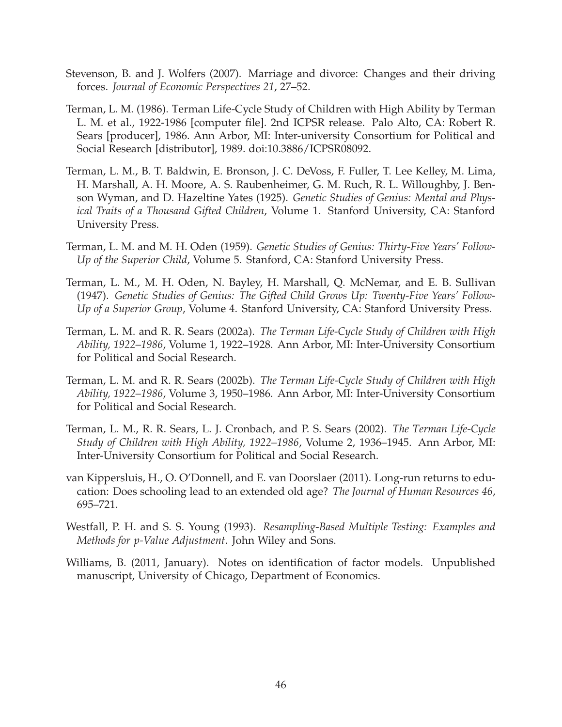Stevenson, B. and J. Wolfers (2007). Marriage and divorce: Changes and their driving forces. *Journal of Economic Perspectives 21*, 27–52.

Terman, L. M. (1986). Terman Life-Cycle Study of Children with High Ability by Terman L. M. et al., 1922-1986 [computer file]. 2nd ICPSR release. Palo Alto, CA: Robert R. Sears [producer], 1986. Ann Arbor, MI: Inter-university Consortium for Political and Social Research [distributor], 1989. doi:10.3886/ICPSR08092.

Terman, L. M., B. T. Baldwin, E. Bronson, J. C. DeVoss, F. Fuller, T. Lee Kelley, M. Lima, H. Marshall, A. H. Moore, A. S. Raubenheimer, G. M. Ruch, R. L. Willoughby, J. Benson Wyman, and D. Hazeltine Yates (1925). *Genetic Studies of Genius: Mental and Physical Traits of a Thousand Gifted Children*, Volume 1. Stanford University, CA: Stanford University Press.

Terman, L. M. and M. H. Oden (1959). *Genetic Studies of Genius: Thirty-Five Years' Follow-Up of the Superior Child*, Volume 5. Stanford, CA: Stanford University Press.

Terman, L. M., M. H. Oden, N. Bayley, H. Marshall, Q. McNemar, and E. B. Sullivan (1947). *Genetic Studies of Genius: The Gifted Child Grows Up: Twenty-Five Years' Follow-Up of a Superior Group*, Volume 4. Stanford University, CA: Stanford University Press.

Terman, L. M. and R. R. Sears (2002a). *The Terman Life-Cycle Study of Children with High Ability, 1922–1986*, Volume 1, 1922–1928. Ann Arbor, MI: Inter-University Consortium for Political and Social Research.

Terman, L. M. and R. R. Sears (2002b). *The Terman Life-Cycle Study of Children with High Ability, 1922–1986*, Volume 3, 1950–1986. Ann Arbor, MI: Inter-University Consortium for Political and Social Research.

Terman, L. M., R. R. Sears, L. J. Cronbach, and P. S. Sears (2002). *The Terman Life-Cycle Study of Children with High Ability, 1922–1986*, Volume 2, 1936–1945. Ann Arbor, MI: Inter-University Consortium for Political and Social Research.

van Kippersluis, H., O. O'Donnell, and E. van Doorslaer (2011). Long-run returns to education: Does schooling lead to an extended old age? *The Journal of Human Resources 46*, 695–721.

Westfall, P. H. and S. S. Young (1993). *Resampling-Based Multiple Testing: Examples and Methods for p-Value Adjustment*. John Wiley and Sons.

Williams, B. (2011, January). Notes on identification of factor models. Unpublished manuscript, University of Chicago, Department of Economics.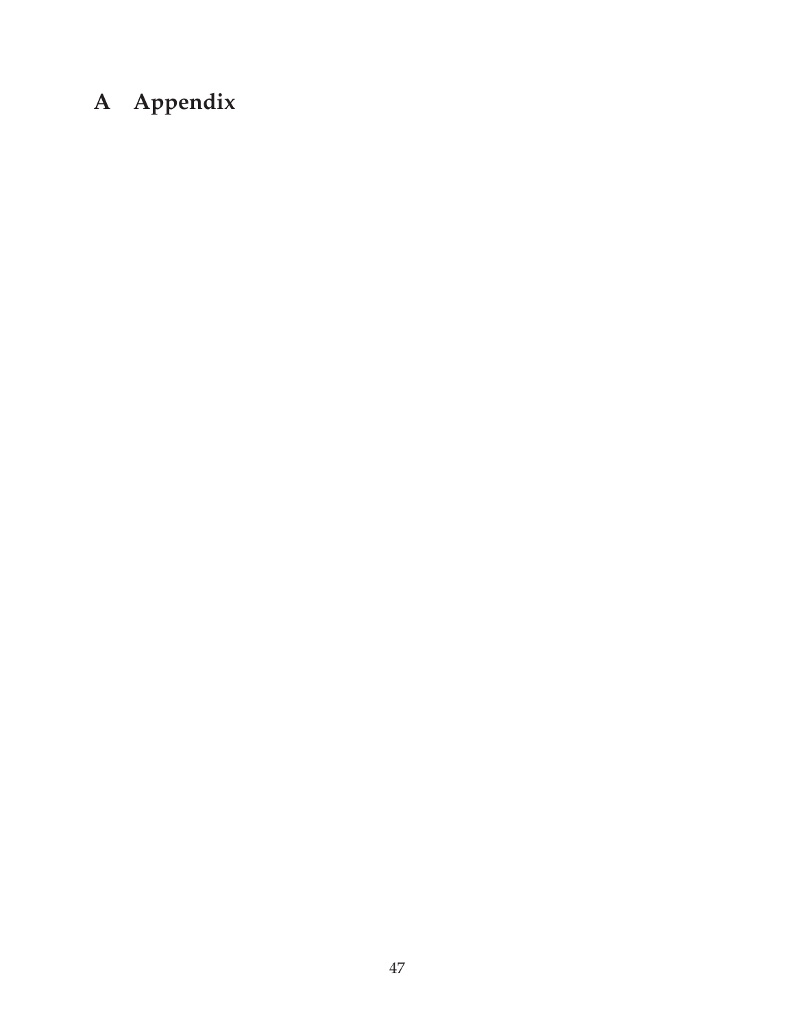# A Appendix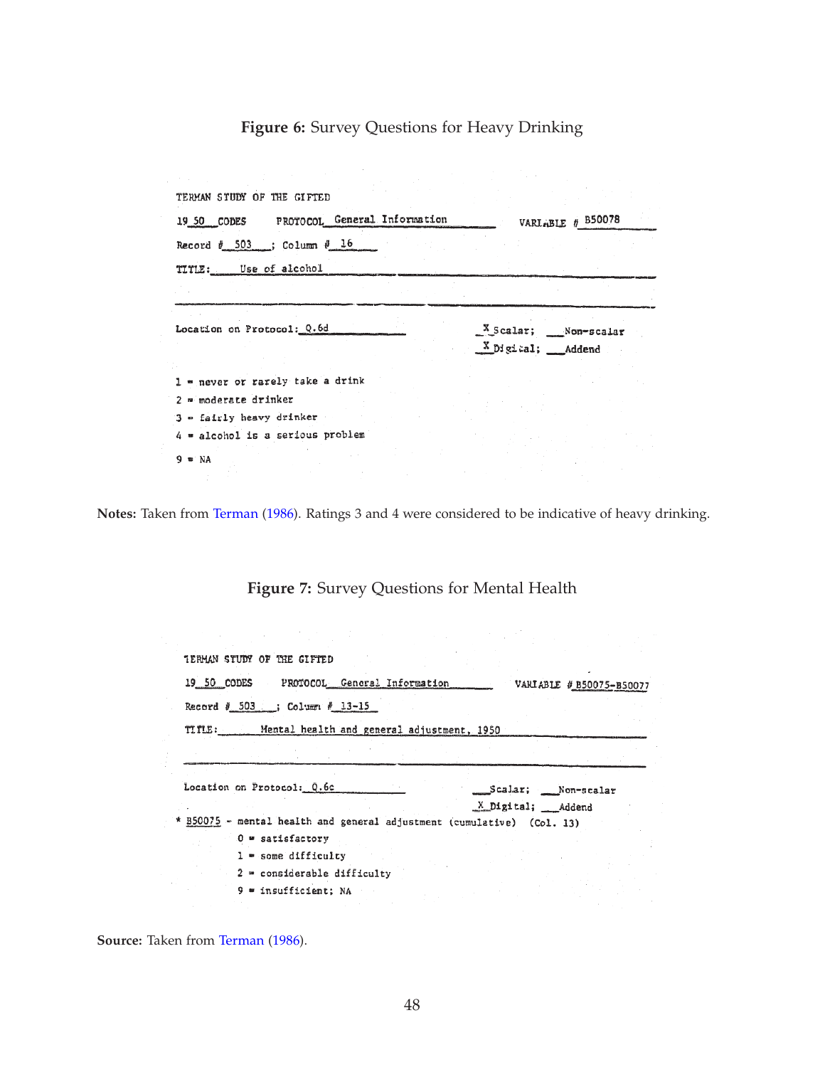**Figure 6:** Survey Questions for Heavy Drinking

TERMAN STUDY OF THE GIFTED

19 50 CODES PROTOCOL General Information VARIABLE # B50078

Record # 503 ; Column # 16

TITLE: Use of alcohol

Location on Protocol: Q.6d

X Scalar; Non-scalar
X Digital; Addend

1 = never or rarely take a drink
2 = moderate drinker
3 = fairly heavy drinker
4 = alcohol is a serious problem
9 = NA

**Notes:** Taken from Terman (1986). Ratings 3 and 4 were considered to be indicative of heavy drinking.

**Figure 7:** Survey Questions for Mental Health

TERMAN STUDY OF THE GIFTED

19 50 CODES PROTOCOL General Information VARIABLE # B50075-B50077

Record # 503 ; Column # 13-15

TITLE: Mental health and general adjustment, 1950

Location on Protocol: Q.6c

Scalar; Non-scalar
X Digital; Addend

* B50075 - mental health and general adjustment (cumulative) (Col. 13)
  - 0 = satisfactory
  - 1 = some difficulty
  - 2 = considerable difficulty
  - 9 = insufficient; NA

**Source:** Taken from Terman (1986).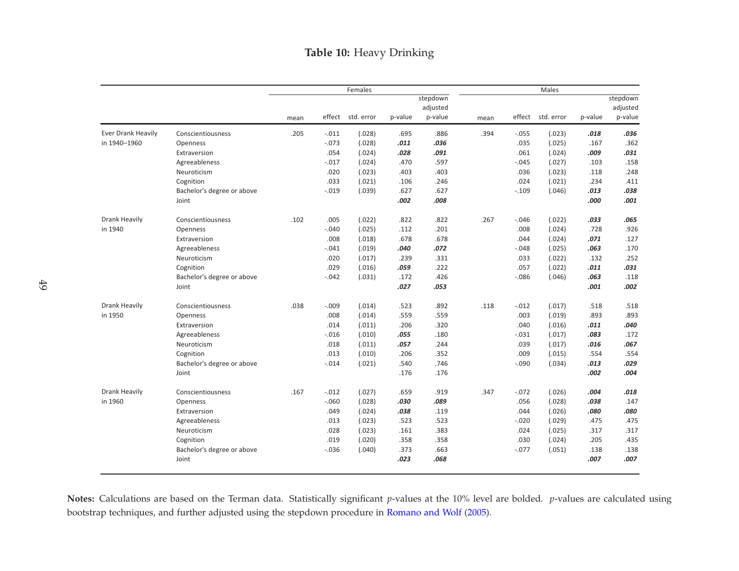**Table 10:** Heavy Drinking

| | | Females | | | | | Males | | | | |
|---|---|---|---|---|---|---|---|---|---|---|---|
| | | mean | effect | std. error | p-value | stepdown adjusted p-value | mean | effect | std. error | p-value | stepdown adjusted p-value |
| Ever Drank Heavily in 1940–1960 | Conscientiousness | .205 | -.011 | (.028) | .695 | .886 | .394 | -.055 | (.023) | ***.018*** | ***.036*** |
| | Openness | | -.073 | (.028) | ***.011*** | ***.036*** | | .035 | (.025) | .167 | .362 |
| | Extraversion | | .054 | (.024) | ***.028*** | ***.091*** | | .061 | (.024) | ***.009*** | ***.031*** |
| | Agreeableness | | -.017 | (.024) | .470 | .597 | | -.045 | (.027) | .103 | .158 |
| | Neuroticism | | .020 | (.023) | .403 | .403 | | .036 | (.023) | .118 | .248 |
| | Cognition | | .033 | (.021) | .106 | .246 | | .024 | (.021) | .234 | .411 |
| | Bachelor's degree or above | | -.019 | (.039) | .627 | .627 | | -.109 | (.046) | ***.013*** | ***.038*** |
| | Joint | | | | ***.002*** | ***.008*** | | | | ***.000*** | ***.001*** |
| Drank Heavily in 1940 | Conscientiousness | .102 | .005 | (.022) | .822 | .822 | .267 | -.046 | (.022) | ***.033*** | ***.065*** |
| | Openness | | -.040 | (.025) | .112 | .201 | | .008 | (.024) | .728 | .926 |
| | Extraversion | | .008 | (.018) | .678 | .678 | | .044 | (.024) | ***.071*** | .127 |
| | Agreeableness | | -.041 | (.019) | ***.040*** | ***.072*** | | -.048 | (.025) | ***.063*** | .170 |
| | Neuroticism | | .020 | (.017) | .239 | .331 | | .033 | (.022) | .132 | .252 |
| | Cognition | | .029 | (.016) | ***.059*** | .222 | | .057 | (.022) | ***.011*** | ***.031*** |
| | Bachelor's degree or above | | -.042 | (.031) | .172 | .426 | | -.086 | (.046) | ***.063*** | .118 |
| | Joint | | | | ***.027*** | ***.053*** | | | | ***.001*** | ***.002*** |
| Drank Heavily in 1950 | Conscientiousness | .038 | -.009 | (.014) | .523 | .892 | .118 | -.012 | (.017) | .518 | .518 |
| | Openness | | .008 | (.014) | .559 | .559 | | .003 | (.019) | .893 | .893 |
| | Extraversion | | .014 | (.011) | .206 | .320 | | .040 | (.016) | ***.011*** | ***.040*** |
| | Agreeableness | | -.016 | (.010) | ***.055*** | .180 | | -.031 | (.017) | ***.083*** | .172 |
| | Neuroticism | | .018 | (.011) | ***.057*** | .244 | | .039 | (.017) | ***.016*** | ***.067*** |
| | Cognition | | .013 | (.010) | .206 | .352 | | .009 | (.015) | .554 | .554 |
| | Bachelor's degree or above | | -.014 | (.021) | .540 | .746 | | -.090 | (.034) | ***.013*** | ***.029*** |
| | Joint | | | | .176 | .176 | | | | ***.002*** | ***.004*** |
| Drank Heavily in 1960 | Conscientiousness | .167 | -.012 | (.027) | .659 | .919 | .347 | -.072 | (.026) | ***.004*** | ***.018*** |
| | Openness | | -.060 | (.028) | ***.030*** | ***.089*** | | .056 | (.028) | ***.038*** | .147 |
| | Extraversion | | .049 | (.024) | ***.038*** | .119 | | .044 | (.026) | ***.080*** | ***.080*** |
| | Agreeableness | | .013 | (.023) | .523 | .523 | | -.020 | (.029) | .475 | .475 |
| | Neuroticism | | .028 | (.023) | .161 | .383 | | .024 | (.025) | .317 | .317 |
| | Cognition | | .019 | (.020) | .358 | .358 | | .030 | (.024) | .205 | .435 |
| | Bachelor's degree or above | | -.036 | (.040) | .373 | .663 | | -.077 | (.051) | .138 | .138 |
| | Joint | | | | ***.023*** | ***.068*** | | | | ***.007*** | ***.007*** |

**Notes:** Calculations are based on the Terman data. Statistically significant *p*-values at the 10% level are bolded. *p*-values are calculated using bootstrap techniques, and further adjusted using the stepdown procedure in Romano and Wolf (2005).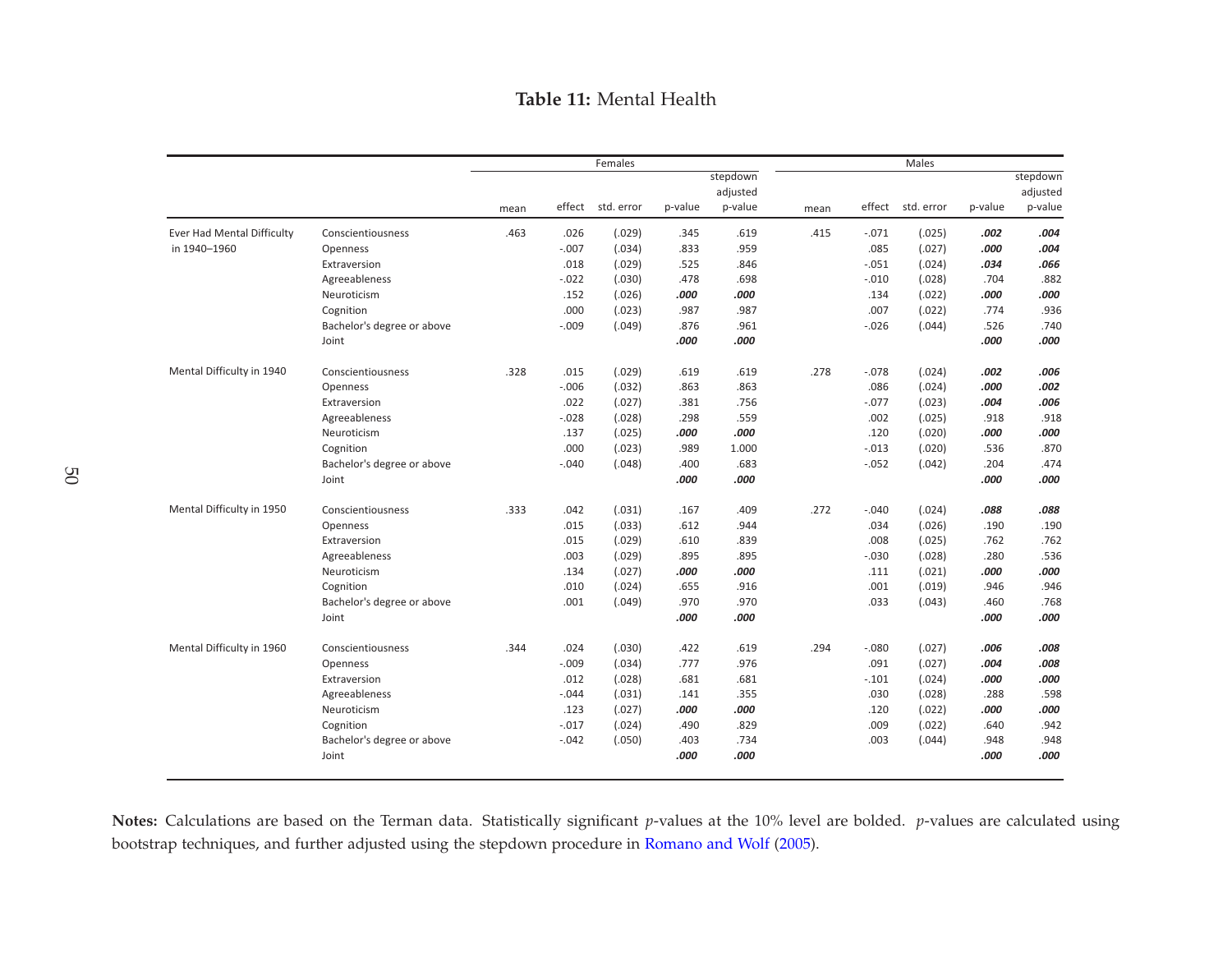**Table 11:** Mental Health

| | | Females | | | | | Males | | | | |
|---|---|---|---|---|---|---|---|---|---|---|---|
| | | mean | effect | std. error | p-value | stepdown adjusted p-value | mean | effect | std. error | p-value | stepdown adjusted p-value |
| Ever Had Mental Difficulty in 1940–1960 | Conscientiousness | .463 | .026 | (.029) | .345 | .619 | .415 | -.071 | (.025) | ***.002*** | ***.004*** |
| | Openness | | -.007 | (.034) | .833 | .959 | | .085 | (.027) | ***.000*** | ***.004*** |
| | Extraversion | | .018 | (.029) | .525 | .846 | | -.051 | (.024) | ***.034*** | ***.066*** |
| | Agreeableness | | -.022 | (.030) | .478 | .698 | | -.010 | (.028) | .704 | .882 |
| | Neuroticism | | .152 | (.026) | ***.000*** | ***.000*** | | .134 | (.022) | ***.000*** | ***.000*** |
| | Cognition | | .000 | (.023) | .987 | .987 | | .007 | (.022) | .774 | .936 |
| | Bachelor's degree or above | | -.009 | (.049) | .876 | .961 | | -.026 | (.044) | .526 | .740 |
| | Joint | | | | ***.000*** | ***.000*** | | | | ***.000*** | ***.000*** |
| Mental Difficulty in 1940 | Conscientiousness | .328 | .015 | (.029) | .619 | .619 | .278 | -.078 | (.024) | ***.002*** | ***.006*** |
| | Openness | | -.006 | (.032) | .863 | .863 | | .086 | (.024) | ***.000*** | ***.002*** |
| | Extraversion | | .022 | (.027) | .381 | .756 | | -.077 | (.023) | ***.004*** | ***.006*** |
| | Agreeableness | | -.028 | (.028) | .298 | .559 | | .002 | (.025) | .918 | .918 |
| | Neuroticism | | .137 | (.025) | ***.000*** | ***.000*** | | .120 | (.020) | ***.000*** | ***.000*** |
| | Cognition | | .000 | (.023) | .989 | 1.000 | | -.013 | (.020) | .536 | .870 |
| | Bachelor's degree or above | | -.040 | (.048) | .400 | .683 | | -.052 | (.042) | .204 | .474 |
| | Joint | | | | ***.000*** | ***.000*** | | | | ***.000*** | ***.000*** |
| Mental Difficulty in 1950 | Conscientiousness | .333 | .042 | (.031) | .167 | .409 | .272 | -.040 | (.024) | ***.088*** | ***.088*** |
| | Openness | | .015 | (.033) | .612 | .944 | | .034 | (.026) | .190 | .190 |
| | Extraversion | | .015 | (.029) | .610 | .839 | | .008 | (.025) | .762 | .762 |
| | Agreeableness | | .003 | (.029) | .895 | .895 | | -.030 | (.028) | .280 | .536 |
| | Neuroticism | | .134 | (.027) | ***.000*** | ***.000*** | | .111 | (.021) | ***.000*** | ***.000*** |
| | Cognition | | .010 | (.024) | .655 | .916 | | .001 | (.019) | .946 | .946 |
| | Bachelor's degree or above | | .001 | (.049) | .970 | .970 | | .033 | (.043) | .460 | .768 |
| | Joint | | | | ***.000*** | ***.000*** | | | | ***.000*** | ***.000*** |
| Mental Difficulty in 1960 | Conscientiousness | .344 | .024 | (.030) | .422 | .619 | .294 | -.080 | (.027) | ***.006*** | ***.008*** |
| | Openness | | -.009 | (.034) | .777 | .976 | | .091 | (.027) | ***.004*** | ***.008*** |
| | Extraversion | | .012 | (.028) | .681 | .681 | | -.101 | (.024) | ***.000*** | ***.000*** |
| | Agreeableness | | -.044 | (.031) | .141 | .355 | | .030 | (.028) | .288 | .598 |
| | Neuroticism | | .123 | (.027) | ***.000*** | ***.000*** | | .120 | (.022) | ***.000*** | ***.000*** |
| | Cognition | | -.017 | (.024) | .490 | .829 | | .009 | (.022) | .640 | .942 |
| | Bachelor's degree or above | | -.042 | (.050) | .403 | .734 | | .003 | (.044) | .948 | .948 |
| | Joint | | | | ***.000*** | ***.000*** | | | | ***.000*** | ***.000*** |

**Notes:** Calculations are based on the Terman data. Statistically significant *p*-values at the 10% level are bolded. *p*-values are calculated using bootstrap techniques, and further adjusted using the stepdown procedure in Romano and Wolf (2005).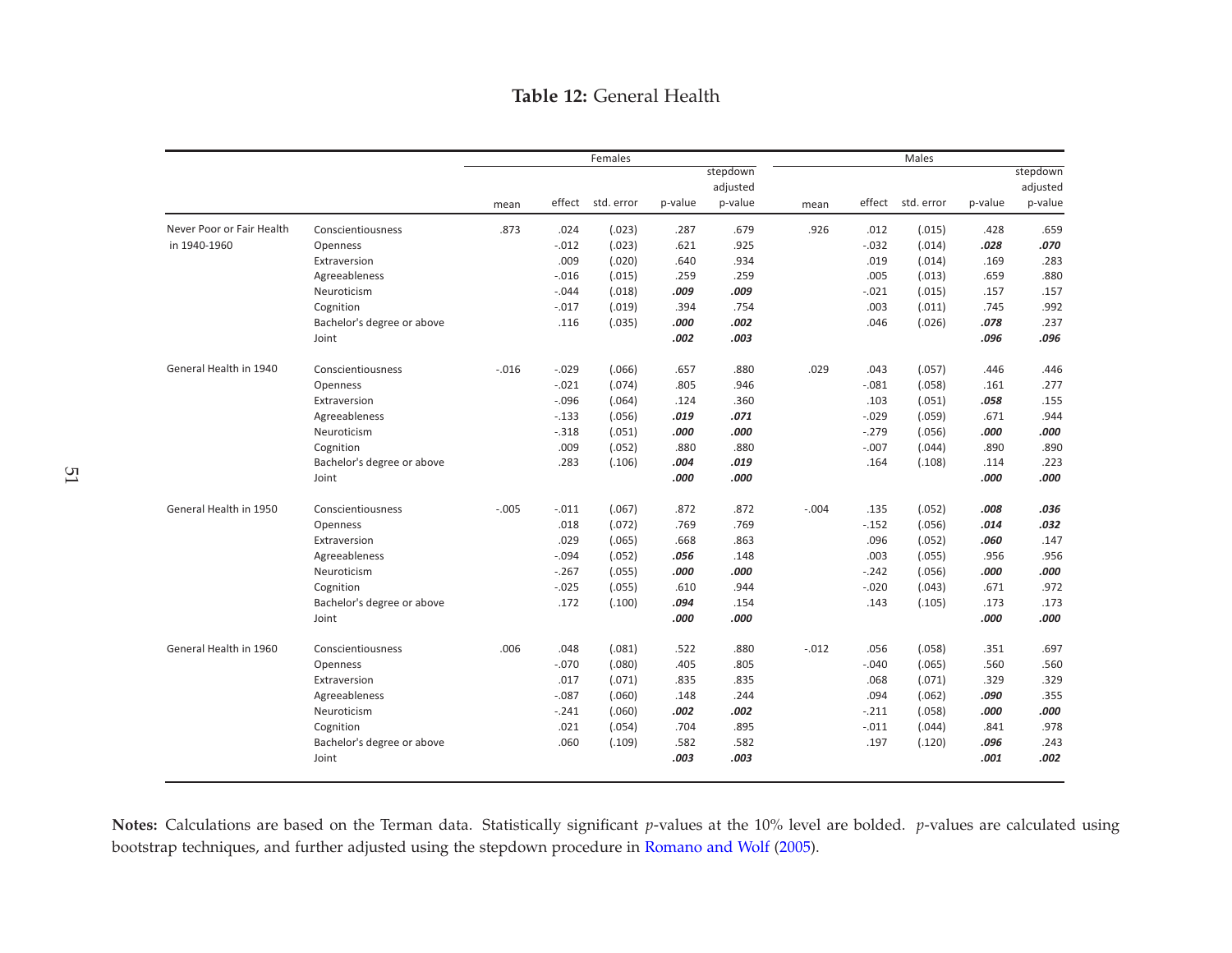**Table 12:** General Health

| | | Females | | | | | Males | | | | |
|---|---|---|---|---|---|---|---|---|---|---|---|
| | | mean | effect | std. error | p-value | stepdown adjusted p-value | mean | effect | std. error | p-value | stepdown adjusted p-value |
| Never Poor or Fair Health in 1940-1960 | Conscientiousness | .873 | .024 | (.023) | .287 | .679 | .926 | .012 | (.015) | .428 | .659 |
| | Openness | | -.012 | (.023) | .621 | .925 | | -.032 | (.014) | ***.028*** | ***.070*** |
| | Extraversion | | .009 | (.020) | .640 | .934 | | .019 | (.014) | .169 | .283 |
| | Agreeableness | | -.016 | (.015) | .259 | .259 | | .005 | (.013) | .659 | .880 |
| | Neuroticism | | -.044 | (.018) | ***.009*** | ***.009*** | | -.021 | (.015) | .157 | .157 |
| | Cognition | | -.017 | (.019) | .394 | .754 | | .003 | (.011) | .745 | .992 |
| | Bachelor's degree or above | | .116 | (.035) | ***.000*** | ***.002*** | | .046 | (.026) | ***.078*** | .237 |
| | Joint | | | | ***.002*** | ***.003*** | | | | ***.096*** | ***.096*** |
| General Health in 1940 | Conscientiousness | -.016 | -.029 | (.066) | .657 | .880 | .029 | .043 | (.057) | .446 | .446 |
| | Openness | | -.021 | (.074) | .805 | .946 | | -.081 | (.058) | .161 | .277 |
| | Extraversion | | -.096 | (.064) | .124 | .360 | | .103 | (.051) | ***.058*** | .155 |
| | Agreeableness | | -.133 | (.056) | ***.019*** | ***.071*** | | -.029 | (.059) | .671 | .944 |
| | Neuroticism | | -.318 | (.051) | ***.000*** | ***.000*** | | -.279 | (.056) | ***.000*** | ***.000*** |
| | Cognition | | .009 | (.052) | .880 | .880 | | -.007 | (.044) | .890 | .890 |
| | Bachelor's degree or above | | .283 | (.106) | ***.004*** | ***.019*** | | .164 | (.108) | .114 | .223 |
| | Joint | | | | ***.000*** | ***.000*** | | | | ***.000*** | ***.000*** |
| General Health in 1950 | Conscientiousness | -.005 | -.011 | (.067) | .872 | .872 | -.004 | .135 | (.052) | ***.008*** | ***.036*** |
| | Openness | | .018 | (.072) | .769 | .769 | | -.152 | (.056) | ***.014*** | ***.032*** |
| | Extraversion | | .029 | (.065) | .668 | .863 | | .096 | (.052) | ***.060*** | .147 |
| | Agreeableness | | -.094 | (.052) | ***.056*** | .148 | | .003 | (.055) | .956 | .956 |
| | Neuroticism | | -.267 | (.055) | ***.000*** | ***.000*** | | -.242 | (.056) | ***.000*** | ***.000*** |
| | Cognition | | -.025 | (.055) | .610 | .944 | | -.020 | (.043) | .671 | .972 |
| | Bachelor's degree or above | | .172 | (.100) | ***.094*** | .154 | | .143 | (.105) | .173 | .173 |
| | Joint | | | | ***.000*** | ***.000*** | | | | ***.000*** | ***.000*** |
| General Health in 1960 | Conscientiousness | .006 | .048 | (.081) | .522 | .880 | -.012 | .056 | (.058) | .351 | .697 |
| | Openness | | -.070 | (.080) | .405 | .805 | | -.040 | (.065) | .560 | .560 |
| | Extraversion | | .017 | (.071) | .835 | .835 | | .068 | (.071) | .329 | .329 |
| | Agreeableness | | -.087 | (.060) | .148 | .244 | | .094 | (.062) | ***.090*** | .355 |
| | Neuroticism | | -.241 | (.060) | ***.002*** | ***.002*** | | -.211 | (.058) | ***.000*** | ***.000*** |
| | Cognition | | .021 | (.054) | .704 | .895 | | -.011 | (.044) | .841 | .978 |
| | Bachelor's degree or above | | .060 | (.109) | .582 | .582 | | .197 | (.120) | ***.096*** | .243 |
| | Joint | | | | ***.003*** | ***.003*** | | | | ***.001*** | ***.002*** |

**Notes:** Calculations are based on the Terman data. Statistically significant *p*-values at the 10% level are bolded. *p*-values are calculated using bootstrap techniques, and further adjusted using the stepdown procedure in Romano and Wolf (2005).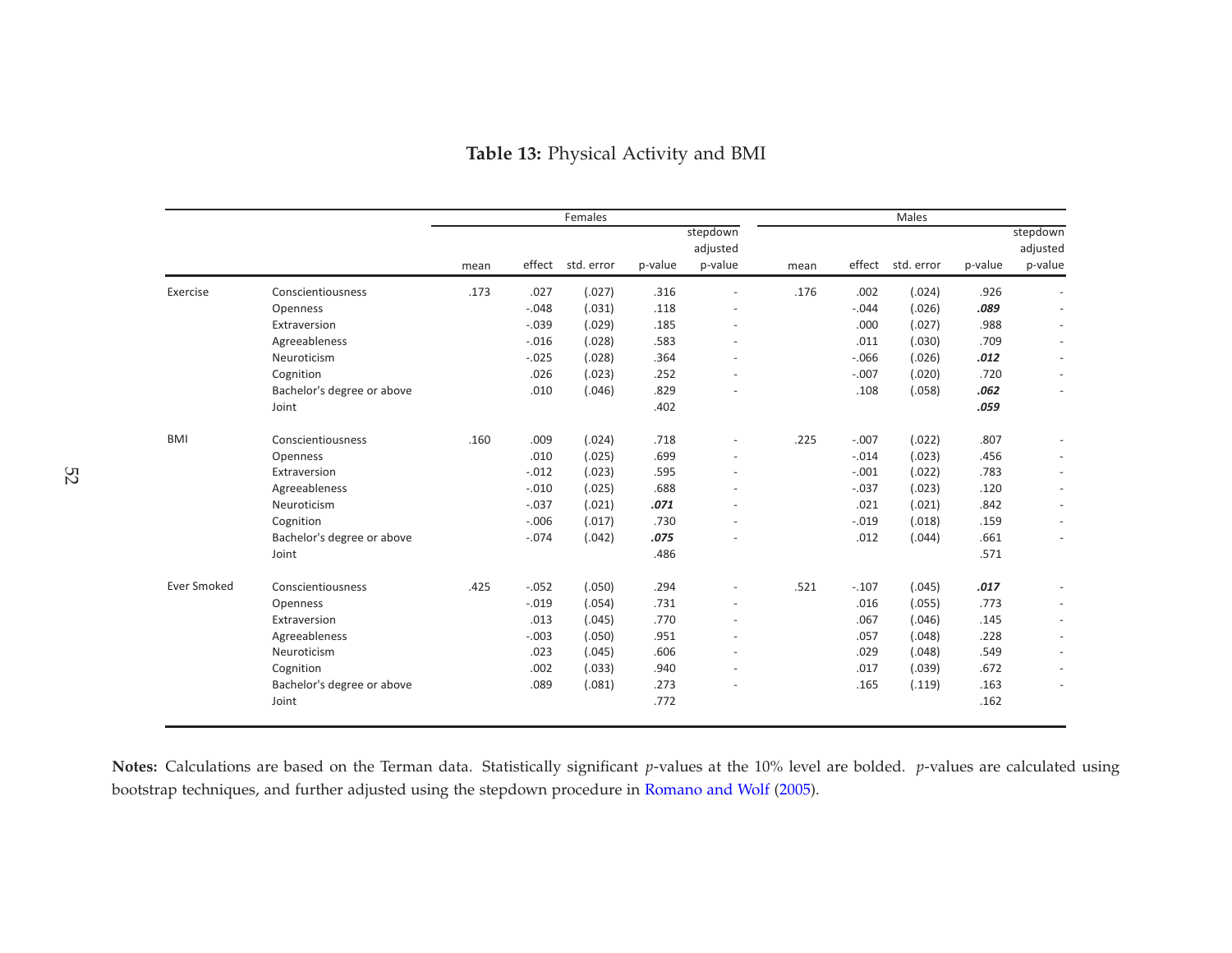**Table 13:** Physical Activity and BMI

| | | Females | | | | | Males | | | | |
|---|---|---|---|---|---|---|---|---|---|---|---|
| | | mean | effect | std. error | p-value | stepdown adjusted p-value | mean | effect | std. error | p-value | stepdown adjusted p-value |
| Exercise | Conscientiousness | .173 | .027 | (.027) | .316 | - | .176 | .002 | (.024) | .926 | - |
| | Openness | | -.048 | (.031) | .118 | - | | -.044 | (.026) | ***.089*** | - |
| | Extraversion | | -.039 | (.029) | .185 | - | | .000 | (.027) | .988 | - |
| | Agreeableness | | -.016 | (.028) | .583 | - | | .011 | (.030) | .709 | - |
| | Neuroticism | | -.025 | (.028) | .364 | - | | -.066 | (.026) | ***.012*** | - |
| | Cognition | | .026 | (.023) | .252 | - | | -.007 | (.020) | .720 | - |
| | Bachelor's degree or above | | .010 | (.046) | .829 | - | | .108 | (.058) | ***.062*** | - |
| | Joint | | | | .402 | | | | | ***.059*** | |
| BMI | Conscientiousness | .160 | .009 | (.024) | .718 | - | .225 | -.007 | (.022) | .807 | - |
| | Openness | | .010 | (.025) | .699 | - | | -.014 | (.023) | .456 | - |
| | Extraversion | | -.012 | (.023) | .595 | - | | -.001 | (.022) | .783 | - |
| | Agreeableness | | -.010 | (.025) | .688 | - | | -.037 | (.023) | .120 | - |
| | Neuroticism | | -.037 | (.021) | ***.071*** | - | | .021 | (.021) | .842 | - |
| | Cognition | | -.006 | (.017) | .730 | - | | -.019 | (.018) | .159 | - |
| | Bachelor's degree or above | | -.074 | (.042) | ***.075*** | - | | .012 | (.044) | .661 | - |
| | Joint | | | | .486 | | | | | .571 | |
| Ever Smoked | Conscientiousness | .425 | -.052 | (.050) | .294 | - | .521 | -.107 | (.045) | ***.017*** | - |
| | Openness | | -.019 | (.054) | .731 | - | | .016 | (.055) | .773 | - |
| | Extraversion | | .013 | (.045) | .770 | - | | .067 | (.046) | .145 | - |
| | Agreeableness | | -.003 | (.050) | .951 | - | | .057 | (.048) | .228 | - |
| | Neuroticism | | .023 | (.045) | .606 | - | | .029 | (.048) | .549 | - |
| | Cognition | | .002 | (.033) | .940 | - | | .017 | (.039) | .672 | - |
| | Bachelor's degree or above | | .089 | (.081) | .273 | - | | .165 | (.119) | .163 | - |
| | Joint | | | | .772 | | | | | .162 | |

**Notes:** Calculations are based on the Terman data. Statistically significant *p*-values at the 10% level are bolded. *p*-values are calculated using bootstrap techniques, and further adjusted using the stepdown procedure in Romano and Wolf (2005).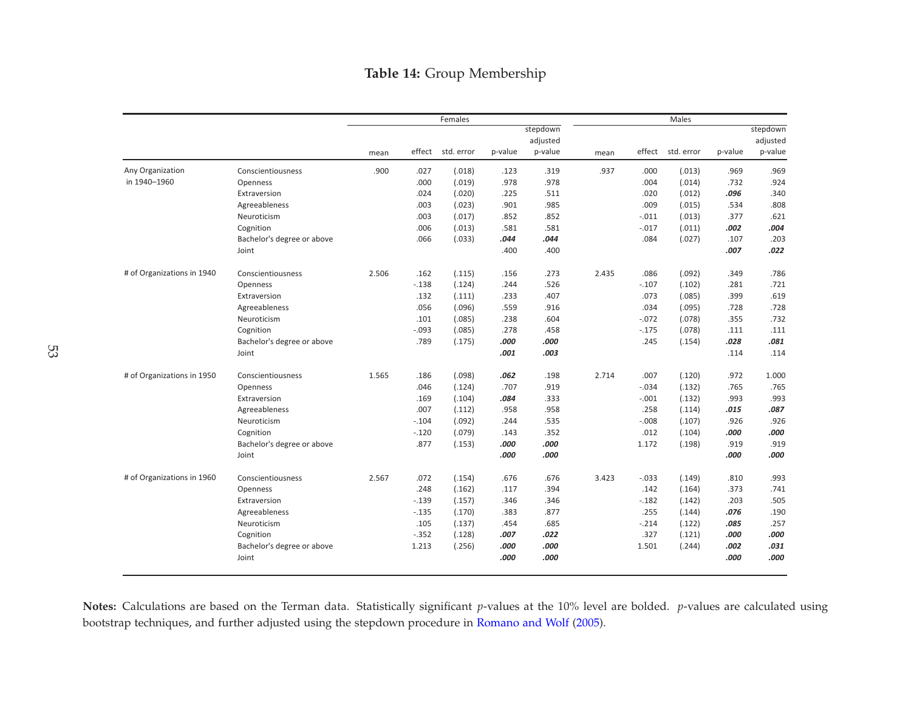**Table 14:** Group Membership

| | | Females | | | | | Males | | | | |
|---|---|---|---|---|---|---|---|---|---|---|---|
| | | mean | effect | std. error | p-value | stepdown adjusted p-value | mean | effect | std. error | p-value | stepdown adjusted p-value |
| Any Organization in 1940–1960 | Conscientiousness | .900 | .027 | (.018) | .123 | .319 | .937 | .000 | (.013) | .969 | .969 |
| | Openness | | .000 | (.019) | .978 | .978 | | .004 | (.014) | .732 | .924 |
| | Extraversion | | .024 | (.020) | .225 | .511 | | .020 | (.012) | ***.096*** | .340 |
| | Agreeableness | | .003 | (.023) | .901 | .985 | | .009 | (.015) | .534 | .808 |
| | Neuroticism | | .003 | (.017) | .852 | .852 | | -.011 | (.013) | .377 | .621 |
| | Cognition | | .006 | (.013) | .581 | .581 | | -.017 | (.011) | ***.002*** | ***.004*** |
| | Bachelor's degree or above | | .066 | (.033) | ***.044*** | ***.044*** | | .084 | (.027) | .107 | .203 |
| | Joint | | | | .400 | .400 | | | | ***.007*** | ***.022*** |
| # of Organizations in 1940 | Conscientiousness | 2.506 | .162 | (.115) | .156 | .273 | 2.435 | .086 | (.092) | .349 | .786 |
| | Openness | | -.138 | (.124) | .244 | .526 | | -.107 | (.102) | .281 | .721 |
| | Extraversion | | .132 | (.111) | .233 | .407 | | .073 | (.085) | .399 | .619 |
| | Agreeableness | | .056 | (.096) | .559 | .916 | | .034 | (.095) | .728 | .728 |
| | Neuroticism | | .101 | (.085) | .238 | .604 | | -.072 | (.078) | .355 | .732 |
| | Cognition | | -.093 | (.085) | .278 | .458 | | -.175 | (.078) | .111 | .111 |
| | Bachelor's degree or above | | .789 | (.175) | ***.000*** | ***.000*** | | .245 | (.154) | ***.028*** | ***.081*** |
| | Joint | | | | ***.001*** | ***.003*** | | | | .114 | .114 |
| # of Organizations in 1950 | Conscientiousness | 1.565 | .186 | (.098) | ***.062*** | .198 | 2.714 | .007 | (.120) | .972 | 1.000 |
| | Openness | | .046 | (.124) | .707 | .919 | | -.034 | (.132) | .765 | .765 |
| | Extraversion | | .169 | (.104) | ***.084*** | .333 | | -.001 | (.132) | .993 | .993 |
| | Agreeableness | | .007 | (.112) | .958 | .958 | | .258 | (.114) | ***.015*** | ***.087*** |
| | Neuroticism | | -.104 | (.092) | .244 | .535 | | -.008 | (.107) | .926 | .926 |
| | Cognition | | -.120 | (.079) | .143 | .352 | | .012 | (.104) | ***.000*** | ***.000*** |
| | Bachelor's degree or above | | .877 | (.153) | ***.000*** | ***.000*** | | 1.172 | (.198) | .919 | .919 |
| | Joint | | | | ***.000*** | ***.000*** | | | | ***.000*** | ***.000*** |
| # of Organizations in 1960 | Conscientiousness | 2.567 | .072 | (.154) | .676 | .676 | 3.423 | -.033 | (.149) | .810 | .993 |
| | Openness | | .248 | (.162) | .117 | .394 | | .142 | (.164) | .373 | .741 |
| | Extraversion | | -.139 | (.157) | .346 | .346 | | -.182 | (.142) | .203 | .505 |
| | Agreeableness | | -.135 | (.170) | .383 | .877 | | .255 | (.144) | ***.076*** | .190 |
| | Neuroticism | | .105 | (.137) | .454 | .685 | | -.214 | (.122) | ***.085*** | .257 |
| | Cognition | | -.352 | (.128) | ***.007*** | ***.022*** | | .327 | (.121) | ***.000*** | ***.000*** |
| | Bachelor's degree or above | | 1.213 | (.256) | ***.000*** | ***.000*** | | 1.501 | (.244) | ***.002*** | ***.031*** |
| | Joint | | | | ***.000*** | ***.000*** | | | | ***.000*** | ***.000*** |

**Notes:** Calculations are based on the Terman data. Statistically significant *p*-values at the 10% level are bolded. *p*-values are calculated using bootstrap techniques, and further adjusted using the stepdown procedure in Romano and Wolf (2005).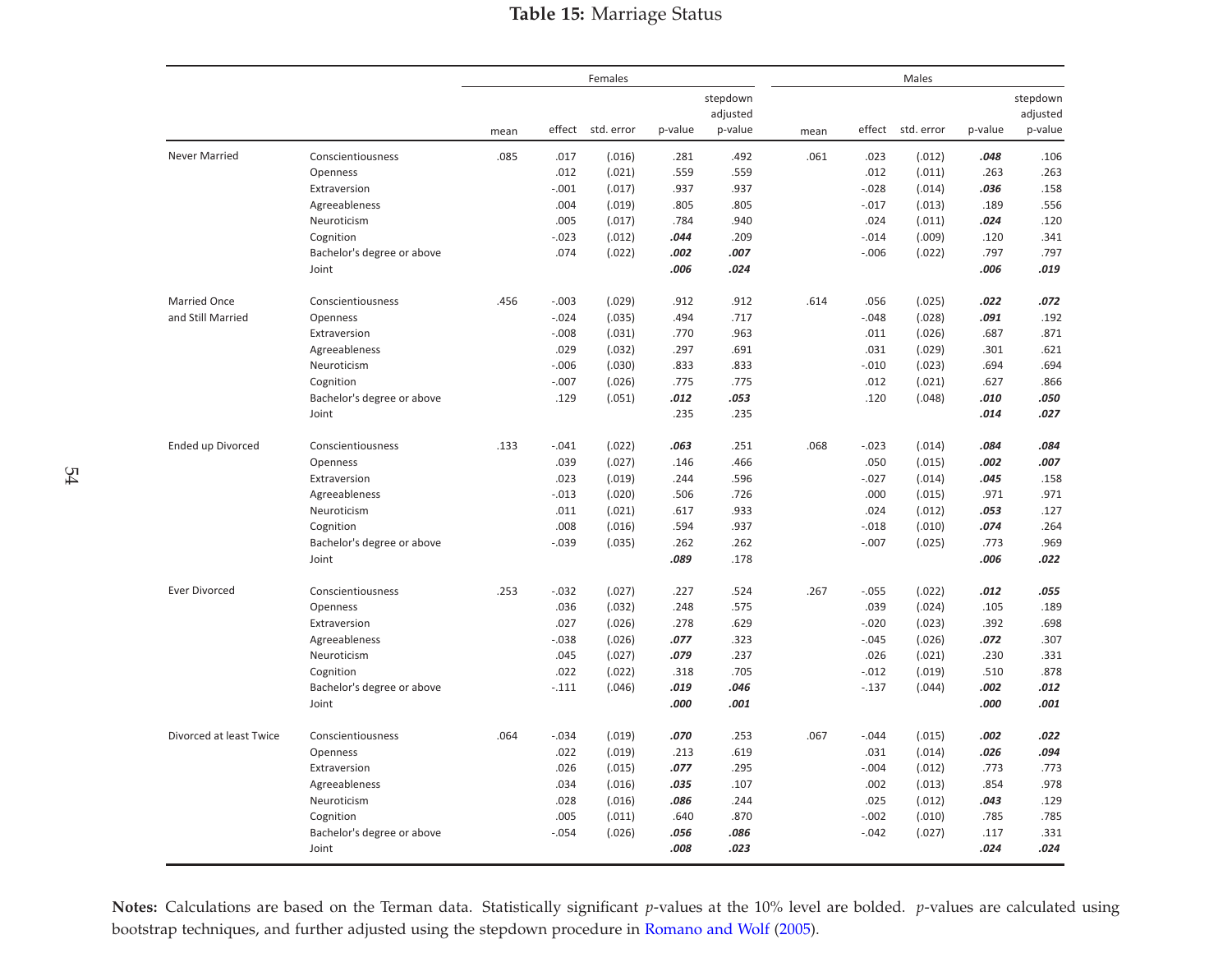**Table 15:** Marriage Status

| | | Females | | | | | Males | | | | |
|---|---|---|---|---|---|---|---|---|---|---|---|
| | | mean | effect | std. error | p-value | stepdown adjusted p-value | mean | effect | std. error | p-value | stepdown adjusted p-value |
| Never Married | Conscientiousness | .085 | .017 | (.016) | .281 | .492 | .061 | .023 | (.012) | ***.048*** | .106 |
| | Openness | | .012 | (.021) | .559 | .559 | | .012 | (.011) | .263 | .263 |
| | Extraversion | | -.001 | (.017) | .937 | .937 | | -.028 | (.014) | ***.036*** | .158 |
| | Agreeableness | | .004 | (.019) | .805 | .805 | | -.017 | (.013) | .189 | .556 |
| | Neuroticism | | .005 | (.017) | .784 | .940 | | .024 | (.011) | ***.024*** | .120 |
| | Cognition | | -.023 | (.012) | ***.044*** | .209 | | -.014 | (.009) | .120 | .341 |
| | Bachelor's degree or above | | .074 | (.022) | ***.002*** | ***.007*** | | -.006 | (.022) | .797 | .797 |
| | Joint | | | | ***.006*** | ***.024*** | | | | ***.006*** | ***.019*** |
| Married Once and Still Married | Conscientiousness | .456 | -.003 | (.029) | .912 | .912 | .614 | .056 | (.025) | ***.022*** | ***.072*** |
| | Openness | | -.024 | (.035) | .494 | .717 | | -.048 | (.028) | ***.091*** | .192 |
| | Extraversion | | -.008 | (.031) | .770 | .963 | | .011 | (.026) | .687 | .871 |
| | Agreeableness | | .029 | (.032) | .297 | .691 | | .031 | (.029) | .301 | .621 |
| | Neuroticism | | -.006 | (.030) | .833 | .833 | | -.010 | (.023) | .694 | .694 |
| | Cognition | | -.007 | (.026) | .775 | .775 | | .012 | (.021) | .627 | .866 |
| | Bachelor's degree or above | | .129 | (.051) | ***.012*** | ***.053*** | | .120 | (.048) | ***.010*** | ***.050*** |
| | Joint | | | | .235 | .235 | | | | ***.014*** | ***.027*** |
| Ended up Divorced | Conscientiousness | .133 | -.041 | (.022) | ***.063*** | .251 | .068 | -.023 | (.014) | ***.084*** | ***.084*** |
| | Openness | | .039 | (.027) | .146 | .466 | | .050 | (.015) | ***.002*** | ***.007*** |
| | Extraversion | | .023 | (.019) | .244 | .596 | | -.027 | (.014) | ***.045*** | .158 |
| | Agreeableness | | -.013 | (.020) | .506 | .726 | | .000 | (.015) | .971 | .971 |
| | Neuroticism | | .011 | (.021) | .617 | .933 | | .024 | (.012) | ***.053*** | .127 |
| | Cognition | | .008 | (.016) | .594 | .937 | | -.018 | (.010) | ***.074*** | .264 |
| | Bachelor's degree or above | | -.039 | (.035) | .262 | .262 | | -.007 | (.025) | .773 | .969 |
| | Joint | | | | ***.089*** | .178 | | | | ***.006*** | ***.022*** |
| Ever Divorced | Conscientiousness | .253 | -.032 | (.027) | .227 | .524 | .267 | -.055 | (.022) | ***.012*** | ***.055*** |
| | Openness | | .036 | (.032) | .248 | .575 | | .039 | (.024) | .105 | .189 |
| | Extraversion | | .027 | (.026) | .278 | .629 | | -.020 | (.023) | .392 | .698 |
| | Agreeableness | | -.038 | (.026) | ***.077*** | .323 | | -.045 | (.026) | ***.072*** | .307 |
| | Neuroticism | | .045 | (.027) | ***.079*** | .237 | | .026 | (.021) | .230 | .331 |
| | Cognition | | .022 | (.022) | .318 | .705 | | -.012 | (.019) | .510 | .878 |
| | Bachelor's degree or above | | -.111 | (.046) | ***.019*** | ***.046*** | | -.137 | (.044) | ***.002*** | ***.012*** |
| | Joint | | | | ***.000*** | ***.001*** | | | | ***.000*** | ***.001*** |
| Divorced at least Twice | Conscientiousness | .064 | -.034 | (.019) | ***.070*** | .253 | .067 | -.044 | (.015) | ***.002*** | ***.022*** |
| | Openness | | .022 | (.019) | .213 | .619 | | .031 | (.014) | ***.026*** | ***.094*** |
| | Extraversion | | .026 | (.015) | ***.077*** | .295 | | -.004 | (.012) | .773 | .773 |
| | Agreeableness | | .034 | (.016) | ***.035*** | .107 | | .002 | (.013) | .854 | .978 |
| | Neuroticism | | .028 | (.016) | ***.086*** | .244 | | .025 | (.012) | ***.043*** | .129 |
| | Cognition | | .005 | (.011) | .640 | .870 | | -.002 | (.010) | .785 | .785 |
| | Bachelor's degree or above | | -.054 | (.026) | ***.056*** | ***.086*** | | -.042 | (.027) | .117 | .331 |
| | Joint | | | | ***.008*** | ***.023*** | | | | ***.024*** | ***.024*** |

**Notes:** Calculations are based on the Terman data. Statistically significant *p*-values at the 10% level are bolded. *p*-values are calculated using bootstrap techniques, and further adjusted using the stepdown procedure in Romano and Wolf (2005).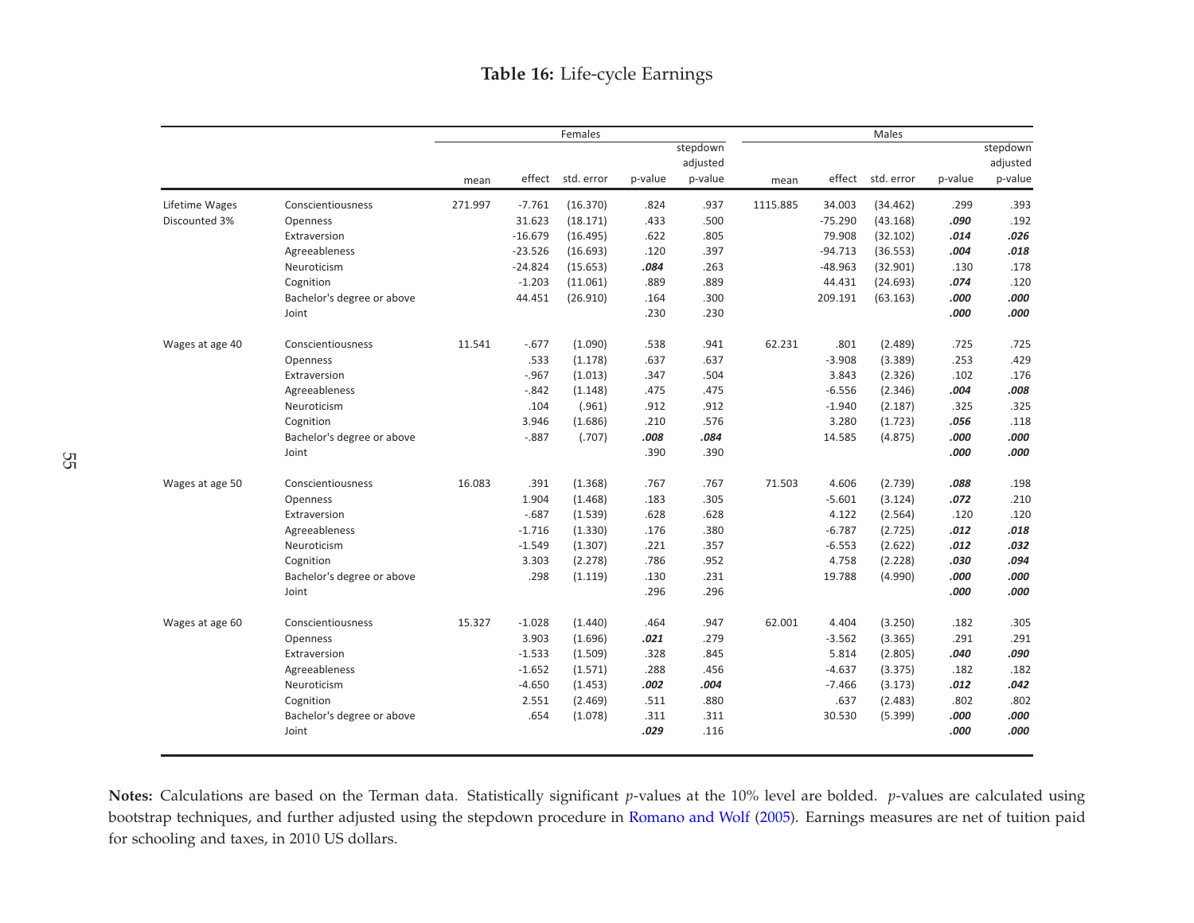**Table 16:** Life-cycle Earnings

| | | Females | | | | | Males | | | | |
|---|---|---|---|---|---|---|---|---|---|---|---|
| | | mean | effect | std. error | p-value | stepdown adjusted p-value | mean | effect | std. error | p-value | stepdown adjusted p-value |
| Lifetime Wages Discounted 3% | Conscientiousness | 271.997 | -7.761 | (16.370) | .824 | .937 | 1115.885 | 34.003 | (34.462) | .299 | .393 |
| | Openness | | 31.623 | (18.171) | .433 | .500 | | -75.290 | (43.168) | ***.090*** | .192 |
| | Extraversion | | -16.679 | (16.495) | .622 | .805 | | 79.908 | (32.102) | ***.014*** | ***.026*** |
| | Agreeableness | | -23.526 | (16.693) | .120 | .397 | | -94.713 | (36.553) | ***.004*** | ***.018*** |
| | Neuroticism | | -24.824 | (15.653) | ***.084*** | .263 | | -48.963 | (32.901) | .130 | .178 |
| | Cognition | | -1.203 | (11.061) | .889 | .889 | | 44.431 | (24.693) | ***.074*** | .120 |
| | Bachelor's degree or above | | 44.451 | (26.910) | .164 | .300 | | 209.191 | (63.163) | ***.000*** | ***.000*** |
| | Joint | | | | .230 | .230 | | | | ***.000*** | ***.000*** |
| Wages at age 40 | Conscientiousness | 11.541 | -.677 | (1.090) | .538 | .941 | 62.231 | .801 | (2.489) | .725 | .725 |
| | Openness | | .533 | (1.178) | .637 | .637 | | -3.908 | (3.389) | .253 | .429 |
| | Extraversion | | -.967 | (1.013) | .347 | .504 | | 3.843 | (2.326) | .102 | .176 |
| | Agreeableness | | -.842 | (1.148) | .475 | .475 | | -6.556 | (2.346) | ***.004*** | ***.008*** |
| | Neuroticism | | .104 | (.961) | .912 | .912 | | -1.940 | (2.187) | .325 | .325 |
| | Cognition | | 3.946 | (1.686) | .210 | .576 | | 3.280 | (1.723) | ***.056*** | .118 |
| | Bachelor's degree or above | | -.887 | (.707) | ***.008*** | ***.084*** | | 14.585 | (4.875) | ***.000*** | ***.000*** |
| | Joint | | | | .390 | .390 | | | | ***.000*** | ***.000*** |
| Wages at age 50 | Conscientiousness | 16.083 | .391 | (1.368) | .767 | .767 | 71.503 | 4.606 | (2.739) | ***.088*** | .198 |
| | Openness | | 1.904 | (1.468) | .183 | .305 | | -5.601 | (3.124) | ***.072*** | .210 |
| | Extraversion | | -.687 | (1.539) | .628 | .628 | | 4.122 | (2.564) | .120 | .120 |
| | Agreeableness | | -1.716 | (1.330) | .176 | .380 | | -6.787 | (2.725) | ***.012*** | ***.018*** |
| | Neuroticism | | -1.549 | (1.307) | .221 | .357 | | -6.553 | (2.622) | ***.012*** | ***.032*** |
| | Cognition | | 3.303 | (2.278) | .786 | .952 | | 4.758 | (2.228) | ***.030*** | ***.094*** |
| | Bachelor's degree or above | | .298 | (1.119) | .130 | .231 | | 19.788 | (4.990) | ***.000*** | ***.000*** |
| | Joint | | | | .296 | .296 | | | | ***.000*** | ***.000*** |
| Wages at age 60 | Conscientiousness | 15.327 | -1.028 | (1.440) | .464 | .947 | 62.001 | 4.404 | (3.250) | .182 | .305 |
| | Openness | | 3.903 | (1.696) | ***.021*** | .279 | | -3.562 | (3.365) | .291 | .291 |
| | Extraversion | | -1.533 | (1.509) | .328 | .845 | | 5.814 | (2.805) | ***.040*** | ***.090*** |
| | Agreeableness | | -1.652 | (1.571) | .288 | .456 | | -4.637 | (3.375) | .182 | .182 |
| | Neuroticism | | -4.650 | (1.453) | ***.002*** | ***.004*** | | -7.466 | (3.173) | ***.012*** | ***.042*** |
| | Cognition | | 2.551 | (2.469) | .511 | .880 | | .637 | (2.483) | .802 | .802 |
| | Bachelor's degree or above | | .654 | (1.078) | .311 | .311 | | 30.530 | (5.399) | ***.000*** | ***.000*** |
| | Joint | | | | ***.029*** | .116 | | | | ***.000*** | ***.000*** |

**Notes:** Calculations are based on the Terman data. Statistically significant *p*-values at the 10% level are bolded. *p*-values are calculated using bootstrap techniques, and further adjusted using the stepdown procedure in Romano and Wolf (2005). Earnings measures are net of tuition paid for schooling and taxes, in 2010 US dollars.